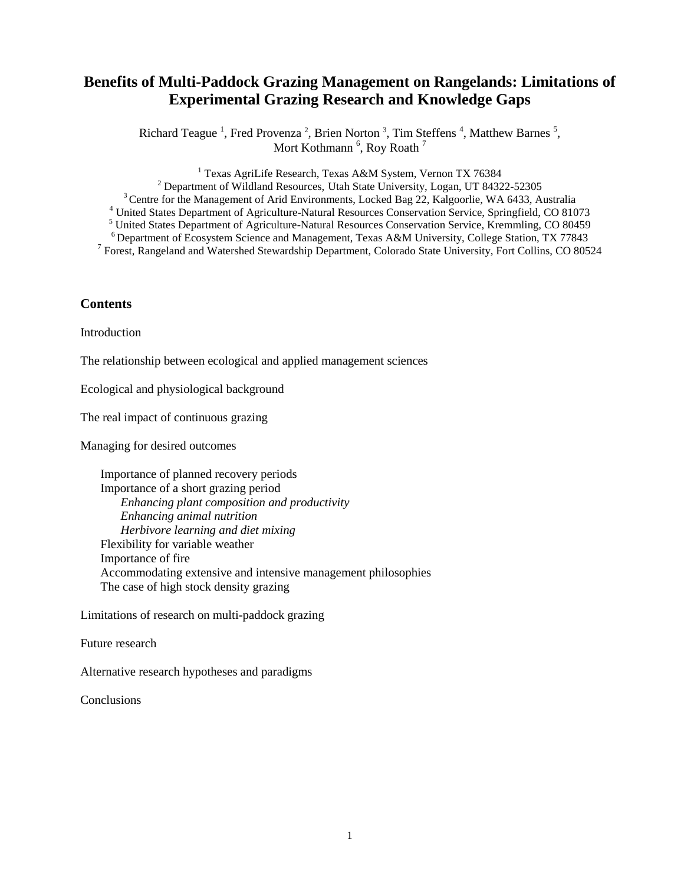# Benefits of Multi-Paddock Grazing Management on Rangelands: Limitations of Experimental Grazing Research and Knowledge Gaps

Richard Teague [1], Fred Provenza [2], Brien Norton [3], Tim Steffens [4], Matthew Barnes [5], Mort Kothmann [6], Roy Roath [7]

[1] Texas AgriLife Research, Texas A&M System, Vernon TX 76384
[2] Department of Wildland Resources, Utah State University, Logan, UT 84322-52305
[3] Centre for the Management of Arid Environments, Locked Bag 22, Kalgoorlie, WA 6433, Australia
[4] United States Department of Agriculture-Natural Resources Conservation Service, Springfield, CO 81073
[5] United States Department of Agriculture-Natural Resources Conservation Service, Kremmling, CO 80459
[6] Department of Ecosystem Science and Management, Texas A&M University, College Station, TX 77843
[7] Forest, Rangeland and Watershed Stewardship Department, Colorado State University, Fort Collins, CO 80524

## Contents

Introduction

The relationship between ecological and applied management sciences

Ecological and physiological background

The real impact of continuous grazing

Managing for desired outcomes

- Importance of planned recovery periods
- Importance of a short grazing period
  - *Enhancing plant composition and productivity*
  - *Enhancing animal nutrition*
  - *Herbivore learning and diet mixing*
- Flexibility for variable weather
- Importance of fire
- Accommodating extensive and intensive management philosophies
- The case of high stock density grazing

Limitations of research on multi-paddock grazing

Future research

Alternative research hypotheses and paradigms

Conclusions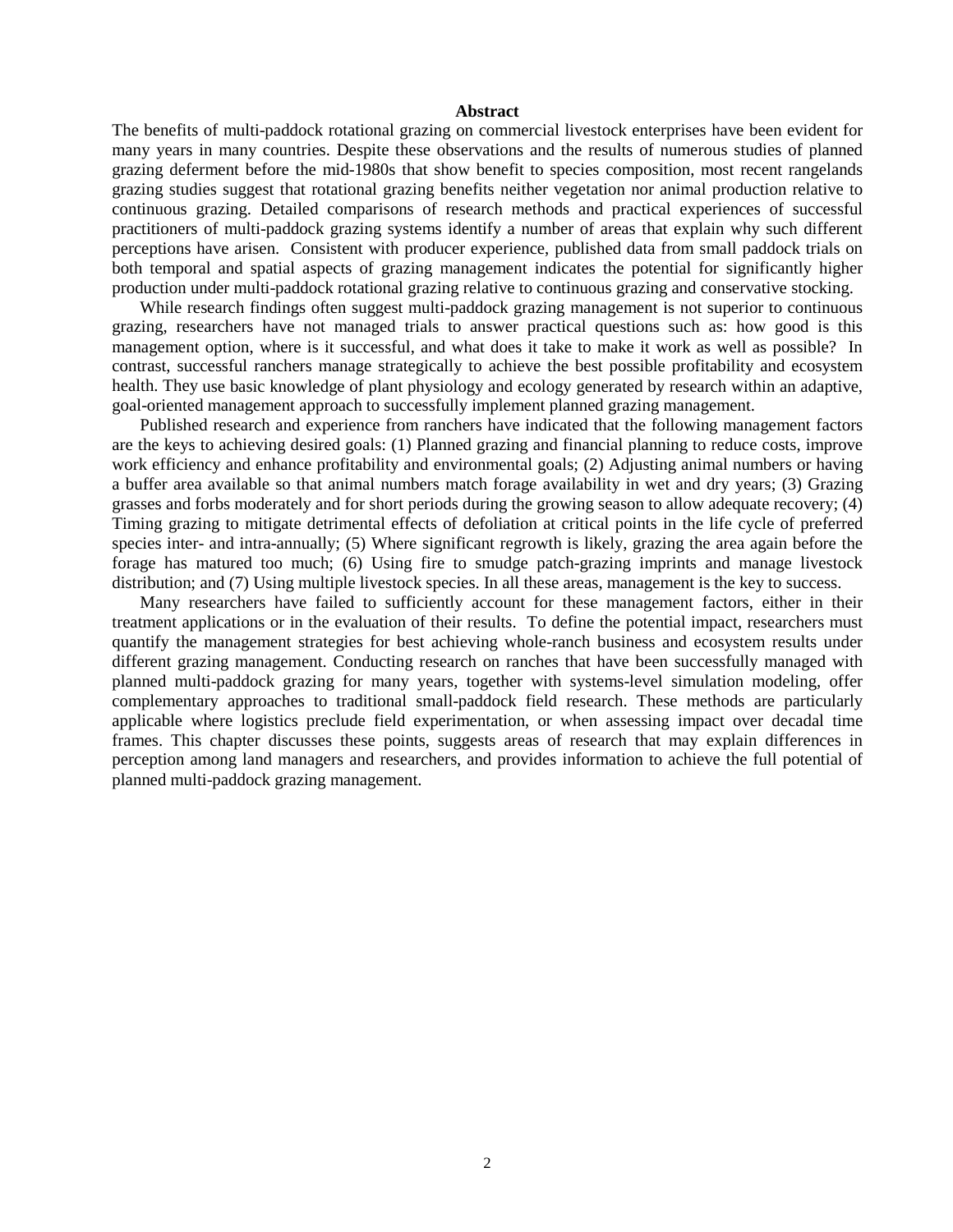## Abstract

The benefits of multi-paddock rotational grazing on commercial livestock enterprises have been evident for many years in many countries. Despite these observations and the results of numerous studies of planned grazing deferment before the mid-1980s that show benefit to species composition, most recent rangelands grazing studies suggest that rotational grazing benefits neither vegetation nor animal production relative to continuous grazing. Detailed comparisons of research methods and practical experiences of successful practitioners of multi-paddock grazing systems identify a number of areas that explain why such different perceptions have arisen. Consistent with producer experience, published data from small paddock trials on both temporal and spatial aspects of grazing management indicates the potential for significantly higher production under multi-paddock rotational grazing relative to continuous grazing and conservative stocking.

While research findings often suggest multi-paddock grazing management is not superior to continuous grazing, researchers have not managed trials to answer practical questions such as: how good is this management option, where is it successful, and what does it take to make it work as well as possible? In contrast, successful ranchers manage strategically to achieve the best possible profitability and ecosystem health. They use basic knowledge of plant physiology and ecology generated by research within an adaptive, goal-oriented management approach to successfully implement planned grazing management.

Published research and experience from ranchers have indicated that the following management factors are the keys to achieving desired goals: (1) Planned grazing and financial planning to reduce costs, improve work efficiency and enhance profitability and environmental goals; (2) Adjusting animal numbers or having a buffer area available so that animal numbers match forage availability in wet and dry years; (3) Grazing grasses and forbs moderately and for short periods during the growing season to allow adequate recovery; (4) Timing grazing to mitigate detrimental effects of defoliation at critical points in the life cycle of preferred species inter- and intra-annually; (5) Where significant regrowth is likely, grazing the area again before the forage has matured too much; (6) Using fire to smudge patch-grazing imprints and manage livestock distribution; and (7) Using multiple livestock species. In all these areas, management is the key to success.

Many researchers have failed to sufficiently account for these management factors, either in their treatment applications or in the evaluation of their results. To define the potential impact, researchers must quantify the management strategies for best achieving whole-ranch business and ecosystem results under different grazing management. Conducting research on ranches that have been successfully managed with planned multi-paddock grazing for many years, together with systems-level simulation modeling, offer complementary approaches to traditional small-paddock field research. These methods are particularly applicable where logistics preclude field experimentation, or when assessing impact over decadal time frames. This chapter discusses these points, suggests areas of research that may explain differences in perception among land managers and researchers, and provides information to achieve the full potential of planned multi-paddock grazing management.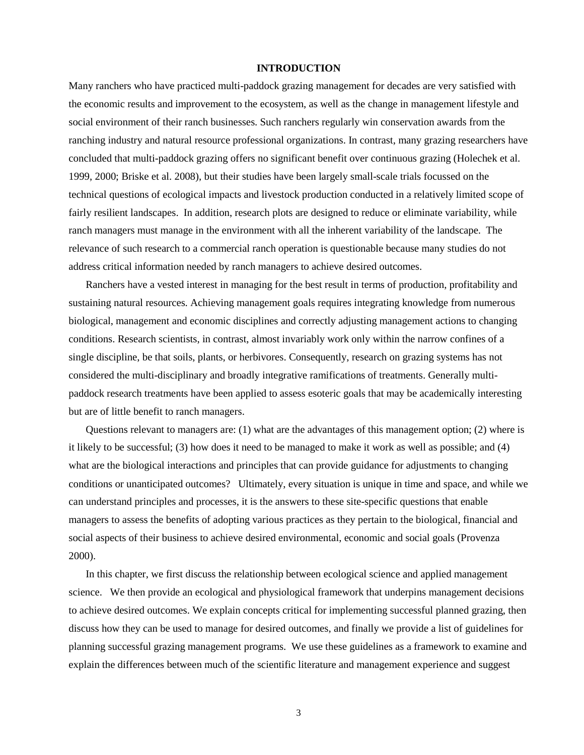# INTRODUCTION

Many ranchers who have practiced multi-paddock grazing management for decades are very satisfied with the economic results and improvement to the ecosystem, as well as the change in management lifestyle and social environment of their ranch businesses. Such ranchers regularly win conservation awards from the ranching industry and natural resource professional organizations. In contrast, many grazing researchers have concluded that multi-paddock grazing offers no significant benefit over continuous grazing (Holechek et al. 1999, 2000; Briske et al. 2008), but their studies have been largely small-scale trials focussed on the technical questions of ecological impacts and livestock production conducted in a relatively limited scope of fairly resilient landscapes. In addition, research plots are designed to reduce or eliminate variability, while ranch managers must manage in the environment with all the inherent variability of the landscape. The relevance of such research to a commercial ranch operation is questionable because many studies do not address critical information needed by ranch managers to achieve desired outcomes.

Ranchers have a vested interest in managing for the best result in terms of production, profitability and sustaining natural resources. Achieving management goals requires integrating knowledge from numerous biological, management and economic disciplines and correctly adjusting management actions to changing conditions. Research scientists, in contrast, almost invariably work only within the narrow confines of a single discipline, be that soils, plants, or herbivores. Consequently, research on grazing systems has not considered the multi-disciplinary and broadly integrative ramifications of treatments. Generally multi-paddock research treatments have been applied to assess esoteric goals that may be academically interesting but are of little benefit to ranch managers.

Questions relevant to managers are: (1) what are the advantages of this management option; (2) where is it likely to be successful; (3) how does it need to be managed to make it work as well as possible; and (4) what are the biological interactions and principles that can provide guidance for adjustments to changing conditions or unanticipated outcomes? Ultimately, every situation is unique in time and space, and while we can understand principles and processes, it is the answers to these site-specific questions that enable managers to assess the benefits of adopting various practices as they pertain to the biological, financial and social aspects of their business to achieve desired environmental, economic and social goals (Provenza 2000).

In this chapter, we first discuss the relationship between ecological science and applied management science. We then provide an ecological and physiological framework that underpins management decisions to achieve desired outcomes. We explain concepts critical for implementing successful planned grazing, then discuss how they can be used to manage for desired outcomes, and finally we provide a list of guidelines for planning successful grazing management programs. We use these guidelines as a framework to examine and explain the differences between much of the scientific literature and management experience and suggest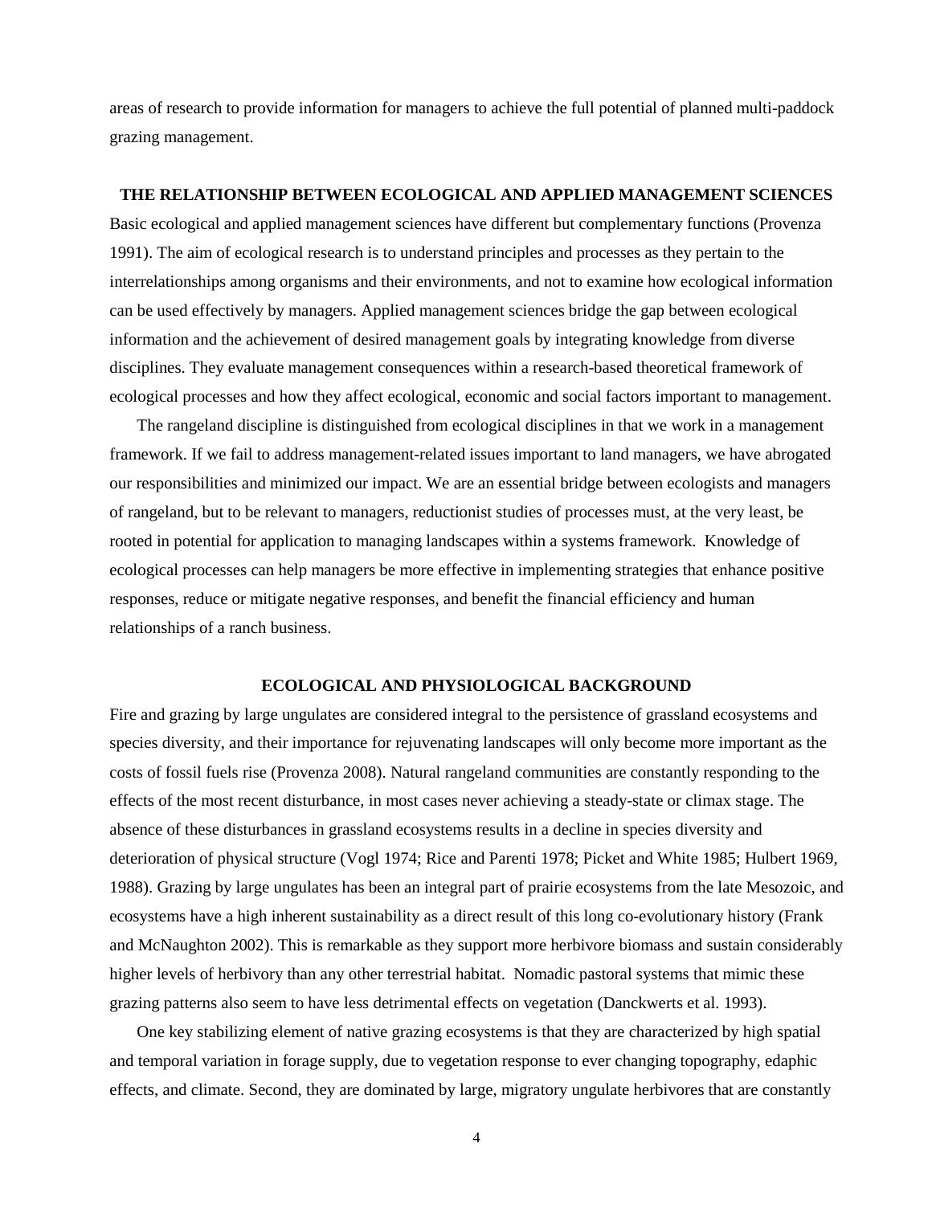areas of research to provide information for managers to achieve the full potential of planned multi-paddock grazing management.

## THE RELATIONSHIP BETWEEN ECOLOGICAL AND APPLIED MANAGEMENT SCIENCES

Basic ecological and applied management sciences have different but complementary functions (Provenza 1991). The aim of ecological research is to understand principles and processes as they pertain to the interrelationships among organisms and their environments, and not to examine how ecological information can be used effectively by managers. Applied management sciences bridge the gap between ecological information and the achievement of desired management goals by integrating knowledge from diverse disciplines. They evaluate management consequences within a research-based theoretical framework of ecological processes and how they affect ecological, economic and social factors important to management.

The rangeland discipline is distinguished from ecological disciplines in that we work in a management framework. If we fail to address management-related issues important to land managers, we have abrogated our responsibilities and minimized our impact. We are an essential bridge between ecologists and managers of rangeland, but to be relevant to managers, reductionist studies of processes must, at the very least, be rooted in potential for application to managing landscapes within a systems framework. Knowledge of ecological processes can help managers be more effective in implementing strategies that enhance positive responses, reduce or mitigate negative responses, and benefit the financial efficiency and human relationships of a ranch business.

## ECOLOGICAL AND PHYSIOLOGICAL BACKGROUND

Fire and grazing by large ungulates are considered integral to the persistence of grassland ecosystems and species diversity, and their importance for rejuvenating landscapes will only become more important as the costs of fossil fuels rise (Provenza 2008). Natural rangeland communities are constantly responding to the effects of the most recent disturbance, in most cases never achieving a steady-state or climax stage. The absence of these disturbances in grassland ecosystems results in a decline in species diversity and deterioration of physical structure (Vogl 1974; Rice and Parenti 1978; Picket and White 1985; Hulbert 1969, 1988). Grazing by large ungulates has been an integral part of prairie ecosystems from the late Mesozoic, and ecosystems have a high inherent sustainability as a direct result of this long co-evolutionary history (Frank and McNaughton 2002). This is remarkable as they support more herbivore biomass and sustain considerably higher levels of herbivory than any other terrestrial habitat. Nomadic pastoral systems that mimic these grazing patterns also seem to have less detrimental effects on vegetation (Danckwerts et al. 1993).

One key stabilizing element of native grazing ecosystems is that they are characterized by high spatial and temporal variation in forage supply, due to vegetation response to ever changing topography, edaphic effects, and climate. Second, they are dominated by large, migratory ungulate herbivores that are constantly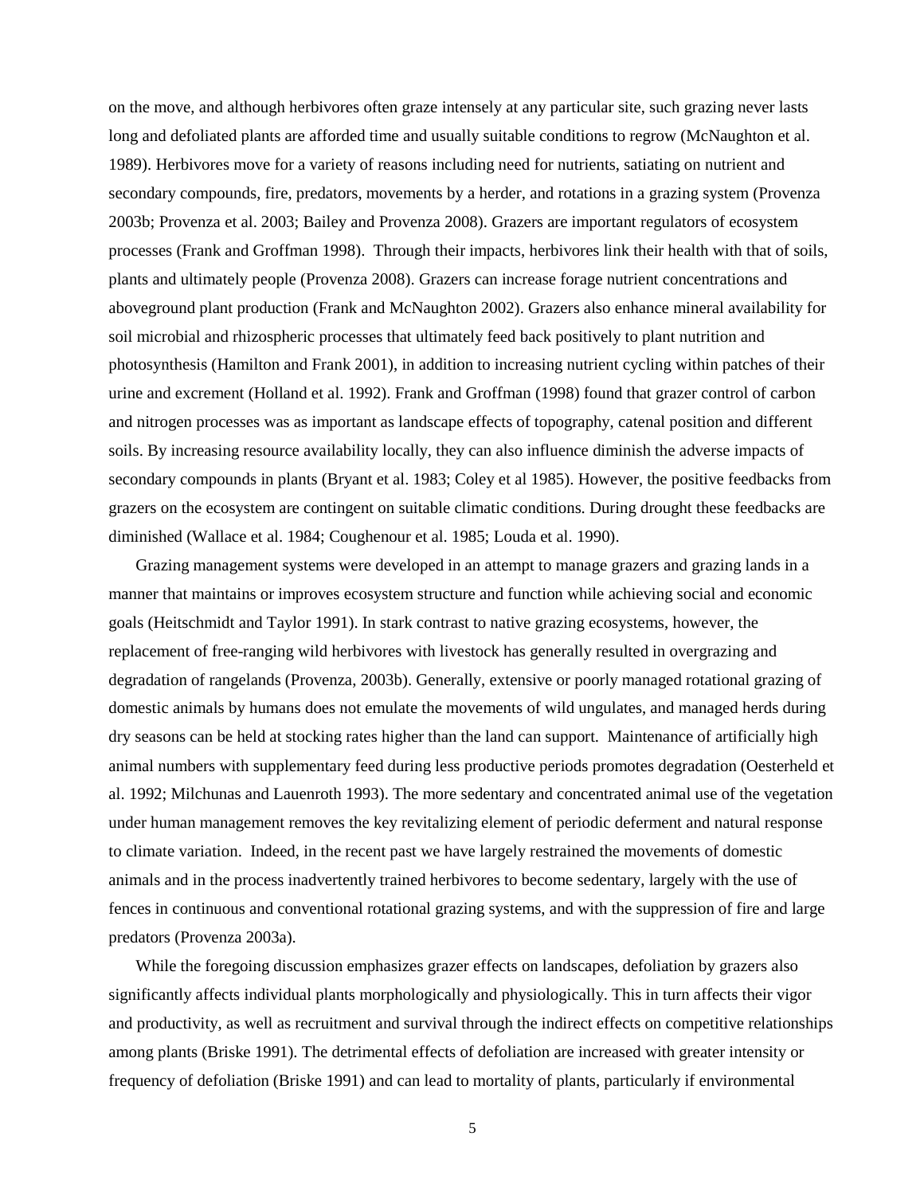on the move, and although herbivores often graze intensely at any particular site, such grazing never lasts long and defoliated plants are afforded time and usually suitable conditions to regrow (McNaughton et al. 1989). Herbivores move for a variety of reasons including need for nutrients, satiating on nutrient and secondary compounds, fire, predators, movements by a herder, and rotations in a grazing system (Provenza 2003b; Provenza et al. 2003; Bailey and Provenza 2008). Grazers are important regulators of ecosystem processes (Frank and Groffman 1998). Through their impacts, herbivores link their health with that of soils, plants and ultimately people (Provenza 2008). Grazers can increase forage nutrient concentrations and aboveground plant production (Frank and McNaughton 2002). Grazers also enhance mineral availability for soil microbial and rhizospheric processes that ultimately feed back positively to plant nutrition and photosynthesis (Hamilton and Frank 2001), in addition to increasing nutrient cycling within patches of their urine and excrement (Holland et al. 1992). Frank and Groffman (1998) found that grazer control of carbon and nitrogen processes was as important as landscape effects of topography, catenal position and different soils. By increasing resource availability locally, they can also influence diminish the adverse impacts of secondary compounds in plants (Bryant et al. 1983; Coley et al 1985). However, the positive feedbacks from grazers on the ecosystem are contingent on suitable climatic conditions. During drought these feedbacks are diminished (Wallace et al. 1984; Coughenour et al. 1985; Louda et al. 1990).

Grazing management systems were developed in an attempt to manage grazers and grazing lands in a manner that maintains or improves ecosystem structure and function while achieving social and economic goals (Heitschmidt and Taylor 1991). In stark contrast to native grazing ecosystems, however, the replacement of free-ranging wild herbivores with livestock has generally resulted in overgrazing and degradation of rangelands (Provenza, 2003b). Generally, extensive or poorly managed rotational grazing of domestic animals by humans does not emulate the movements of wild ungulates, and managed herds during dry seasons can be held at stocking rates higher than the land can support. Maintenance of artificially high animal numbers with supplementary feed during less productive periods promotes degradation (Oesterheld et al. 1992; Milchunas and Lauenroth 1993). The more sedentary and concentrated animal use of the vegetation under human management removes the key revitalizing element of periodic deferment and natural response to climate variation. Indeed, in the recent past we have largely restrained the movements of domestic animals and in the process inadvertently trained herbivores to become sedentary, largely with the use of fences in continuous and conventional rotational grazing systems, and with the suppression of fire and large predators (Provenza 2003a).

While the foregoing discussion emphasizes grazer effects on landscapes, defoliation by grazers also significantly affects individual plants morphologically and physiologically. This in turn affects their vigor and productivity, as well as recruitment and survival through the indirect effects on competitive relationships among plants (Briske 1991). The detrimental effects of defoliation are increased with greater intensity or frequency of defoliation (Briske 1991) and can lead to mortality of plants, particularly if environmental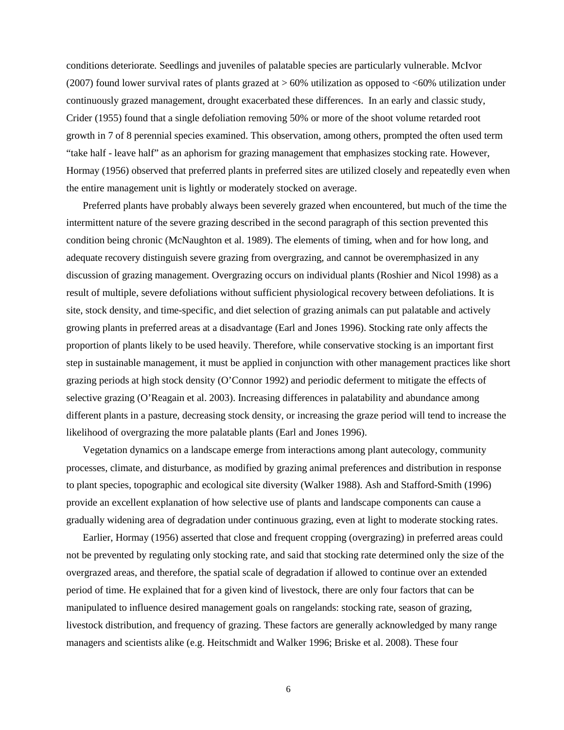conditions deteriorate. Seedlings and juveniles of palatable species are particularly vulnerable. McIvor (2007) found lower survival rates of plants grazed at > 60% utilization as opposed to <60% utilization under continuously grazed management, drought exacerbated these differences. In an early and classic study, Crider (1955) found that a single defoliation removing 50% or more of the shoot volume retarded root growth in 7 of 8 perennial species examined. This observation, among others, prompted the often used term "take half - leave half" as an aphorism for grazing management that emphasizes stocking rate. However, Hormay (1956) observed that preferred plants in preferred sites are utilized closely and repeatedly even when the entire management unit is lightly or moderately stocked on average.

Preferred plants have probably always been severely grazed when encountered, but much of the time the intermittent nature of the severe grazing described in the second paragraph of this section prevented this condition being chronic (McNaughton et al. 1989). The elements of timing, when and for how long, and adequate recovery distinguish severe grazing from overgrazing, and cannot be overemphasized in any discussion of grazing management. Overgrazing occurs on individual plants (Roshier and Nicol 1998) as a result of multiple, severe defoliations without sufficient physiological recovery between defoliations. It is site, stock density, and time-specific, and diet selection of grazing animals can put palatable and actively growing plants in preferred areas at a disadvantage (Earl and Jones 1996). Stocking rate only affects the proportion of plants likely to be used heavily. Therefore, while conservative stocking is an important first step in sustainable management, it must be applied in conjunction with other management practices like short grazing periods at high stock density (O'Connor 1992) and periodic deferment to mitigate the effects of selective grazing (O'Reagain et al. 2003). Increasing differences in palatability and abundance among different plants in a pasture, decreasing stock density, or increasing the graze period will tend to increase the likelihood of overgrazing the more palatable plants (Earl and Jones 1996).

Vegetation dynamics on a landscape emerge from interactions among plant autecology, community processes, climate, and disturbance, as modified by grazing animal preferences and distribution in response to plant species, topographic and ecological site diversity (Walker 1988). Ash and Stafford-Smith (1996) provide an excellent explanation of how selective use of plants and landscape components can cause a gradually widening area of degradation under continuous grazing, even at light to moderate stocking rates.

Earlier, Hormay (1956) asserted that close and frequent cropping (overgrazing) in preferred areas could not be prevented by regulating only stocking rate, and said that stocking rate determined only the size of the overgrazed areas, and therefore, the spatial scale of degradation if allowed to continue over an extended period of time. He explained that for a given kind of livestock, there are only four factors that can be manipulated to influence desired management goals on rangelands: stocking rate, season of grazing, livestock distribution, and frequency of grazing. These factors are generally acknowledged by many range managers and scientists alike (e.g. Heitschmidt and Walker 1996; Briske et al. 2008). These four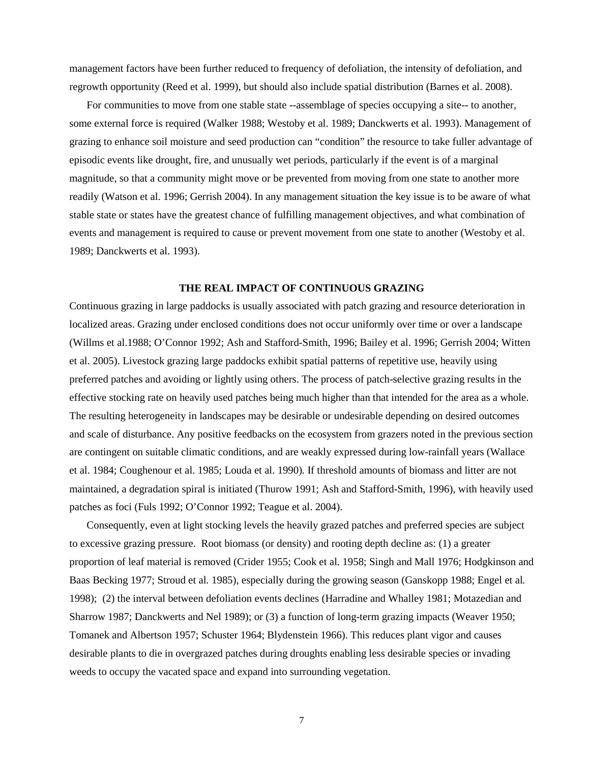management factors have been further reduced to frequency of defoliation, the intensity of defoliation, and regrowth opportunity (Reed et al. 1999), but should also include spatial distribution (Barnes et al. 2008).

For communities to move from one stable state --assemblage of species occupying a site-- to another, some external force is required (Walker 1988; Westoby et al. 1989; Danckwerts et al. 1993). Management of grazing to enhance soil moisture and seed production can "condition" the resource to take fuller advantage of episodic events like drought, fire, and unusually wet periods, particularly if the event is of a marginal magnitude, so that a community might move or be prevented from moving from one state to another more readily (Watson et al. 1996; Gerrish 2004). In any management situation the key issue is to be aware of what stable state or states have the greatest chance of fulfilling management objectives, and what combination of events and management is required to cause or prevent movement from one state to another (Westoby et al. 1989; Danckwerts et al. 1993).

## THE REAL IMPACT OF CONTINUOUS GRAZING

Continuous grazing in large paddocks is usually associated with patch grazing and resource deterioration in localized areas. Grazing under enclosed conditions does not occur uniformly over time or over a landscape (Willms et al.1988; O'Connor 1992; Ash and Stafford-Smith, 1996; Bailey et al. 1996; Gerrish 2004; Witten et al. 2005). Livestock grazing large paddocks exhibit spatial patterns of repetitive use, heavily using preferred patches and avoiding or lightly using others. The process of patch-selective grazing results in the effective stocking rate on heavily used patches being much higher than that intended for the area as a whole. The resulting heterogeneity in landscapes may be desirable or undesirable depending on desired outcomes and scale of disturbance. Any positive feedbacks on the ecosystem from grazers noted in the previous section are contingent on suitable climatic conditions, and are weakly expressed during low-rainfall years (Wallace et al. 1984; Coughenour et al. 1985; Louda et al. 1990). If threshold amounts of biomass and litter are not maintained, a degradation spiral is initiated (Thurow 1991; Ash and Stafford-Smith, 1996), with heavily used patches as foci (Fuls 1992; O'Connor 1992; Teague et al. 2004).

Consequently, even at light stocking levels the heavily grazed patches and preferred species are subject to excessive grazing pressure. Root biomass (or density) and rooting depth decline as: (1) a greater proportion of leaf material is removed (Crider 1955; Cook et al. 1958; Singh and Mall 1976; Hodgkinson and Baas Becking 1977; Stroud et al. 1985), especially during the growing season (Ganskopp 1988; Engel et al. 1998); (2) the interval between defoliation events declines (Harradine and Whalley 1981; Motazedian and Sharrow 1987; Danckwerts and Nel 1989); or (3) a function of long-term grazing impacts (Weaver 1950; Tomanek and Albertson 1957; Schuster 1964; Blydenstein 1966). This reduces plant vigor and causes desirable plants to die in overgrazed patches during droughts enabling less desirable species or invading weeds to occupy the vacated space and expand into surrounding vegetation.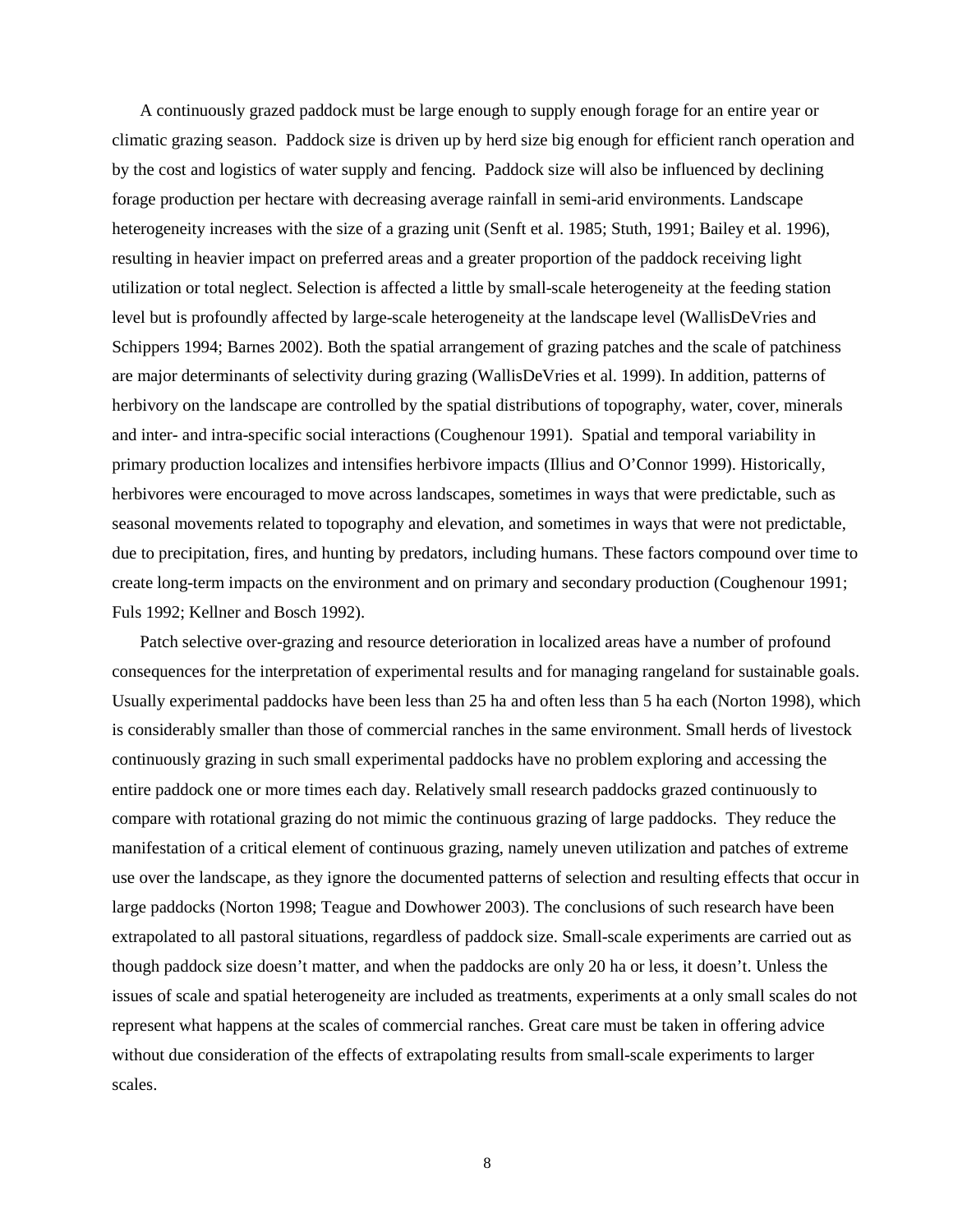A continuously grazed paddock must be large enough to supply enough forage for an entire year or climatic grazing season. Paddock size is driven up by herd size big enough for efficient ranch operation and by the cost and logistics of water supply and fencing. Paddock size will also be influenced by declining forage production per hectare with decreasing average rainfall in semi-arid environments. Landscape heterogeneity increases with the size of a grazing unit (Senft et al. 1985; Stuth, 1991; Bailey et al. 1996), resulting in heavier impact on preferred areas and a greater proportion of the paddock receiving light utilization or total neglect. Selection is affected a little by small-scale heterogeneity at the feeding station level but is profoundly affected by large-scale heterogeneity at the landscape level (WallisDeVries and Schippers 1994; Barnes 2002). Both the spatial arrangement of grazing patches and the scale of patchiness are major determinants of selectivity during grazing (WallisDeVries et al. 1999). In addition, patterns of herbivory on the landscape are controlled by the spatial distributions of topography, water, cover, minerals and inter- and intra-specific social interactions (Coughenour 1991). Spatial and temporal variability in primary production localizes and intensifies herbivore impacts (Illius and O'Connor 1999). Historically, herbivores were encouraged to move across landscapes, sometimes in ways that were predictable, such as seasonal movements related to topography and elevation, and sometimes in ways that were not predictable, due to precipitation, fires, and hunting by predators, including humans. These factors compound over time to create long-term impacts on the environment and on primary and secondary production (Coughenour 1991; Fuls 1992; Kellner and Bosch 1992).

Patch selective over-grazing and resource deterioration in localized areas have a number of profound consequences for the interpretation of experimental results and for managing rangeland for sustainable goals. Usually experimental paddocks have been less than 25 ha and often less than 5 ha each (Norton 1998), which is considerably smaller than those of commercial ranches in the same environment. Small herds of livestock continuously grazing in such small experimental paddocks have no problem exploring and accessing the entire paddock one or more times each day. Relatively small research paddocks grazed continuously to compare with rotational grazing do not mimic the continuous grazing of large paddocks. They reduce the manifestation of a critical element of continuous grazing, namely uneven utilization and patches of extreme use over the landscape, as they ignore the documented patterns of selection and resulting effects that occur in large paddocks (Norton 1998; Teague and Dowhower 2003). The conclusions of such research have been extrapolated to all pastoral situations, regardless of paddock size. Small-scale experiments are carried out as though paddock size doesn't matter, and when the paddocks are only 20 ha or less, it doesn't. Unless the issues of scale and spatial heterogeneity are included as treatments, experiments at a only small scales do not represent what happens at the scales of commercial ranches. Great care must be taken in offering advice without due consideration of the effects of extrapolating results from small-scale experiments to larger scales.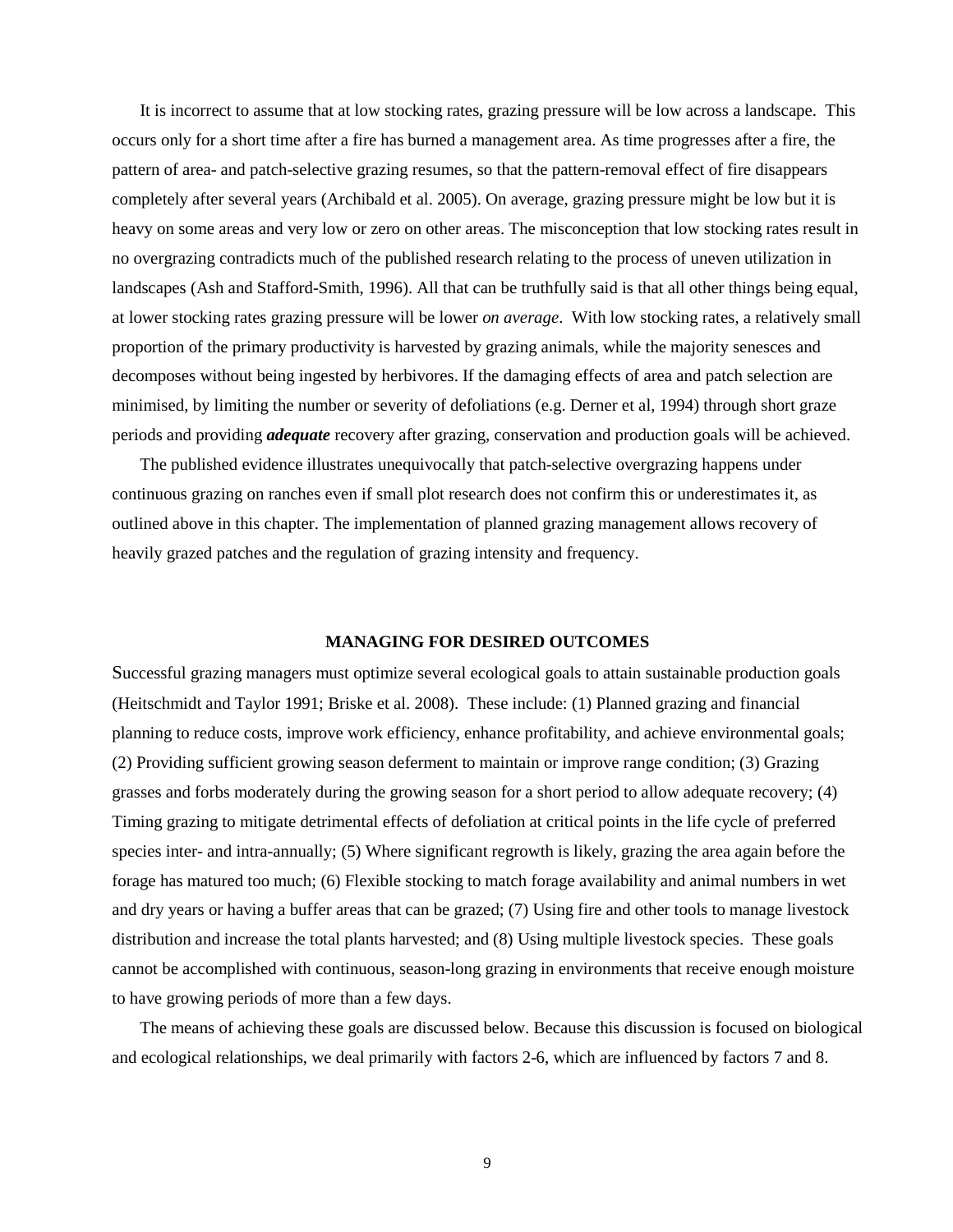It is incorrect to assume that at low stocking rates, grazing pressure will be low across a landscape. This occurs only for a short time after a fire has burned a management area. As time progresses after a fire, the pattern of area- and patch-selective grazing resumes, so that the pattern-removal effect of fire disappears completely after several years (Archibald et al. 2005). On average, grazing pressure might be low but it is heavy on some areas and very low or zero on other areas. The misconception that low stocking rates result in no overgrazing contradicts much of the published research relating to the process of uneven utilization in landscapes (Ash and Stafford-Smith, 1996). All that can be truthfully said is that all other things being equal, at lower stocking rates grazing pressure will be lower *on average*. With low stocking rates, a relatively small proportion of the primary productivity is harvested by grazing animals, while the majority senesces and decomposes without being ingested by herbivores. If the damaging effects of area and patch selection are minimised, by limiting the number or severity of defoliations (e.g. Derner et al, 1994) through short graze periods and providing ***adequate*** recovery after grazing, conservation and production goals will be achieved.

The published evidence illustrates unequivocally that patch-selective overgrazing happens under continuous grazing on ranches even if small plot research does not confirm this or underestimates it, as outlined above in this chapter. The implementation of planned grazing management allows recovery of heavily grazed patches and the regulation of grazing intensity and frequency.

## MANAGING FOR DESIRED OUTCOMES

Successful grazing managers must optimize several ecological goals to attain sustainable production goals (Heitschmidt and Taylor 1991; Briske et al. 2008). These include: (1) Planned grazing and financial planning to reduce costs, improve work efficiency, enhance profitability, and achieve environmental goals; (2) Providing sufficient growing season deferment to maintain or improve range condition; (3) Grazing grasses and forbs moderately during the growing season for a short period to allow adequate recovery; (4) Timing grazing to mitigate detrimental effects of defoliation at critical points in the life cycle of preferred species inter- and intra-annually; (5) Where significant regrowth is likely, grazing the area again before the forage has matured too much; (6) Flexible stocking to match forage availability and animal numbers in wet and dry years or having a buffer areas that can be grazed; (7) Using fire and other tools to manage livestock distribution and increase the total plants harvested; and (8) Using multiple livestock species. These goals cannot be accomplished with continuous, season-long grazing in environments that receive enough moisture to have growing periods of more than a few days.

The means of achieving these goals are discussed below. Because this discussion is focused on biological and ecological relationships, we deal primarily with factors 2-6, which are influenced by factors 7 and 8.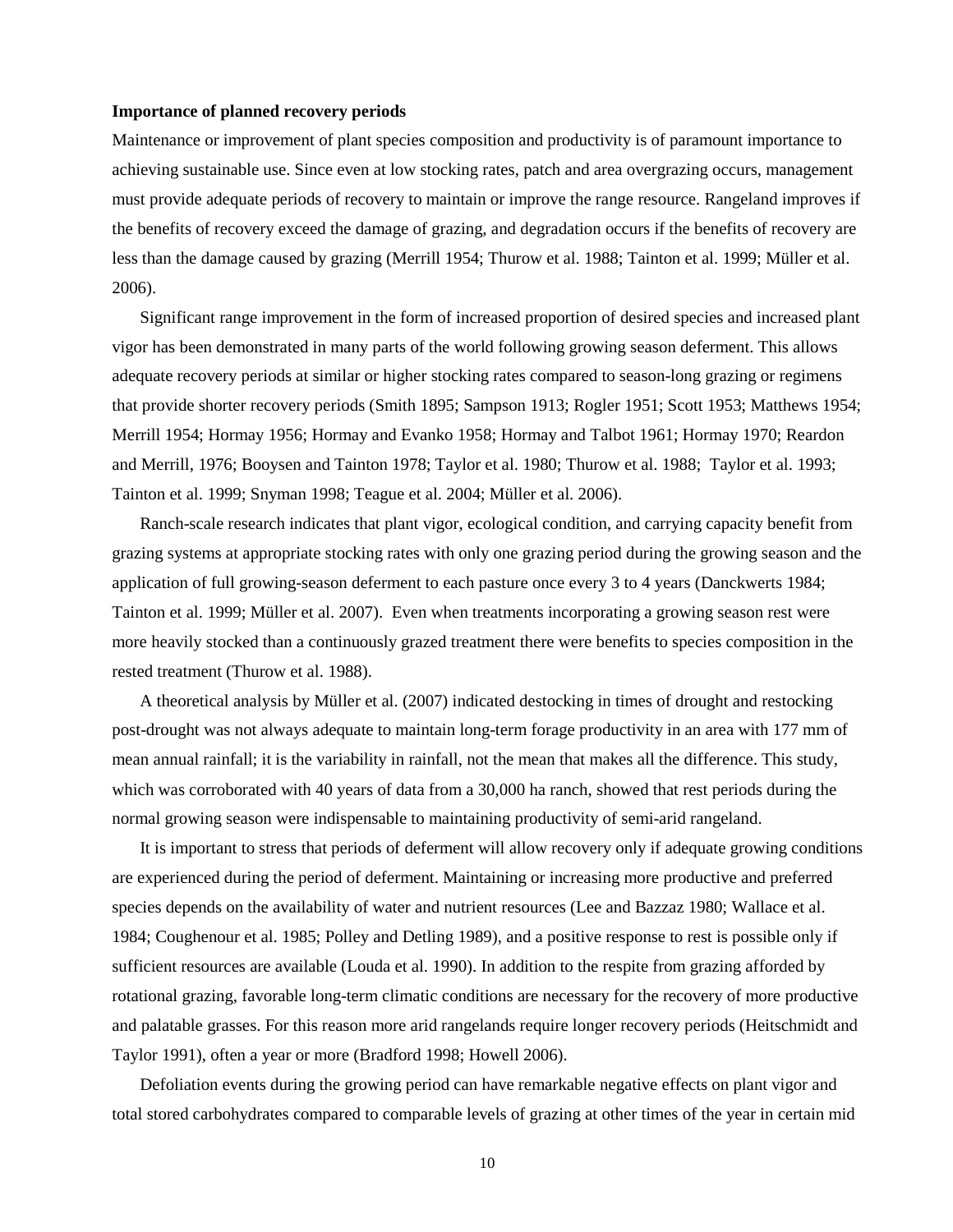**Importance of planned recovery periods**

Maintenance or improvement of plant species composition and productivity is of paramount importance to achieving sustainable use. Since even at low stocking rates, patch and area overgrazing occurs, management must provide adequate periods of recovery to maintain or improve the range resource. Rangeland improves if the benefits of recovery exceed the damage of grazing, and degradation occurs if the benefits of recovery are less than the damage caused by grazing (Merrill 1954; Thurow et al. 1988; Tainton et al. 1999; Müller et al. 2006).

Significant range improvement in the form of increased proportion of desired species and increased plant vigor has been demonstrated in many parts of the world following growing season deferment. This allows adequate recovery periods at similar or higher stocking rates compared to season-long grazing or regimens that provide shorter recovery periods (Smith 1895; Sampson 1913; Rogler 1951; Scott 1953; Matthews 1954; Merrill 1954; Hormay 1956; Hormay and Evanko 1958; Hormay and Talbot 1961; Hormay 1970; Reardon and Merrill, 1976; Booysen and Tainton 1978; Taylor et al. 1980; Thurow et al. 1988; Taylor et al. 1993; Tainton et al. 1999; Snyman 1998; Teague et al. 2004; Müller et al. 2006).

Ranch-scale research indicates that plant vigor, ecological condition, and carrying capacity benefit from grazing systems at appropriate stocking rates with only one grazing period during the growing season and the application of full growing-season deferment to each pasture once every 3 to 4 years (Danckwerts 1984; Tainton et al. 1999; Müller et al. 2007). Even when treatments incorporating a growing season rest were more heavily stocked than a continuously grazed treatment there were benefits to species composition in the rested treatment (Thurow et al. 1988).

A theoretical analysis by Müller et al. (2007) indicated destocking in times of drought and restocking post-drought was not always adequate to maintain long-term forage productivity in an area with 177 mm of mean annual rainfall; it is the variability in rainfall, not the mean that makes all the difference. This study, which was corroborated with 40 years of data from a 30,000 ha ranch, showed that rest periods during the normal growing season were indispensable to maintaining productivity of semi-arid rangeland.

It is important to stress that periods of deferment will allow recovery only if adequate growing conditions are experienced during the period of deferment. Maintaining or increasing more productive and preferred species depends on the availability of water and nutrient resources (Lee and Bazzaz 1980; Wallace et al. 1984; Coughenour et al. 1985; Polley and Detling 1989), and a positive response to rest is possible only if sufficient resources are available (Louda et al. 1990). In addition to the respite from grazing afforded by rotational grazing, favorable long-term climatic conditions are necessary for the recovery of more productive and palatable grasses. For this reason more arid rangelands require longer recovery periods (Heitschmidt and Taylor 1991), often a year or more (Bradford 1998; Howell 2006).

Defoliation events during the growing period can have remarkable negative effects on plant vigor and total stored carbohydrates compared to comparable levels of grazing at other times of the year in certain mid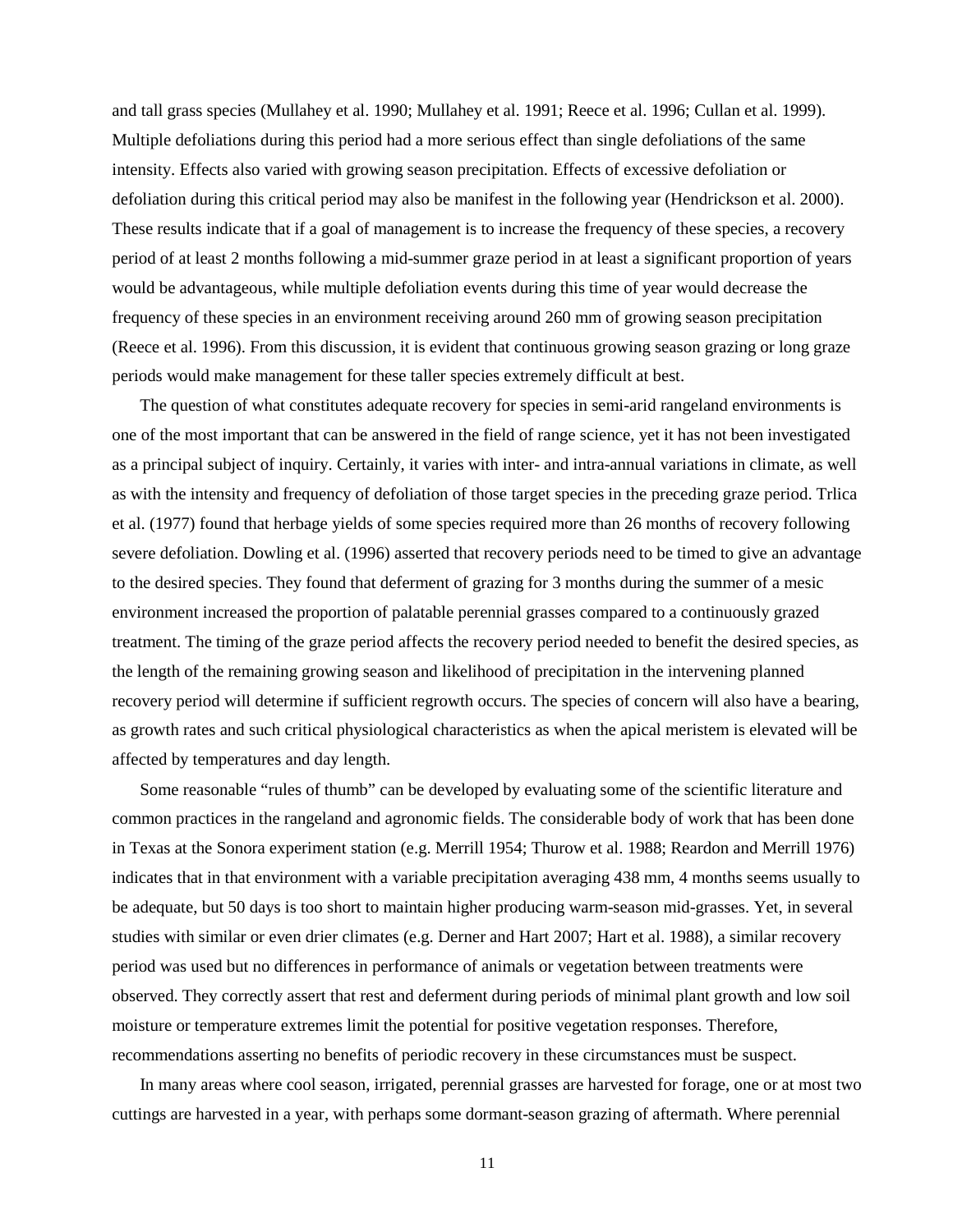and tall grass species (Mullahey et al. 1990; Mullahey et al. 1991; Reece et al. 1996; Cullan et al. 1999). Multiple defoliations during this period had a more serious effect than single defoliations of the same intensity. Effects also varied with growing season precipitation. Effects of excessive defoliation or defoliation during this critical period may also be manifest in the following year (Hendrickson et al. 2000). These results indicate that if a goal of management is to increase the frequency of these species, a recovery period of at least 2 months following a mid-summer graze period in at least a significant proportion of years would be advantageous, while multiple defoliation events during this time of year would decrease the frequency of these species in an environment receiving around 260 mm of growing season precipitation (Reece et al. 1996). From this discussion, it is evident that continuous growing season grazing or long graze periods would make management for these taller species extremely difficult at best.

The question of what constitutes adequate recovery for species in semi-arid rangeland environments is one of the most important that can be answered in the field of range science, yet it has not been investigated as a principal subject of inquiry. Certainly, it varies with inter- and intra-annual variations in climate, as well as with the intensity and frequency of defoliation of those target species in the preceding graze period. Trlica et al. (1977) found that herbage yields of some species required more than 26 months of recovery following severe defoliation. Dowling et al. (1996) asserted that recovery periods need to be timed to give an advantage to the desired species. They found that deferment of grazing for 3 months during the summer of a mesic environment increased the proportion of palatable perennial grasses compared to a continuously grazed treatment. The timing of the graze period affects the recovery period needed to benefit the desired species, as the length of the remaining growing season and likelihood of precipitation in the intervening planned recovery period will determine if sufficient regrowth occurs. The species of concern will also have a bearing, as growth rates and such critical physiological characteristics as when the apical meristem is elevated will be affected by temperatures and day length.

Some reasonable "rules of thumb" can be developed by evaluating some of the scientific literature and common practices in the rangeland and agronomic fields. The considerable body of work that has been done in Texas at the Sonora experiment station (e.g. Merrill 1954; Thurow et al. 1988; Reardon and Merrill 1976) indicates that in that environment with a variable precipitation averaging 438 mm, 4 months seems usually to be adequate, but 50 days is too short to maintain higher producing warm-season mid-grasses. Yet, in several studies with similar or even drier climates (e.g. Derner and Hart 2007; Hart et al. 1988), a similar recovery period was used but no differences in performance of animals or vegetation between treatments were observed. They correctly assert that rest and deferment during periods of minimal plant growth and low soil moisture or temperature extremes limit the potential for positive vegetation responses. Therefore, recommendations asserting no benefits of periodic recovery in these circumstances must be suspect.

In many areas where cool season, irrigated, perennial grasses are harvested for forage, one or at most two cuttings are harvested in a year, with perhaps some dormant-season grazing of aftermath. Where perennial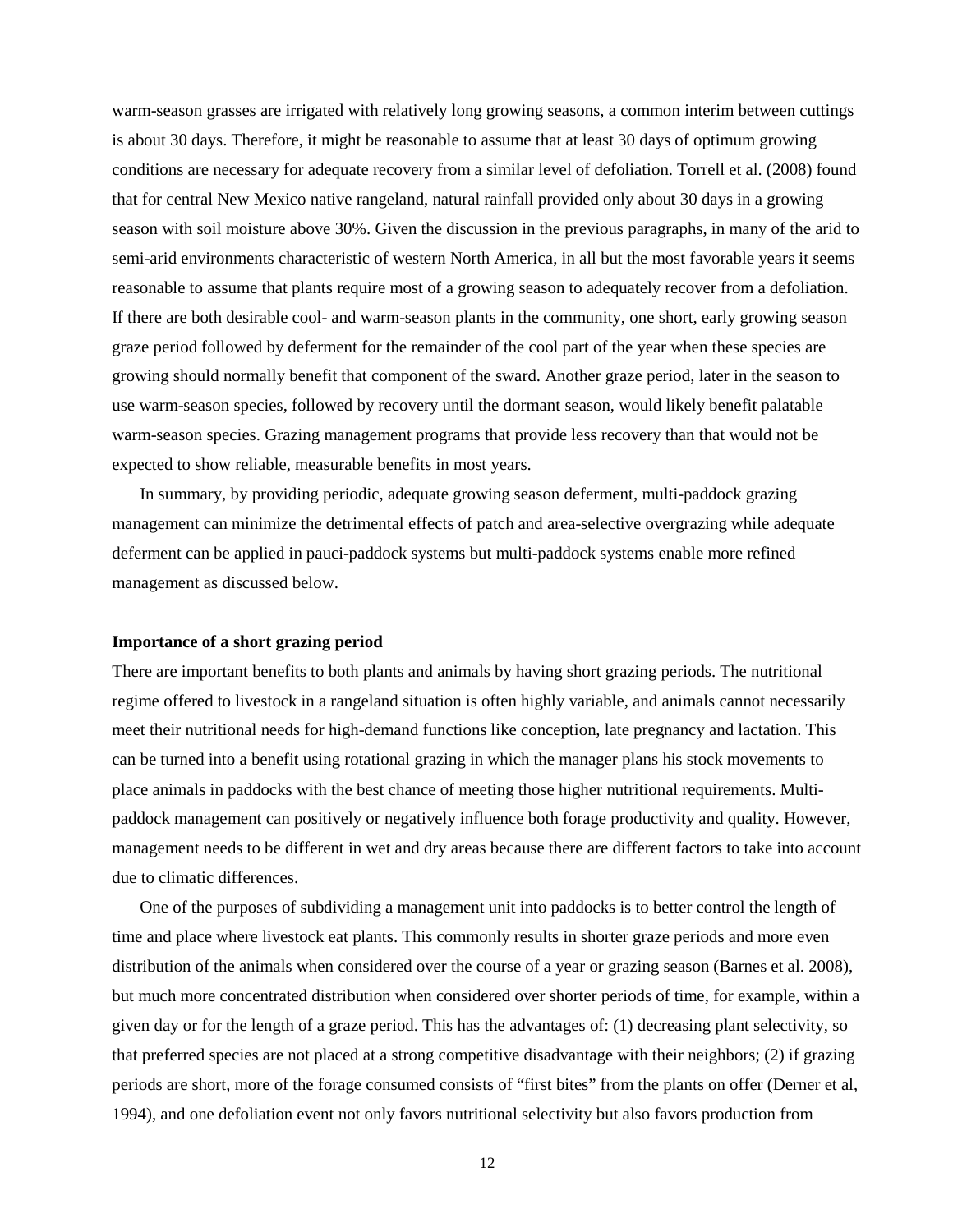warm-season grasses are irrigated with relatively long growing seasons, a common interim between cuttings is about 30 days. Therefore, it might be reasonable to assume that at least 30 days of optimum growing conditions are necessary for adequate recovery from a similar level of defoliation. Torrell et al. (2008) found that for central New Mexico native rangeland, natural rainfall provided only about 30 days in a growing season with soil moisture above 30%. Given the discussion in the previous paragraphs, in many of the arid to semi-arid environments characteristic of western North America, in all but the most favorable years it seems reasonable to assume that plants require most of a growing season to adequately recover from a defoliation. If there are both desirable cool- and warm-season plants in the community, one short, early growing season graze period followed by deferment for the remainder of the cool part of the year when these species are growing should normally benefit that component of the sward. Another graze period, later in the season to use warm-season species, followed by recovery until the dormant season, would likely benefit palatable warm-season species. Grazing management programs that provide less recovery than that would not be expected to show reliable, measurable benefits in most years.

In summary, by providing periodic, adequate growing season deferment, multi-paddock grazing management can minimize the detrimental effects of patch and area-selective overgrazing while adequate deferment can be applied in pauci-paddock systems but multi-paddock systems enable more refined management as discussed below.

**Importance of a short grazing period**

There are important benefits to both plants and animals by having short grazing periods. The nutritional regime offered to livestock in a rangeland situation is often highly variable, and animals cannot necessarily meet their nutritional needs for high-demand functions like conception, late pregnancy and lactation. This can be turned into a benefit using rotational grazing in which the manager plans his stock movements to place animals in paddocks with the best chance of meeting those higher nutritional requirements. Multi-paddock management can positively or negatively influence both forage productivity and quality. However, management needs to be different in wet and dry areas because there are different factors to take into account due to climatic differences.

One of the purposes of subdividing a management unit into paddocks is to better control the length of time and place where livestock eat plants. This commonly results in shorter graze periods and more even distribution of the animals when considered over the course of a year or grazing season (Barnes et al. 2008), but much more concentrated distribution when considered over shorter periods of time, for example, within a given day or for the length of a graze period. This has the advantages of: (1) decreasing plant selectivity, so that preferred species are not placed at a strong competitive disadvantage with their neighbors; (2) if grazing periods are short, more of the forage consumed consists of "first bites" from the plants on offer (Derner et al, 1994), and one defoliation event not only favors nutritional selectivity but also favors production from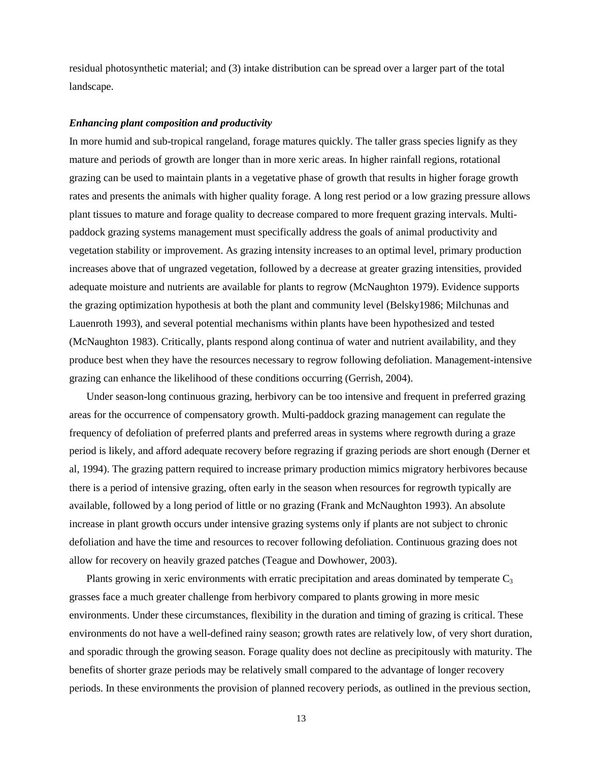residual photosynthetic material; and (3) intake distribution can be spread over a larger part of the total landscape.

### *Enhancing plant composition and productivity*

In more humid and sub-tropical rangeland, forage matures quickly. The taller grass species lignify as they mature and periods of growth are longer than in more xeric areas. In higher rainfall regions, rotational grazing can be used to maintain plants in a vegetative phase of growth that results in higher forage growth rates and presents the animals with higher quality forage. A long rest period or a low grazing pressure allows plant tissues to mature and forage quality to decrease compared to more frequent grazing intervals. Multi-paddock grazing systems management must specifically address the goals of animal productivity and vegetation stability or improvement. As grazing intensity increases to an optimal level, primary production increases above that of ungrazed vegetation, followed by a decrease at greater grazing intensities, provided adequate moisture and nutrients are available for plants to regrow (McNaughton 1979). Evidence supports the grazing optimization hypothesis at both the plant and community level (Belsky1986; Milchunas and Lauenroth 1993), and several potential mechanisms within plants have been hypothesized and tested (McNaughton 1983). Critically, plants respond along continua of water and nutrient availability, and they produce best when they have the resources necessary to regrow following defoliation. Management-intensive grazing can enhance the likelihood of these conditions occurring (Gerrish, 2004).

Under season-long continuous grazing, herbivory can be too intensive and frequent in preferred grazing areas for the occurrence of compensatory growth. Multi-paddock grazing management can regulate the frequency of defoliation of preferred plants and preferred areas in systems where regrowth during a graze period is likely, and afford adequate recovery before regrazing if grazing periods are short enough (Derner et al, 1994). The grazing pattern required to increase primary production mimics migratory herbivores because there is a period of intensive grazing, often early in the season when resources for regrowth typically are available, followed by a long period of little or no grazing (Frank and McNaughton 1993). An absolute increase in plant growth occurs under intensive grazing systems only if plants are not subject to chronic defoliation and have the time and resources to recover following defoliation. Continuous grazing does not allow for recovery on heavily grazed patches (Teague and Dowhower, 2003).

Plants growing in xeric environments with erratic precipitation and areas dominated by temperate $C_3$ grasses face a much greater challenge from herbivory compared to plants growing in more mesic environments. Under these circumstances, flexibility in the duration and timing of grazing is critical. These environments do not have a well-defined rainy season; growth rates are relatively low, of very short duration, and sporadic through the growing season. Forage quality does not decline as precipitously with maturity. The benefits of shorter graze periods may be relatively small compared to the advantage of longer recovery periods. In these environments the provision of planned recovery periods, as outlined in the previous section,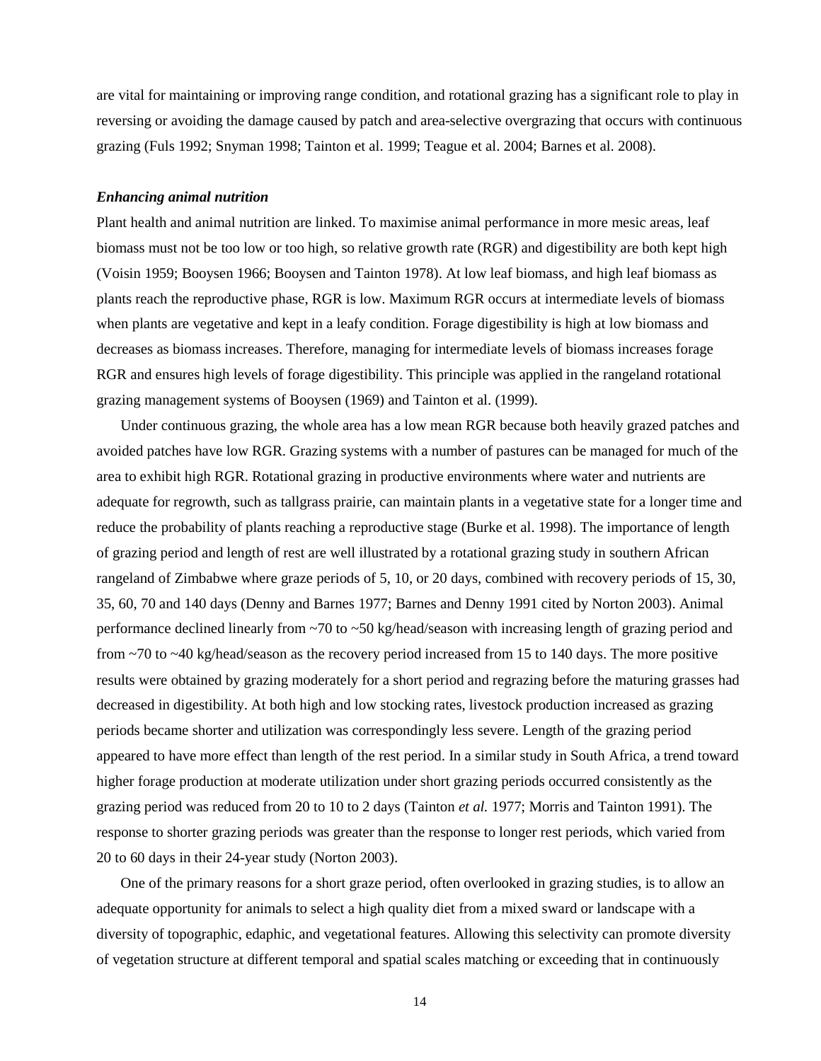are vital for maintaining or improving range condition, and rotational grazing has a significant role to play in reversing or avoiding the damage caused by patch and area-selective overgrazing that occurs with continuous grazing (Fuls 1992; Snyman 1998; Tainton et al. 1999; Teague et al. 2004; Barnes et al. 2008).

### *Enhancing animal nutrition*

Plant health and animal nutrition are linked. To maximise animal performance in more mesic areas, leaf biomass must not be too low or too high, so relative growth rate (RGR) and digestibility are both kept high (Voisin 1959; Booysen 1966; Booysen and Tainton 1978). At low leaf biomass, and high leaf biomass as plants reach the reproductive phase, RGR is low. Maximum RGR occurs at intermediate levels of biomass when plants are vegetative and kept in a leafy condition. Forage digestibility is high at low biomass and decreases as biomass increases. Therefore, managing for intermediate levels of biomass increases forage RGR and ensures high levels of forage digestibility. This principle was applied in the rangeland rotational grazing management systems of Booysen (1969) and Tainton et al. (1999).

Under continuous grazing, the whole area has a low mean RGR because both heavily grazed patches and avoided patches have low RGR. Grazing systems with a number of pastures can be managed for much of the area to exhibit high RGR. Rotational grazing in productive environments where water and nutrients are adequate for regrowth, such as tallgrass prairie, can maintain plants in a vegetative state for a longer time and reduce the probability of plants reaching a reproductive stage (Burke et al. 1998). The importance of length of grazing period and length of rest are well illustrated by a rotational grazing study in southern African rangeland of Zimbabwe where graze periods of 5, 10, or 20 days, combined with recovery periods of 15, 30, 35, 60, 70 and 140 days (Denny and Barnes 1977; Barnes and Denny 1991 cited by Norton 2003). Animal performance declined linearly from ~70 to ~50 kg/head/season with increasing length of grazing period and from ~70 to ~40 kg/head/season as the recovery period increased from 15 to 140 days. The more positive results were obtained by grazing moderately for a short period and regrazing before the maturing grasses had decreased in digestibility. At both high and low stocking rates, livestock production increased as grazing periods became shorter and utilization was correspondingly less severe. Length of the grazing period appeared to have more effect than length of the rest period. In a similar study in South Africa, a trend toward higher forage production at moderate utilization under short grazing periods occurred consistently as the grazing period was reduced from 20 to 10 to 2 days (Tainton *et al.* 1977; Morris and Tainton 1991). The response to shorter grazing periods was greater than the response to longer rest periods, which varied from 20 to 60 days in their 24-year study (Norton 2003).

One of the primary reasons for a short graze period, often overlooked in grazing studies, is to allow an adequate opportunity for animals to select a high quality diet from a mixed sward or landscape with a diversity of topographic, edaphic, and vegetational features. Allowing this selectivity can promote diversity of vegetation structure at different temporal and spatial scales matching or exceeding that in continuously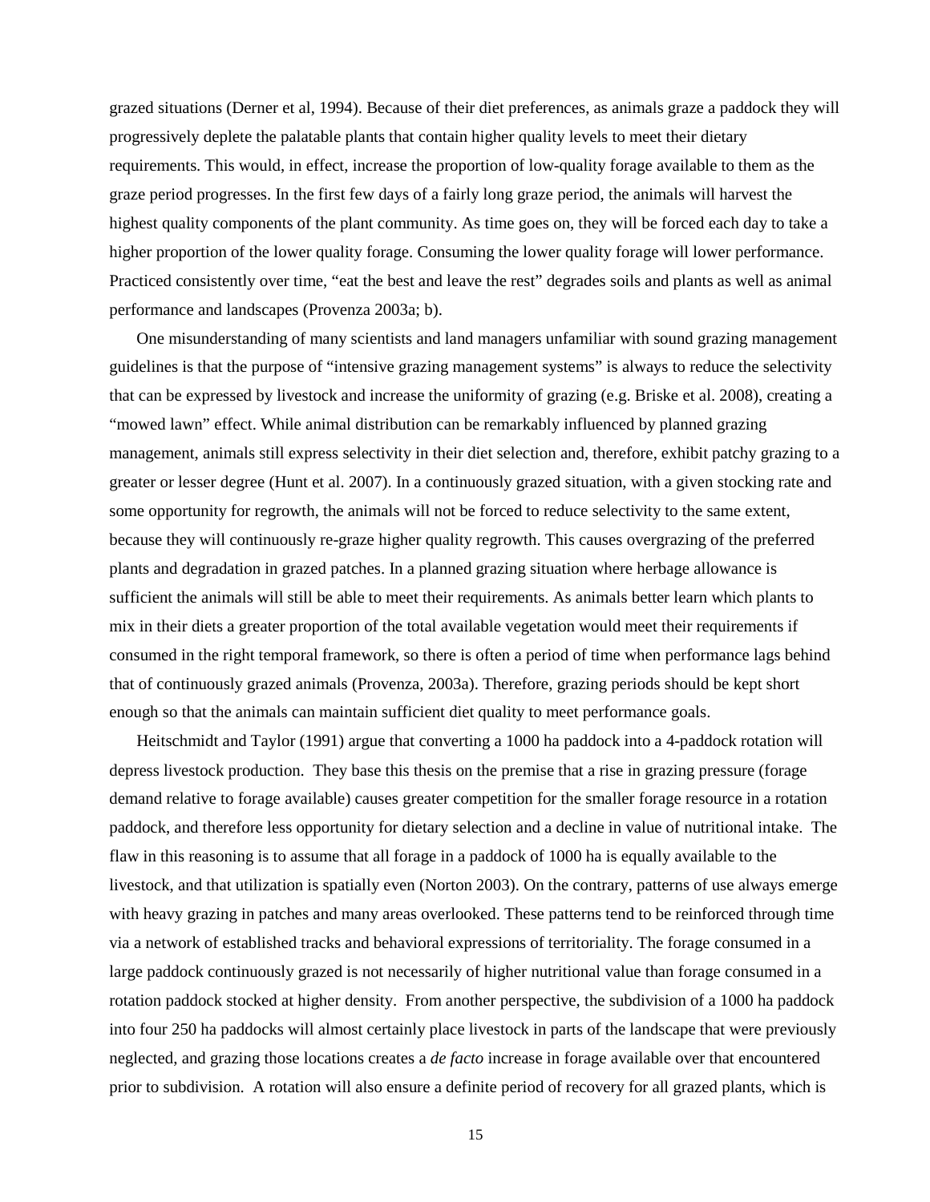grazed situations (Derner et al, 1994). Because of their diet preferences, as animals graze a paddock they will progressively deplete the palatable plants that contain higher quality levels to meet their dietary requirements. This would, in effect, increase the proportion of low-quality forage available to them as the graze period progresses. In the first few days of a fairly long graze period, the animals will harvest the highest quality components of the plant community. As time goes on, they will be forced each day to take a higher proportion of the lower quality forage. Consuming the lower quality forage will lower performance. Practiced consistently over time, "eat the best and leave the rest" degrades soils and plants as well as animal performance and landscapes (Provenza 2003a; b).

One misunderstanding of many scientists and land managers unfamiliar with sound grazing management guidelines is that the purpose of "intensive grazing management systems" is always to reduce the selectivity that can be expressed by livestock and increase the uniformity of grazing (e.g. Briske et al. 2008), creating a "mowed lawn" effect. While animal distribution can be remarkably influenced by planned grazing management, animals still express selectivity in their diet selection and, therefore, exhibit patchy grazing to a greater or lesser degree (Hunt et al. 2007). In a continuously grazed situation, with a given stocking rate and some opportunity for regrowth, the animals will not be forced to reduce selectivity to the same extent, because they will continuously re-graze higher quality regrowth. This causes overgrazing of the preferred plants and degradation in grazed patches. In a planned grazing situation where herbage allowance is sufficient the animals will still be able to meet their requirements. As animals better learn which plants to mix in their diets a greater proportion of the total available vegetation would meet their requirements if consumed in the right temporal framework, so there is often a period of time when performance lags behind that of continuously grazed animals (Provenza, 2003a). Therefore, grazing periods should be kept short enough so that the animals can maintain sufficient diet quality to meet performance goals.

Heitschmidt and Taylor (1991) argue that converting a 1000 ha paddock into a 4-paddock rotation will depress livestock production. They base this thesis on the premise that a rise in grazing pressure (forage demand relative to forage available) causes greater competition for the smaller forage resource in a rotation paddock, and therefore less opportunity for dietary selection and a decline in value of nutritional intake. The flaw in this reasoning is to assume that all forage in a paddock of 1000 ha is equally available to the livestock, and that utilization is spatially even (Norton 2003). On the contrary, patterns of use always emerge with heavy grazing in patches and many areas overlooked. These patterns tend to be reinforced through time via a network of established tracks and behavioral expressions of territoriality. The forage consumed in a large paddock continuously grazed is not necessarily of higher nutritional value than forage consumed in a rotation paddock stocked at higher density. From another perspective, the subdivision of a 1000 ha paddock into four 250 ha paddocks will almost certainly place livestock in parts of the landscape that were previously neglected, and grazing those locations creates a *de facto* increase in forage available over that encountered prior to subdivision. A rotation will also ensure a definite period of recovery for all grazed plants, which is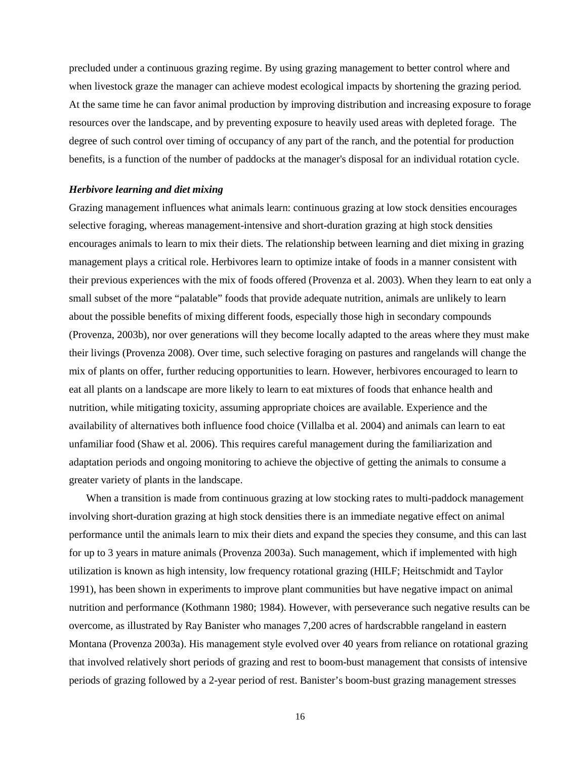precluded under a continuous grazing regime. By using grazing management to better control where and when livestock graze the manager can achieve modest ecological impacts by shortening the grazing period. At the same time he can favor animal production by improving distribution and increasing exposure to forage resources over the landscape, and by preventing exposure to heavily used areas with depleted forage. The degree of such control over timing of occupancy of any part of the ranch, and the potential for production benefits, is a function of the number of paddocks at the manager's disposal for an individual rotation cycle.

### *Herbivore learning and diet mixing*

Grazing management influences what animals learn: continuous grazing at low stock densities encourages selective foraging, whereas management-intensive and short-duration grazing at high stock densities encourages animals to learn to mix their diets. The relationship between learning and diet mixing in grazing management plays a critical role. Herbivores learn to optimize intake of foods in a manner consistent with their previous experiences with the mix of foods offered (Provenza et al. 2003). When they learn to eat only a small subset of the more "palatable" foods that provide adequate nutrition, animals are unlikely to learn about the possible benefits of mixing different foods, especially those high in secondary compounds (Provenza, 2003b), nor over generations will they become locally adapted to the areas where they must make their livings (Provenza 2008). Over time, such selective foraging on pastures and rangelands will change the mix of plants on offer, further reducing opportunities to learn. However, herbivores encouraged to learn to eat all plants on a landscape are more likely to learn to eat mixtures of foods that enhance health and nutrition, while mitigating toxicity, assuming appropriate choices are available. Experience and the availability of alternatives both influence food choice (Villalba et al. 2004) and animals can learn to eat unfamiliar food (Shaw et al. 2006). This requires careful management during the familiarization and adaptation periods and ongoing monitoring to achieve the objective of getting the animals to consume a greater variety of plants in the landscape.

When a transition is made from continuous grazing at low stocking rates to multi-paddock management involving short-duration grazing at high stock densities there is an immediate negative effect on animal performance until the animals learn to mix their diets and expand the species they consume, and this can last for up to 3 years in mature animals (Provenza 2003a). Such management, which if implemented with high utilization is known as high intensity, low frequency rotational grazing (HILF; Heitschmidt and Taylor 1991), has been shown in experiments to improve plant communities but have negative impact on animal nutrition and performance (Kothmann 1980; 1984). However, with perseverance such negative results can be overcome, as illustrated by Ray Banister who manages 7,200 acres of hardscrabble rangeland in eastern Montana (Provenza 2003a). His management style evolved over 40 years from reliance on rotational grazing that involved relatively short periods of grazing and rest to boom-bust management that consists of intensive periods of grazing followed by a 2-year period of rest. Banister's boom-bust grazing management stresses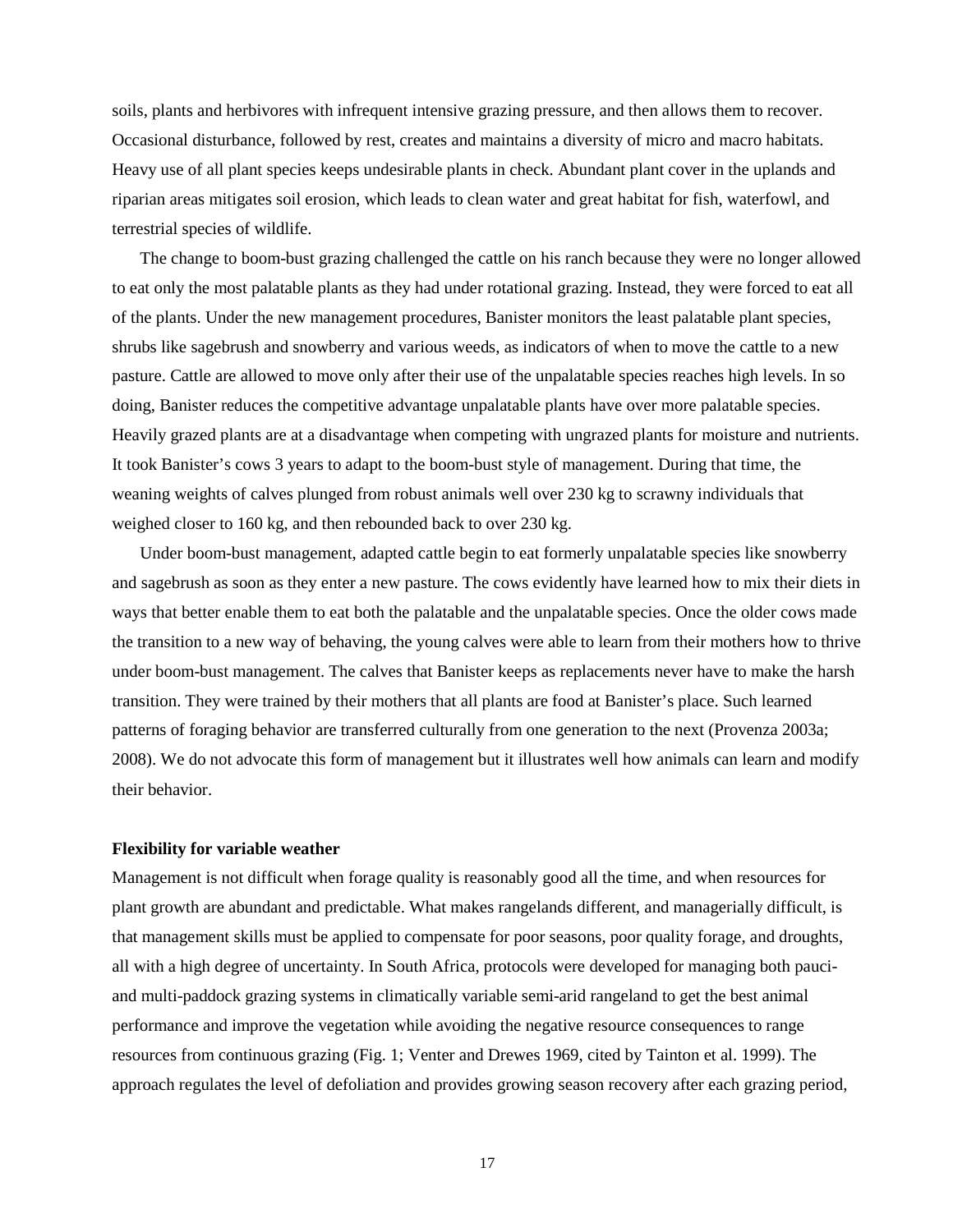soils, plants and herbivores with infrequent intensive grazing pressure, and then allows them to recover. Occasional disturbance, followed by rest, creates and maintains a diversity of micro and macro habitats. Heavy use of all plant species keeps undesirable plants in check. Abundant plant cover in the uplands and riparian areas mitigates soil erosion, which leads to clean water and great habitat for fish, waterfowl, and terrestrial species of wildlife.

The change to boom-bust grazing challenged the cattle on his ranch because they were no longer allowed to eat only the most palatable plants as they had under rotational grazing. Instead, they were forced to eat all of the plants. Under the new management procedures, Banister monitors the least palatable plant species, shrubs like sagebrush and snowberry and various weeds, as indicators of when to move the cattle to a new pasture. Cattle are allowed to move only after their use of the unpalatable species reaches high levels. In so doing, Banister reduces the competitive advantage unpalatable plants have over more palatable species. Heavily grazed plants are at a disadvantage when competing with ungrazed plants for moisture and nutrients. It took Banister's cows 3 years to adapt to the boom-bust style of management. During that time, the weaning weights of calves plunged from robust animals well over 230 kg to scrawny individuals that weighed closer to 160 kg, and then rebounded back to over 230 kg.

Under boom-bust management, adapted cattle begin to eat formerly unpalatable species like snowberry and sagebrush as soon as they enter a new pasture. The cows evidently have learned how to mix their diets in ways that better enable them to eat both the palatable and the unpalatable species. Once the older cows made the transition to a new way of behaving, the young calves were able to learn from their mothers how to thrive under boom-bust management. The calves that Banister keeps as replacements never have to make the harsh transition. They were trained by their mothers that all plants are food at Banister's place. Such learned patterns of foraging behavior are transferred culturally from one generation to the next (Provenza 2003a; 2008). We do not advocate this form of management but it illustrates well how animals can learn and modify their behavior.

**Flexibility for variable weather**

Management is not difficult when forage quality is reasonably good all the time, and when resources for plant growth are abundant and predictable. What makes rangelands different, and managerially difficult, is that management skills must be applied to compensate for poor seasons, poor quality forage, and droughts, all with a high degree of uncertainty. In South Africa, protocols were developed for managing both pauci- and multi-paddock grazing systems in climatically variable semi-arid rangeland to get the best animal performance and improve the vegetation while avoiding the negative resource consequences to range resources from continuous grazing (Fig. 1; Venter and Drewes 1969, cited by Tainton et al. 1999). The approach regulates the level of defoliation and provides growing season recovery after each grazing period,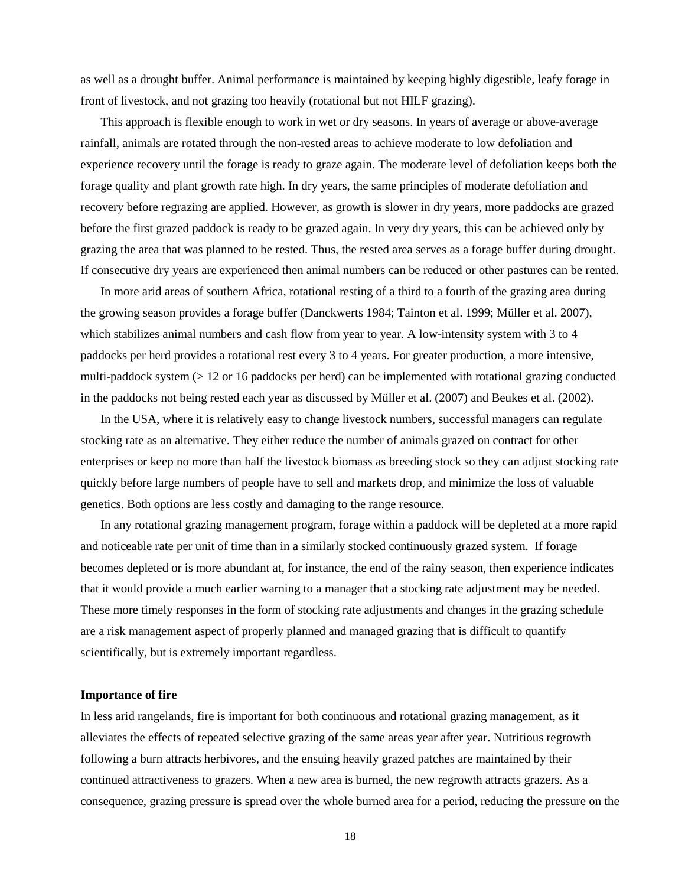as well as a drought buffer. Animal performance is maintained by keeping highly digestible, leafy forage in front of livestock, and not grazing too heavily (rotational but not HILF grazing).

This approach is flexible enough to work in wet or dry seasons. In years of average or above-average rainfall, animals are rotated through the non-rested areas to achieve moderate to low defoliation and experience recovery until the forage is ready to graze again. The moderate level of defoliation keeps both the forage quality and plant growth rate high. In dry years, the same principles of moderate defoliation and recovery before regrazing are applied. However, as growth is slower in dry years, more paddocks are grazed before the first grazed paddock is ready to be grazed again. In very dry years, this can be achieved only by grazing the area that was planned to be rested. Thus, the rested area serves as a forage buffer during drought. If consecutive dry years are experienced then animal numbers can be reduced or other pastures can be rented.

In more arid areas of southern Africa, rotational resting of a third to a fourth of the grazing area during the growing season provides a forage buffer (Danckwerts 1984; Tainton et al. 1999; Müller et al. 2007), which stabilizes animal numbers and cash flow from year to year. A low-intensity system with 3 to 4 paddocks per herd provides a rotational rest every 3 to 4 years. For greater production, a more intensive, multi-paddock system (> 12 or 16 paddocks per herd) can be implemented with rotational grazing conducted in the paddocks not being rested each year as discussed by Müller et al. (2007) and Beukes et al. (2002).

In the USA, where it is relatively easy to change livestock numbers, successful managers can regulate stocking rate as an alternative. They either reduce the number of animals grazed on contract for other enterprises or keep no more than half the livestock biomass as breeding stock so they can adjust stocking rate quickly before large numbers of people have to sell and markets drop, and minimize the loss of valuable genetics. Both options are less costly and damaging to the range resource.

In any rotational grazing management program, forage within a paddock will be depleted at a more rapid and noticeable rate per unit of time than in a similarly stocked continuously grazed system. If forage becomes depleted or is more abundant at, for instance, the end of the rainy season, then experience indicates that it would provide a much earlier warning to a manager that a stocking rate adjustment may be needed. These more timely responses in the form of stocking rate adjustments and changes in the grazing schedule are a risk management aspect of properly planned and managed grazing that is difficult to quantify scientifically, but is extremely important regardless.

**Importance of fire**

In less arid rangelands, fire is important for both continuous and rotational grazing management, as it alleviates the effects of repeated selective grazing of the same areas year after year. Nutritious regrowth following a burn attracts herbivores, and the ensuing heavily grazed patches are maintained by their continued attractiveness to grazers. When a new area is burned, the new regrowth attracts grazers. As a consequence, grazing pressure is spread over the whole burned area for a period, reducing the pressure on the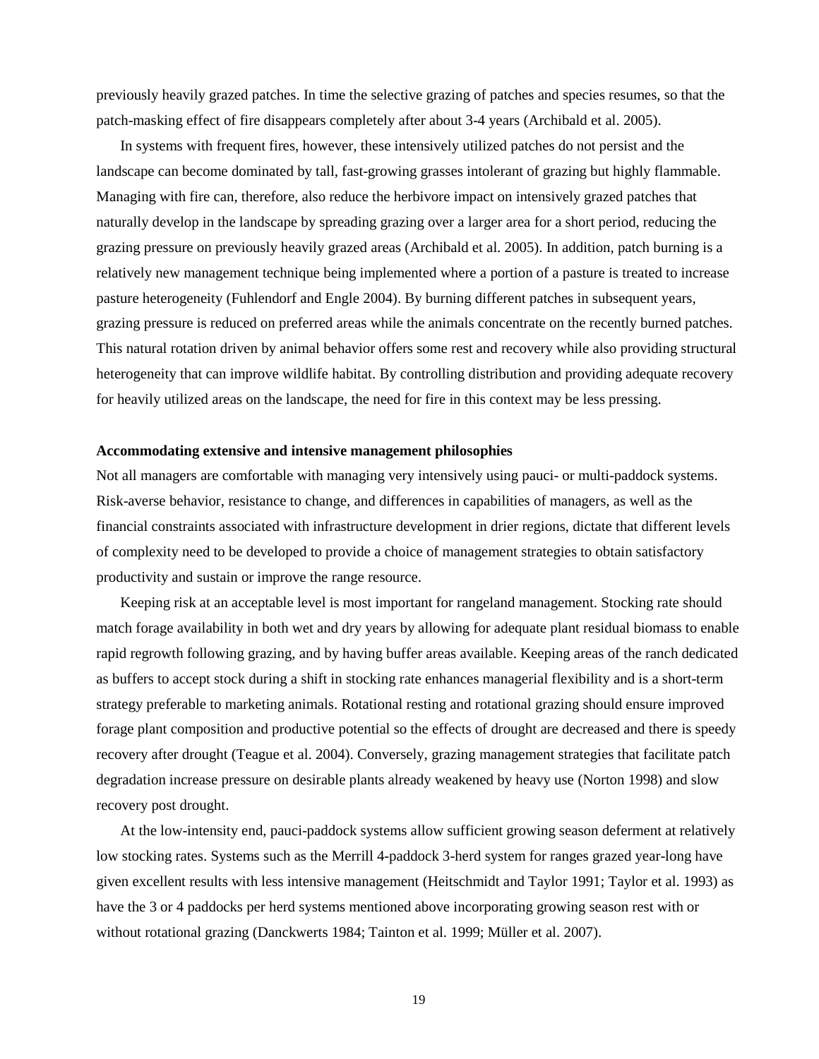previously heavily grazed patches. In time the selective grazing of patches and species resumes, so that the patch-masking effect of fire disappears completely after about 3-4 years (Archibald et al. 2005).

In systems with frequent fires, however, these intensively utilized patches do not persist and the landscape can become dominated by tall, fast-growing grasses intolerant of grazing but highly flammable. Managing with fire can, therefore, also reduce the herbivore impact on intensively grazed patches that naturally develop in the landscape by spreading grazing over a larger area for a short period, reducing the grazing pressure on previously heavily grazed areas (Archibald et al. 2005). In addition, patch burning is a relatively new management technique being implemented where a portion of a pasture is treated to increase pasture heterogeneity (Fuhlendorf and Engle 2004). By burning different patches in subsequent years, grazing pressure is reduced on preferred areas while the animals concentrate on the recently burned patches. This natural rotation driven by animal behavior offers some rest and recovery while also providing structural heterogeneity that can improve wildlife habitat. By controlling distribution and providing adequate recovery for heavily utilized areas on the landscape, the need for fire in this context may be less pressing.

**Accommodating extensive and intensive management philosophies**

Not all managers are comfortable with managing very intensively using pauci- or multi-paddock systems. Risk-averse behavior, resistance to change, and differences in capabilities of managers, as well as the financial constraints associated with infrastructure development in drier regions, dictate that different levels of complexity need to be developed to provide a choice of management strategies to obtain satisfactory productivity and sustain or improve the range resource.

Keeping risk at an acceptable level is most important for rangeland management. Stocking rate should match forage availability in both wet and dry years by allowing for adequate plant residual biomass to enable rapid regrowth following grazing, and by having buffer areas available. Keeping areas of the ranch dedicated as buffers to accept stock during a shift in stocking rate enhances managerial flexibility and is a short-term strategy preferable to marketing animals. Rotational resting and rotational grazing should ensure improved forage plant composition and productive potential so the effects of drought are decreased and there is speedy recovery after drought (Teague et al. 2004). Conversely, grazing management strategies that facilitate patch degradation increase pressure on desirable plants already weakened by heavy use (Norton 1998) and slow recovery post drought.

At the low-intensity end, pauci-paddock systems allow sufficient growing season deferment at relatively low stocking rates. Systems such as the Merrill 4-paddock 3-herd system for ranges grazed year-long have given excellent results with less intensive management (Heitschmidt and Taylor 1991; Taylor et al. 1993) as have the 3 or 4 paddocks per herd systems mentioned above incorporating growing season rest with or without rotational grazing (Danckwerts 1984; Tainton et al. 1999; Müller et al. 2007).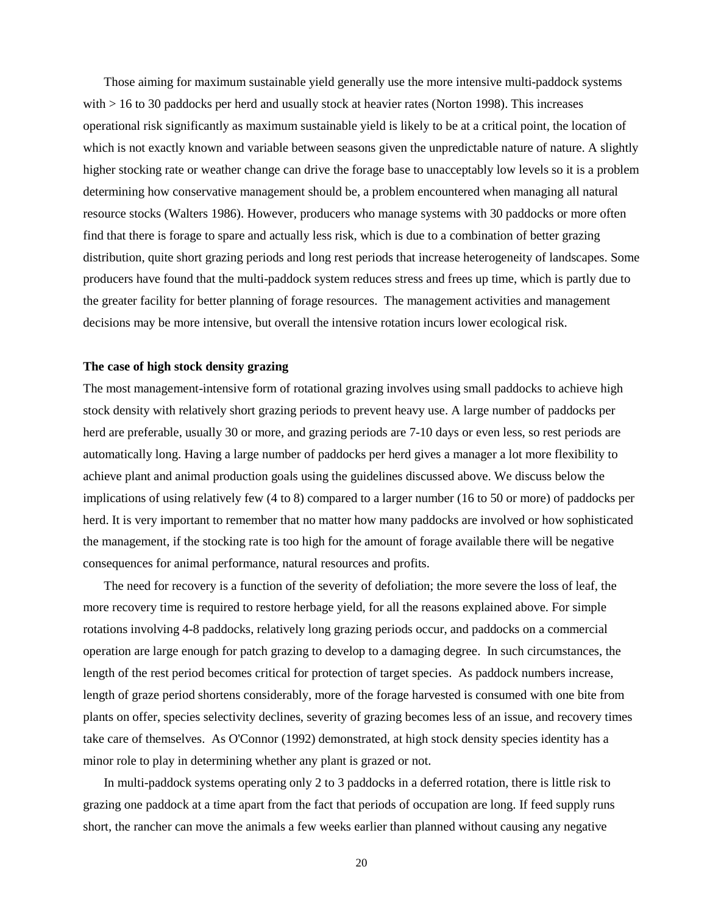Those aiming for maximum sustainable yield generally use the more intensive multi-paddock systems with > 16 to 30 paddocks per herd and usually stock at heavier rates (Norton 1998). This increases operational risk significantly as maximum sustainable yield is likely to be at a critical point, the location of which is not exactly known and variable between seasons given the unpredictable nature of nature. A slightly higher stocking rate or weather change can drive the forage base to unacceptably low levels so it is a problem determining how conservative management should be, a problem encountered when managing all natural resource stocks (Walters 1986). However, producers who manage systems with 30 paddocks or more often find that there is forage to spare and actually less risk, which is due to a combination of better grazing distribution, quite short grazing periods and long rest periods that increase heterogeneity of landscapes. Some producers have found that the multi-paddock system reduces stress and frees up time, which is partly due to the greater facility for better planning of forage resources. The management activities and management decisions may be more intensive, but overall the intensive rotation incurs lower ecological risk.

**The case of high stock density grazing**

The most management-intensive form of rotational grazing involves using small paddocks to achieve high stock density with relatively short grazing periods to prevent heavy use. A large number of paddocks per herd are preferable, usually 30 or more, and grazing periods are 7-10 days or even less, so rest periods are automatically long. Having a large number of paddocks per herd gives a manager a lot more flexibility to achieve plant and animal production goals using the guidelines discussed above. We discuss below the implications of using relatively few (4 to 8) compared to a larger number (16 to 50 or more) of paddocks per herd. It is very important to remember that no matter how many paddocks are involved or how sophisticated the management, if the stocking rate is too high for the amount of forage available there will be negative consequences for animal performance, natural resources and profits.

The need for recovery is a function of the severity of defoliation; the more severe the loss of leaf, the more recovery time is required to restore herbage yield, for all the reasons explained above. For simple rotations involving 4-8 paddocks, relatively long grazing periods occur, and paddocks on a commercial operation are large enough for patch grazing to develop to a damaging degree. In such circumstances, the length of the rest period becomes critical for protection of target species. As paddock numbers increase, length of graze period shortens considerably, more of the forage harvested is consumed with one bite from plants on offer, species selectivity declines, severity of grazing becomes less of an issue, and recovery times take care of themselves. As O'Connor (1992) demonstrated, at high stock density species identity has a minor role to play in determining whether any plant is grazed or not.

In multi-paddock systems operating only 2 to 3 paddocks in a deferred rotation, there is little risk to grazing one paddock at a time apart from the fact that periods of occupation are long. If feed supply runs short, the rancher can move the animals a few weeks earlier than planned without causing any negative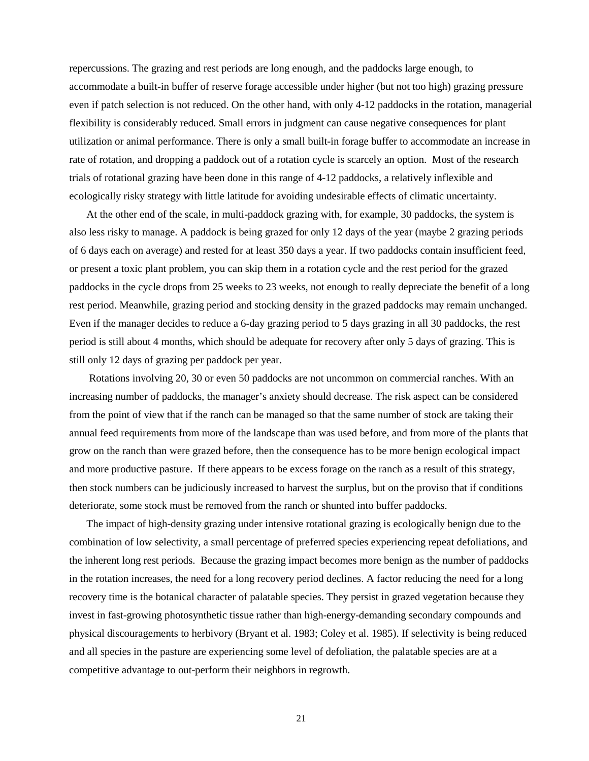repercussions. The grazing and rest periods are long enough, and the paddocks large enough, to accommodate a built-in buffer of reserve forage accessible under higher (but not too high) grazing pressure even if patch selection is not reduced. On the other hand, with only 4-12 paddocks in the rotation, managerial flexibility is considerably reduced. Small errors in judgment can cause negative consequences for plant utilization or animal performance. There is only a small built-in forage buffer to accommodate an increase in rate of rotation, and dropping a paddock out of a rotation cycle is scarcely an option. Most of the research trials of rotational grazing have been done in this range of 4-12 paddocks, a relatively inflexible and ecologically risky strategy with little latitude for avoiding undesirable effects of climatic uncertainty.

At the other end of the scale, in multi-paddock grazing with, for example, 30 paddocks, the system is also less risky to manage. A paddock is being grazed for only 12 days of the year (maybe 2 grazing periods of 6 days each on average) and rested for at least 350 days a year. If two paddocks contain insufficient feed, or present a toxic plant problem, you can skip them in a rotation cycle and the rest period for the grazed paddocks in the cycle drops from 25 weeks to 23 weeks, not enough to really depreciate the benefit of a long rest period. Meanwhile, grazing period and stocking density in the grazed paddocks may remain unchanged. Even if the manager decides to reduce a 6-day grazing period to 5 days grazing in all 30 paddocks, the rest period is still about 4 months, which should be adequate for recovery after only 5 days of grazing. This is still only 12 days of grazing per paddock per year.

Rotations involving 20, 30 or even 50 paddocks are not uncommon on commercial ranches. With an increasing number of paddocks, the manager's anxiety should decrease. The risk aspect can be considered from the point of view that if the ranch can be managed so that the same number of stock are taking their annual feed requirements from more of the landscape than was used before, and from more of the plants that grow on the ranch than were grazed before, then the consequence has to be more benign ecological impact and more productive pasture. If there appears to be excess forage on the ranch as a result of this strategy, then stock numbers can be judiciously increased to harvest the surplus, but on the proviso that if conditions deteriorate, some stock must be removed from the ranch or shunted into buffer paddocks.

The impact of high-density grazing under intensive rotational grazing is ecologically benign due to the combination of low selectivity, a small percentage of preferred species experiencing repeat defoliations, and the inherent long rest periods. Because the grazing impact becomes more benign as the number of paddocks in the rotation increases, the need for a long recovery period declines. A factor reducing the need for a long recovery time is the botanical character of palatable species. They persist in grazed vegetation because they invest in fast-growing photosynthetic tissue rather than high-energy-demanding secondary compounds and physical discouragements to herbivory (Bryant et al. 1983; Coley et al. 1985). If selectivity is being reduced and all species in the pasture are experiencing some level of defoliation, the palatable species are at a competitive advantage to out-perform their neighbors in regrowth.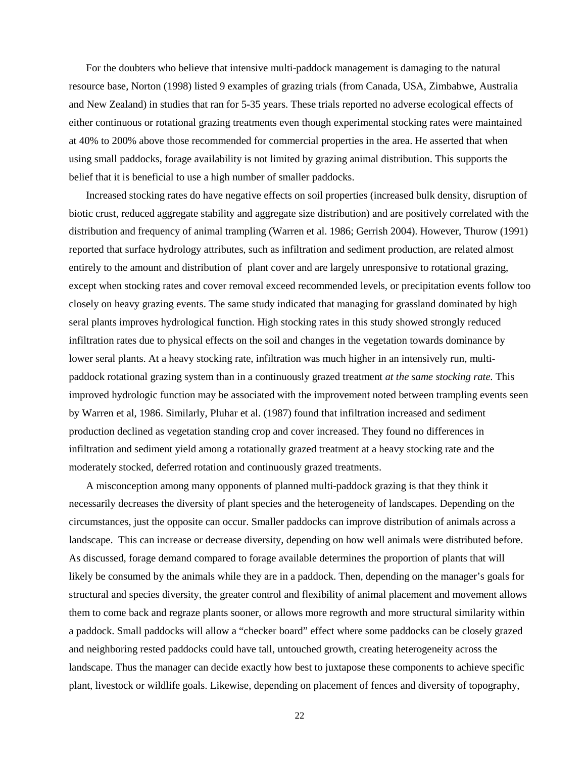For the doubters who believe that intensive multi-paddock management is damaging to the natural resource base, Norton (1998) listed 9 examples of grazing trials (from Canada, USA, Zimbabwe, Australia and New Zealand) in studies that ran for 5-35 years. These trials reported no adverse ecological effects of either continuous or rotational grazing treatments even though experimental stocking rates were maintained at 40% to 200% above those recommended for commercial properties in the area. He asserted that when using small paddocks, forage availability is not limited by grazing animal distribution. This supports the belief that it is beneficial to use a high number of smaller paddocks.

Increased stocking rates do have negative effects on soil properties (increased bulk density, disruption of biotic crust, reduced aggregate stability and aggregate size distribution) and are positively correlated with the distribution and frequency of animal trampling (Warren et al. 1986; Gerrish 2004). However, Thurow (1991) reported that surface hydrology attributes, such as infiltration and sediment production, are related almost entirely to the amount and distribution of plant cover and are largely unresponsive to rotational grazing, except when stocking rates and cover removal exceed recommended levels, or precipitation events follow too closely on heavy grazing events. The same study indicated that managing for grassland dominated by high seral plants improves hydrological function. High stocking rates in this study showed strongly reduced infiltration rates due to physical effects on the soil and changes in the vegetation towards dominance by lower seral plants. At a heavy stocking rate, infiltration was much higher in an intensively run, multi-paddock rotational grazing system than in a continuously grazed treatment *at the same stocking rate.* This improved hydrologic function may be associated with the improvement noted between trampling events seen by Warren et al, 1986. Similarly, Pluhar et al. (1987) found that infiltration increased and sediment production declined as vegetation standing crop and cover increased. They found no differences in infiltration and sediment yield among a rotationally grazed treatment at a heavy stocking rate and the moderately stocked, deferred rotation and continuously grazed treatments.

A misconception among many opponents of planned multi-paddock grazing is that they think it necessarily decreases the diversity of plant species and the heterogeneity of landscapes. Depending on the circumstances, just the opposite can occur. Smaller paddocks can improve distribution of animals across a landscape. This can increase or decrease diversity, depending on how well animals were distributed before. As discussed, forage demand compared to forage available determines the proportion of plants that will likely be consumed by the animals while they are in a paddock. Then, depending on the manager's goals for structural and species diversity, the greater control and flexibility of animal placement and movement allows them to come back and regraze plants sooner, or allows more regrowth and more structural similarity within a paddock. Small paddocks will allow a "checker board" effect where some paddocks can be closely grazed and neighboring rested paddocks could have tall, untouched growth, creating heterogeneity across the landscape. Thus the manager can decide exactly how best to juxtapose these components to achieve specific plant, livestock or wildlife goals. Likewise, depending on placement of fences and diversity of topography,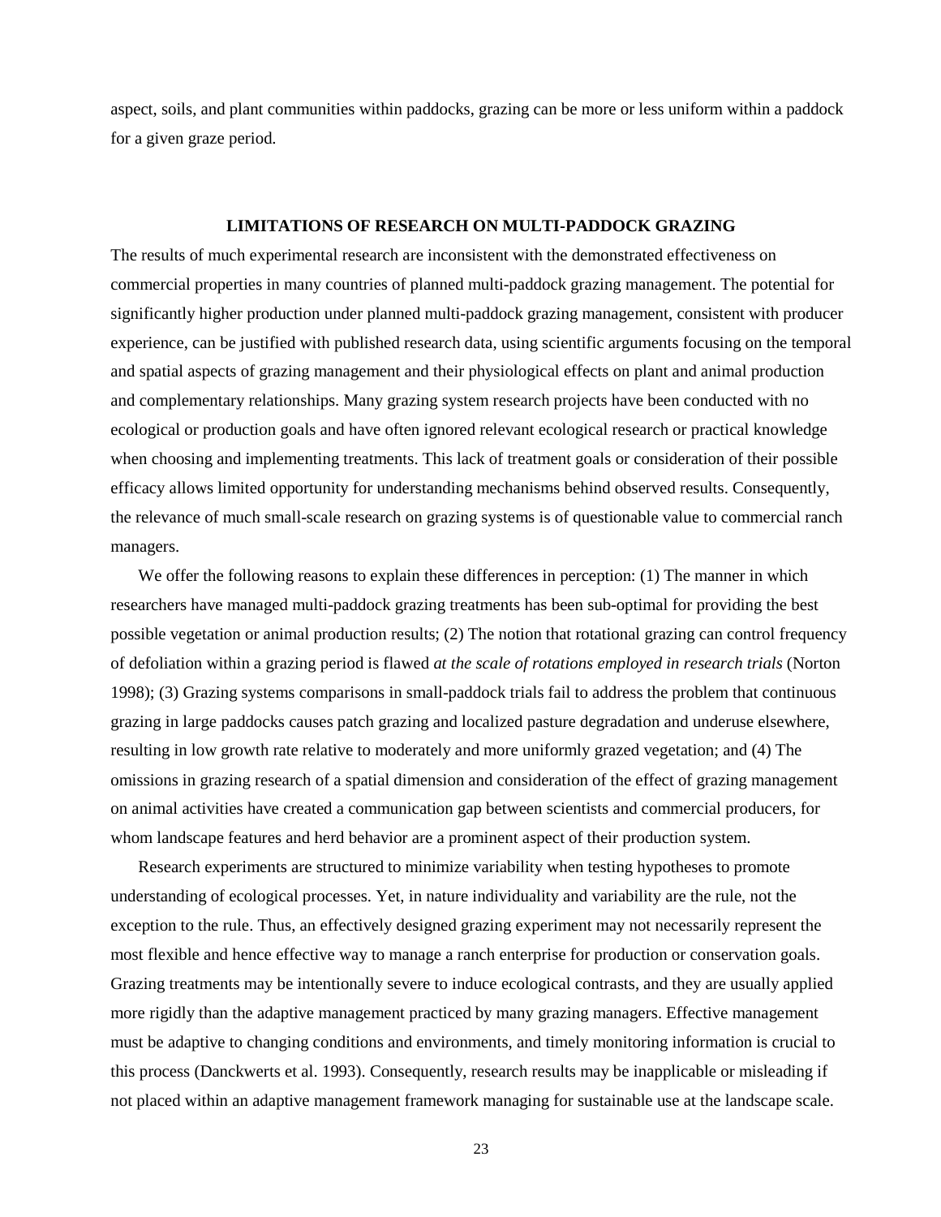aspect, soils, and plant communities within paddocks, grazing can be more or less uniform within a paddock for a given graze period.

## LIMITATIONS OF RESEARCH ON MULTI-PADDOCK GRAZING

The results of much experimental research are inconsistent with the demonstrated effectiveness on commercial properties in many countries of planned multi-paddock grazing management. The potential for significantly higher production under planned multi-paddock grazing management, consistent with producer experience, can be justified with published research data, using scientific arguments focusing on the temporal and spatial aspects of grazing management and their physiological effects on plant and animal production and complementary relationships. Many grazing system research projects have been conducted with no ecological or production goals and have often ignored relevant ecological research or practical knowledge when choosing and implementing treatments. This lack of treatment goals or consideration of their possible efficacy allows limited opportunity for understanding mechanisms behind observed results. Consequently, the relevance of much small-scale research on grazing systems is of questionable value to commercial ranch managers.

We offer the following reasons to explain these differences in perception: (1) The manner in which researchers have managed multi-paddock grazing treatments has been sub-optimal for providing the best possible vegetation or animal production results; (2) The notion that rotational grazing can control frequency of defoliation within a grazing period is flawed *at the scale of rotations employed in research trials* (Norton 1998); (3) Grazing systems comparisons in small-paddock trials fail to address the problem that continuous grazing in large paddocks causes patch grazing and localized pasture degradation and underuse elsewhere, resulting in low growth rate relative to moderately and more uniformly grazed vegetation; and (4) The omissions in grazing research of a spatial dimension and consideration of the effect of grazing management on animal activities have created a communication gap between scientists and commercial producers, for whom landscape features and herd behavior are a prominent aspect of their production system.

Research experiments are structured to minimize variability when testing hypotheses to promote understanding of ecological processes. Yet, in nature individuality and variability are the rule, not the exception to the rule. Thus, an effectively designed grazing experiment may not necessarily represent the most flexible and hence effective way to manage a ranch enterprise for production or conservation goals. Grazing treatments may be intentionally severe to induce ecological contrasts, and they are usually applied more rigidly than the adaptive management practiced by many grazing managers. Effective management must be adaptive to changing conditions and environments, and timely monitoring information is crucial to this process (Danckwerts et al. 1993). Consequently, research results may be inapplicable or misleading if not placed within an adaptive management framework managing for sustainable use at the landscape scale.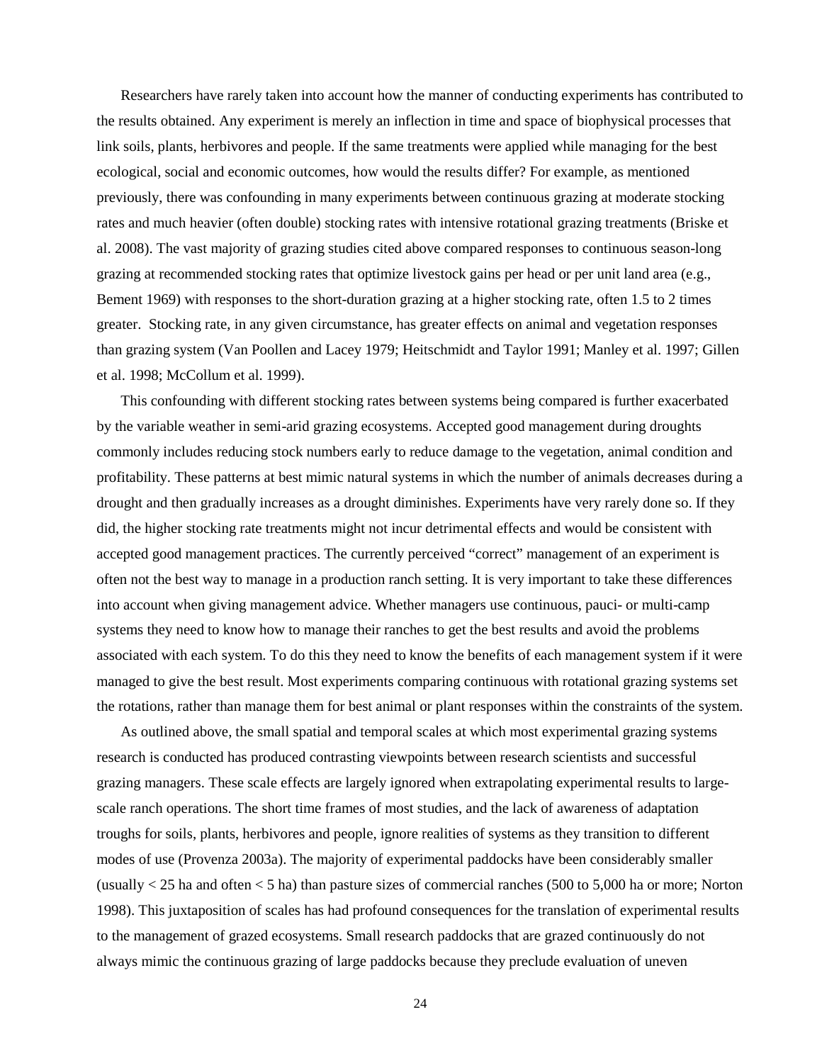Researchers have rarely taken into account how the manner of conducting experiments has contributed to the results obtained. Any experiment is merely an inflection in time and space of biophysical processes that link soils, plants, herbivores and people. If the same treatments were applied while managing for the best ecological, social and economic outcomes, how would the results differ? For example, as mentioned previously, there was confounding in many experiments between continuous grazing at moderate stocking rates and much heavier (often double) stocking rates with intensive rotational grazing treatments (Briske et al. 2008). The vast majority of grazing studies cited above compared responses to continuous season-long grazing at recommended stocking rates that optimize livestock gains per head or per unit land area (e.g., Bement 1969) with responses to the short-duration grazing at a higher stocking rate, often 1.5 to 2 times greater. Stocking rate, in any given circumstance, has greater effects on animal and vegetation responses than grazing system (Van Poollen and Lacey 1979; Heitschmidt and Taylor 1991; Manley et al. 1997; Gillen et al. 1998; McCollum et al. 1999).

This confounding with different stocking rates between systems being compared is further exacerbated by the variable weather in semi-arid grazing ecosystems. Accepted good management during droughts commonly includes reducing stock numbers early to reduce damage to the vegetation, animal condition and profitability. These patterns at best mimic natural systems in which the number of animals decreases during a drought and then gradually increases as a drought diminishes. Experiments have very rarely done so. If they did, the higher stocking rate treatments might not incur detrimental effects and would be consistent with accepted good management practices. The currently perceived "correct" management of an experiment is often not the best way to manage in a production ranch setting. It is very important to take these differences into account when giving management advice. Whether managers use continuous, pauci- or multi-camp systems they need to know how to manage their ranches to get the best results and avoid the problems associated with each system. To do this they need to know the benefits of each management system if it were managed to give the best result. Most experiments comparing continuous with rotational grazing systems set the rotations, rather than manage them for best animal or plant responses within the constraints of the system.

As outlined above, the small spatial and temporal scales at which most experimental grazing systems research is conducted has produced contrasting viewpoints between research scientists and successful grazing managers. These scale effects are largely ignored when extrapolating experimental results to large-scale ranch operations. The short time frames of most studies, and the lack of awareness of adaptation troughs for soils, plants, herbivores and people, ignore realities of systems as they transition to different modes of use (Provenza 2003a). The majority of experimental paddocks have been considerably smaller (usually < 25 ha and often < 5 ha) than pasture sizes of commercial ranches (500 to 5,000 ha or more; Norton 1998). This juxtaposition of scales has had profound consequences for the translation of experimental results to the management of grazed ecosystems. Small research paddocks that are grazed continuously do not always mimic the continuous grazing of large paddocks because they preclude evaluation of uneven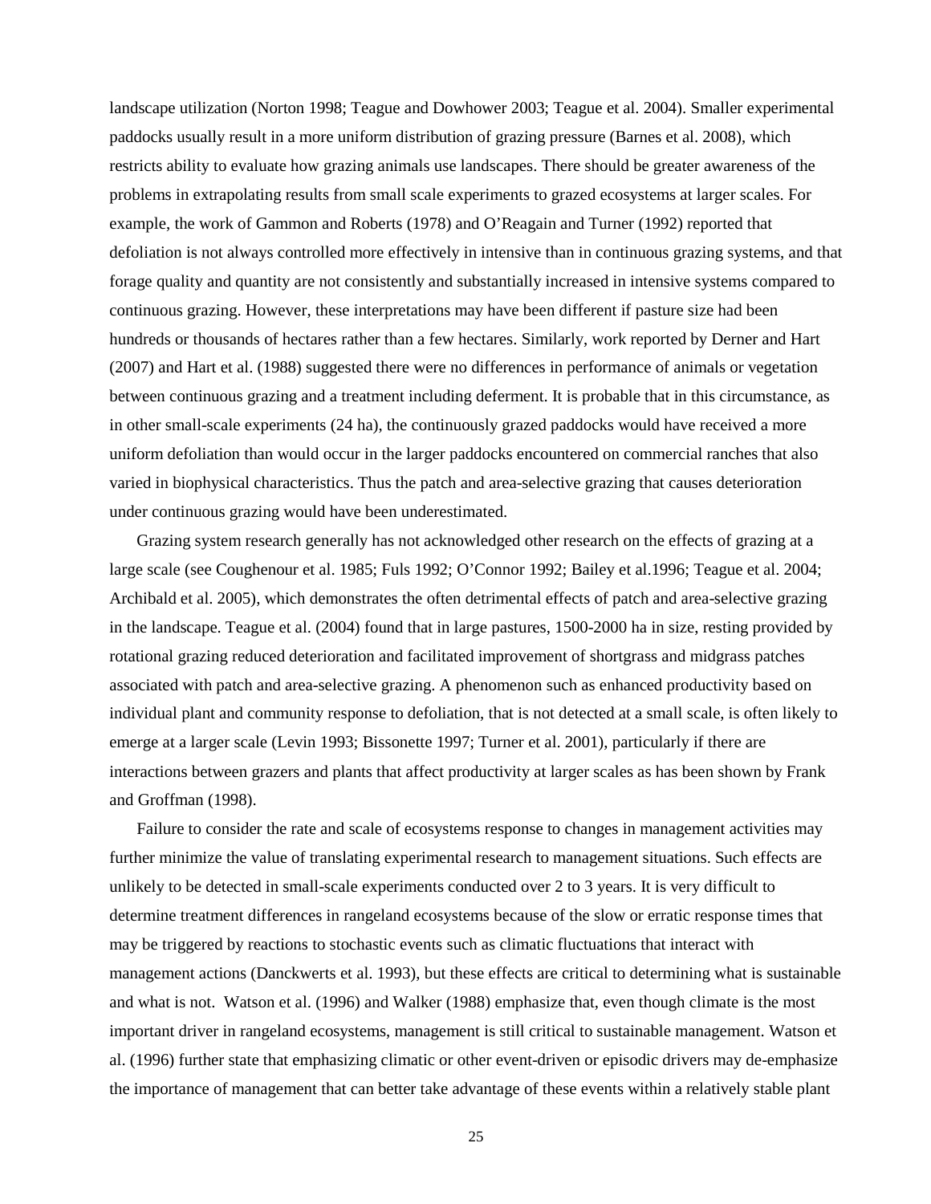landscape utilization (Norton 1998; Teague and Dowhower 2003; Teague et al. 2004). Smaller experimental paddocks usually result in a more uniform distribution of grazing pressure (Barnes et al. 2008), which restricts ability to evaluate how grazing animals use landscapes. There should be greater awareness of the problems in extrapolating results from small scale experiments to grazed ecosystems at larger scales. For example, the work of Gammon and Roberts (1978) and O'Reagain and Turner (1992) reported that defoliation is not always controlled more effectively in intensive than in continuous grazing systems, and that forage quality and quantity are not consistently and substantially increased in intensive systems compared to continuous grazing. However, these interpretations may have been different if pasture size had been hundreds or thousands of hectares rather than a few hectares. Similarly, work reported by Derner and Hart (2007) and Hart et al. (1988) suggested there were no differences in performance of animals or vegetation between continuous grazing and a treatment including deferment. It is probable that in this circumstance, as in other small-scale experiments (24 ha), the continuously grazed paddocks would have received a more uniform defoliation than would occur in the larger paddocks encountered on commercial ranches that also varied in biophysical characteristics. Thus the patch and area-selective grazing that causes deterioration under continuous grazing would have been underestimated.

Grazing system research generally has not acknowledged other research on the effects of grazing at a large scale (see Coughenour et al. 1985; Fuls 1992; O'Connor 1992; Bailey et al.1996; Teague et al. 2004; Archibald et al. 2005), which demonstrates the often detrimental effects of patch and area-selective grazing in the landscape. Teague et al. (2004) found that in large pastures, 1500-2000 ha in size, resting provided by rotational grazing reduced deterioration and facilitated improvement of shortgrass and midgrass patches associated with patch and area-selective grazing. A phenomenon such as enhanced productivity based on individual plant and community response to defoliation, that is not detected at a small scale, is often likely to emerge at a larger scale (Levin 1993; Bissonette 1997; Turner et al. 2001), particularly if there are interactions between grazers and plants that affect productivity at larger scales as has been shown by Frank and Groffman (1998).

Failure to consider the rate and scale of ecosystems response to changes in management activities may further minimize the value of translating experimental research to management situations. Such effects are unlikely to be detected in small-scale experiments conducted over 2 to 3 years. It is very difficult to determine treatment differences in rangeland ecosystems because of the slow or erratic response times that may be triggered by reactions to stochastic events such as climatic fluctuations that interact with management actions (Danckwerts et al. 1993), but these effects are critical to determining what is sustainable and what is not. Watson et al. (1996) and Walker (1988) emphasize that, even though climate is the most important driver in rangeland ecosystems, management is still critical to sustainable management. Watson et al. (1996) further state that emphasizing climatic or other event-driven or episodic drivers may de-emphasize the importance of management that can better take advantage of these events within a relatively stable plant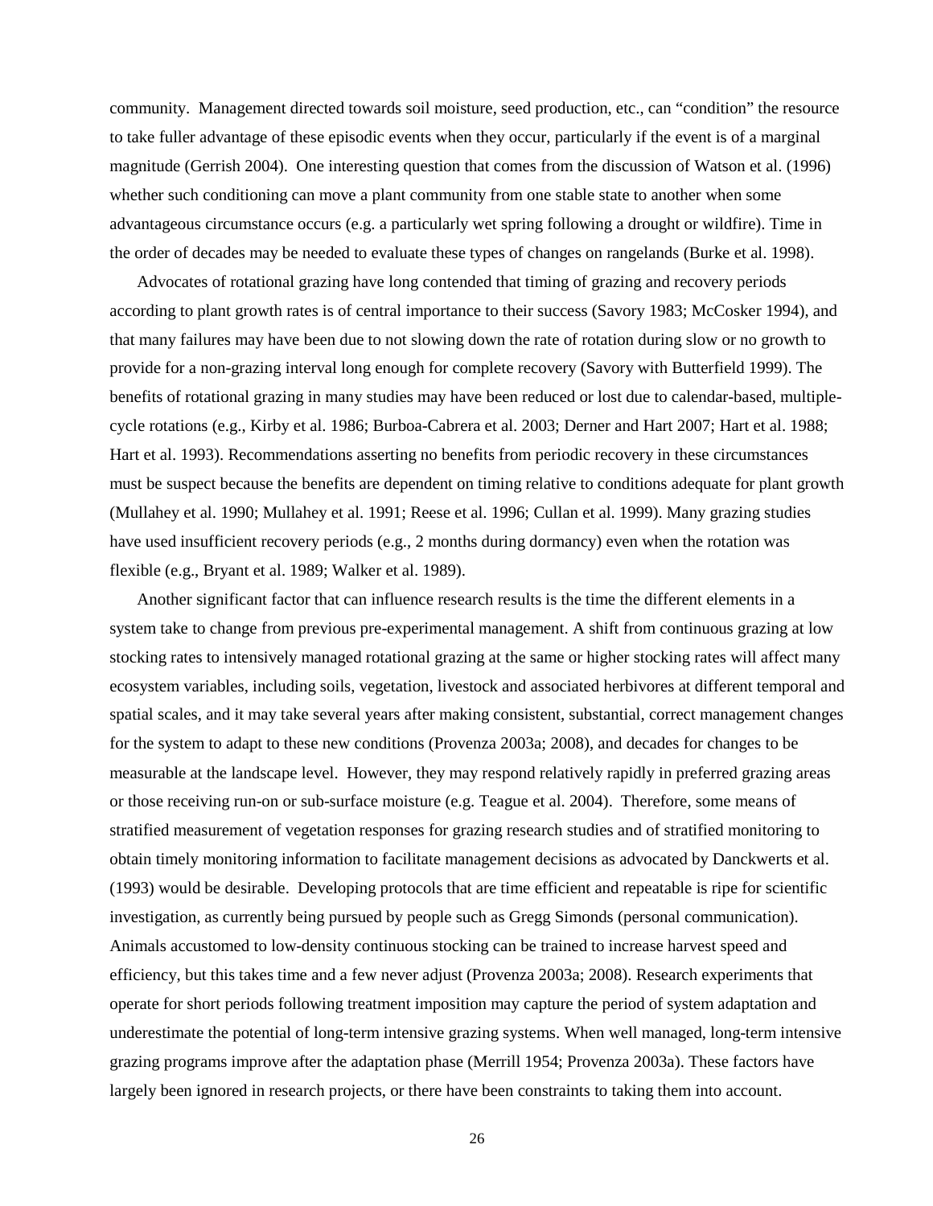community. Management directed towards soil moisture, seed production, etc., can "condition" the resource to take fuller advantage of these episodic events when they occur, particularly if the event is of a marginal magnitude (Gerrish 2004). One interesting question that comes from the discussion of Watson et al. (1996) whether such conditioning can move a plant community from one stable state to another when some advantageous circumstance occurs (e.g. a particularly wet spring following a drought or wildfire). Time in the order of decades may be needed to evaluate these types of changes on rangelands (Burke et al. 1998).

Advocates of rotational grazing have long contended that timing of grazing and recovery periods according to plant growth rates is of central importance to their success (Savory 1983; McCosker 1994), and that many failures may have been due to not slowing down the rate of rotation during slow or no growth to provide for a non-grazing interval long enough for complete recovery (Savory with Butterfield 1999). The benefits of rotational grazing in many studies may have been reduced or lost due to calendar-based, multiple-cycle rotations (e.g., Kirby et al. 1986; Burboa-Cabrera et al. 2003; Derner and Hart 2007; Hart et al. 1988; Hart et al. 1993). Recommendations asserting no benefits from periodic recovery in these circumstances must be suspect because the benefits are dependent on timing relative to conditions adequate for plant growth (Mullahey et al. 1990; Mullahey et al. 1991; Reese et al. 1996; Cullan et al. 1999). Many grazing studies have used insufficient recovery periods (e.g., 2 months during dormancy) even when the rotation was flexible (e.g., Bryant et al. 1989; Walker et al. 1989).

Another significant factor that can influence research results is the time the different elements in a system take to change from previous pre-experimental management. A shift from continuous grazing at low stocking rates to intensively managed rotational grazing at the same or higher stocking rates will affect many ecosystem variables, including soils, vegetation, livestock and associated herbivores at different temporal and spatial scales, and it may take several years after making consistent, substantial, correct management changes for the system to adapt to these new conditions (Provenza 2003a; 2008), and decades for changes to be measurable at the landscape level. However, they may respond relatively rapidly in preferred grazing areas or those receiving run-on or sub-surface moisture (e.g. Teague et al. 2004). Therefore, some means of stratified measurement of vegetation responses for grazing research studies and of stratified monitoring to obtain timely monitoring information to facilitate management decisions as advocated by Danckwerts et al. (1993) would be desirable. Developing protocols that are time efficient and repeatable is ripe for scientific investigation, as currently being pursued by people such as Gregg Simonds (personal communication). Animals accustomed to low-density continuous stocking can be trained to increase harvest speed and efficiency, but this takes time and a few never adjust (Provenza 2003a; 2008). Research experiments that operate for short periods following treatment imposition may capture the period of system adaptation and underestimate the potential of long-term intensive grazing systems. When well managed, long-term intensive grazing programs improve after the adaptation phase (Merrill 1954; Provenza 2003a). These factors have largely been ignored in research projects, or there have been constraints to taking them into account.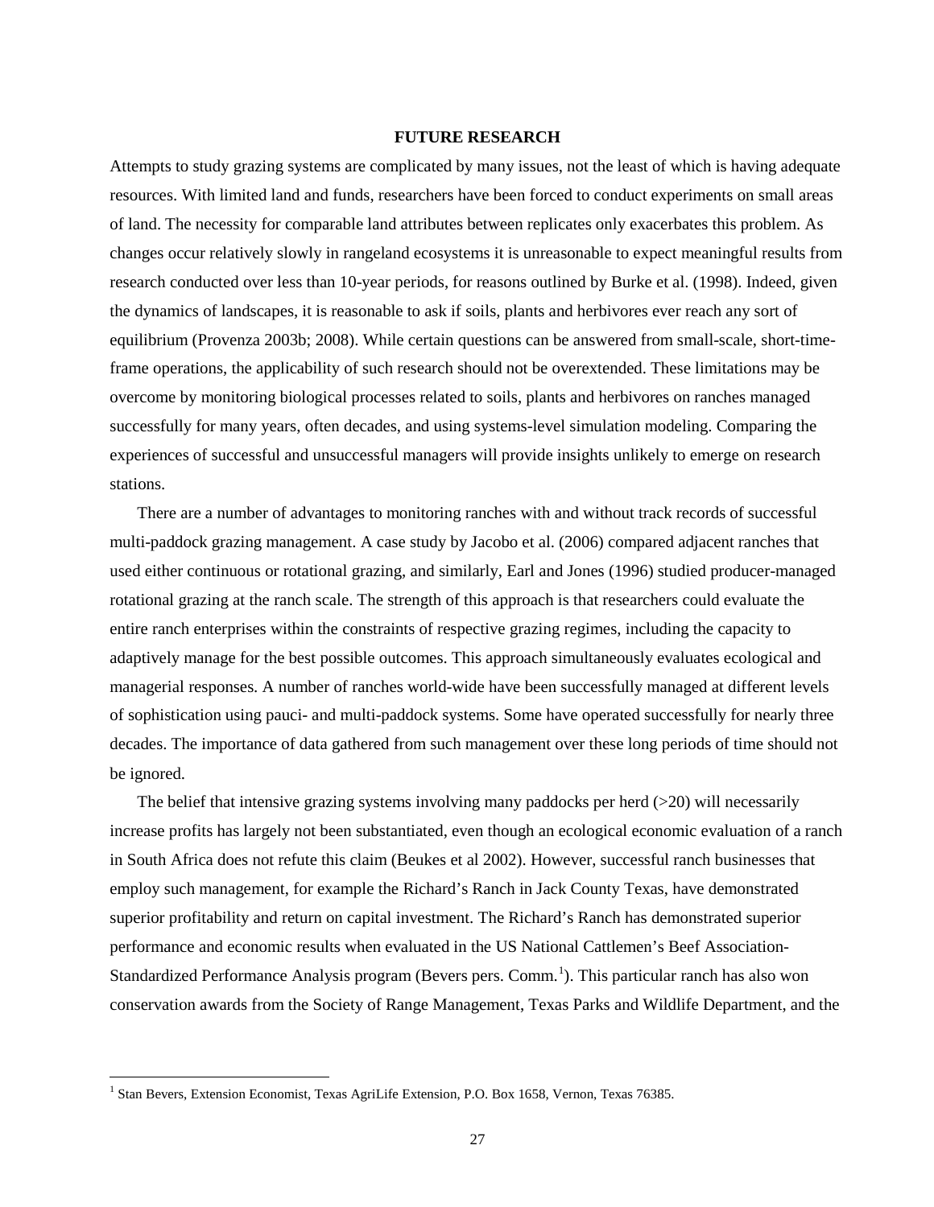## FUTURE RESEARCH

Attempts to study grazing systems are complicated by many issues, not the least of which is having adequate resources. With limited land and funds, researchers have been forced to conduct experiments on small areas of land. The necessity for comparable land attributes between replicates only exacerbates this problem. As changes occur relatively slowly in rangeland ecosystems it is unreasonable to expect meaningful results from research conducted over less than 10-year periods, for reasons outlined by Burke et al. (1998). Indeed, given the dynamics of landscapes, it is reasonable to ask if soils, plants and herbivores ever reach any sort of equilibrium (Provenza 2003b; 2008). While certain questions can be answered from small-scale, short-time-frame operations, the applicability of such research should not be overextended. These limitations may be overcome by monitoring biological processes related to soils, plants and herbivores on ranches managed successfully for many years, often decades, and using systems-level simulation modeling. Comparing the experiences of successful and unsuccessful managers will provide insights unlikely to emerge on research stations.

There are a number of advantages to monitoring ranches with and without track records of successful multi-paddock grazing management. A case study by Jacobo et al. (2006) compared adjacent ranches that used either continuous or rotational grazing, and similarly, Earl and Jones (1996) studied producer-managed rotational grazing at the ranch scale. The strength of this approach is that researchers could evaluate the entire ranch enterprises within the constraints of respective grazing regimes, including the capacity to adaptively manage for the best possible outcomes. This approach simultaneously evaluates ecological and managerial responses. A number of ranches world-wide have been successfully managed at different levels of sophistication using pauci- and multi-paddock systems. Some have operated successfully for nearly three decades. The importance of data gathered from such management over these long periods of time should not be ignored.

The belief that intensive grazing systems involving many paddocks per herd (>20) will necessarily increase profits has largely not been substantiated, even though an ecological economic evaluation of a ranch in South Africa does not refute this claim (Beukes et al 2002). However, successful ranch businesses that employ such management, for example the Richard's Ranch in Jack County Texas, have demonstrated superior profitability and return on capital investment. The Richard's Ranch has demonstrated superior performance and economic results when evaluated in the US National Cattlemen's Beef Association-Standardized Performance Analysis program (Bevers pers. Comm.[1]). This particular ranch has also won conservation awards from the Society of Range Management, Texas Parks and Wildlife Department, and the

[1] Stan Bevers, Extension Economist, Texas AgriLife Extension, P.O. Box 1658, Vernon, Texas 76385.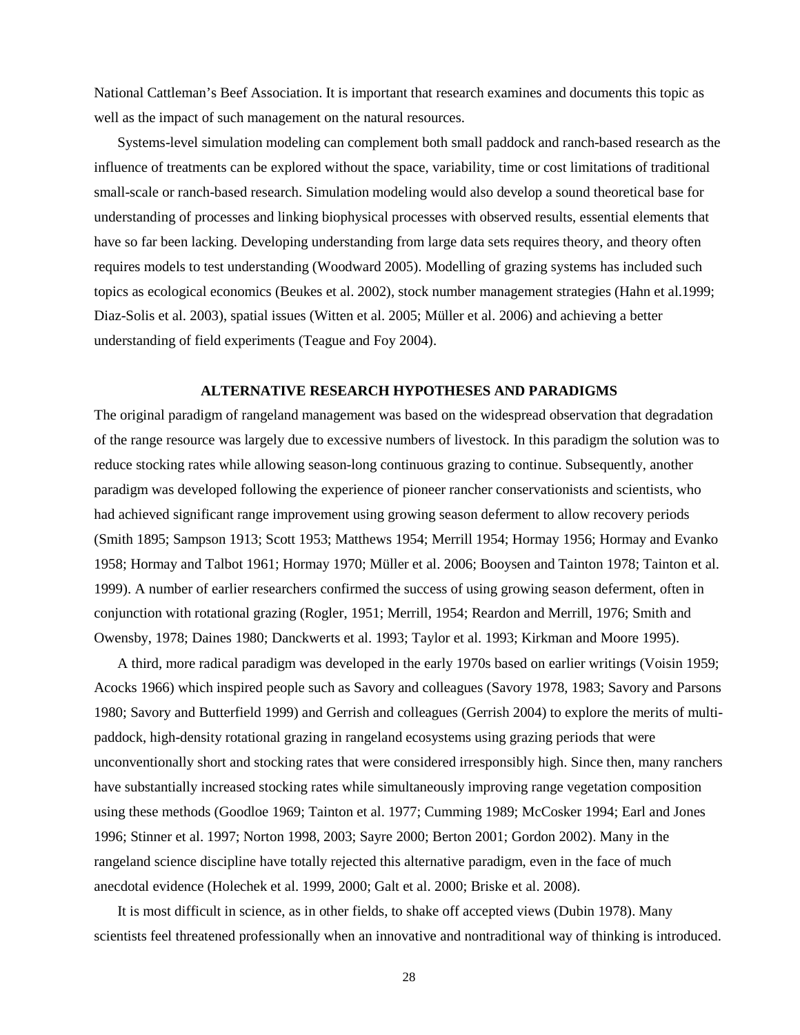National Cattleman's Beef Association. It is important that research examines and documents this topic as well as the impact of such management on the natural resources.

Systems-level simulation modeling can complement both small paddock and ranch-based research as the influence of treatments can be explored without the space, variability, time or cost limitations of traditional small-scale or ranch-based research. Simulation modeling would also develop a sound theoretical base for understanding of processes and linking biophysical processes with observed results, essential elements that have so far been lacking. Developing understanding from large data sets requires theory, and theory often requires models to test understanding (Woodward 2005). Modelling of grazing systems has included such topics as ecological economics (Beukes et al. 2002), stock number management strategies (Hahn et al.1999; Diaz-Solis et al. 2003), spatial issues (Witten et al. 2005; Müller et al. 2006) and achieving a better understanding of field experiments (Teague and Foy 2004).

## ALTERNATIVE RESEARCH HYPOTHESES AND PARADIGMS

The original paradigm of rangeland management was based on the widespread observation that degradation of the range resource was largely due to excessive numbers of livestock. In this paradigm the solution was to reduce stocking rates while allowing season-long continuous grazing to continue. Subsequently, another paradigm was developed following the experience of pioneer rancher conservationists and scientists, who had achieved significant range improvement using growing season deferment to allow recovery periods (Smith 1895; Sampson 1913; Scott 1953; Matthews 1954; Merrill 1954; Hormay 1956; Hormay and Evanko 1958; Hormay and Talbot 1961; Hormay 1970; Müller et al. 2006; Booysen and Tainton 1978; Tainton et al. 1999). A number of earlier researchers confirmed the success of using growing season deferment, often in conjunction with rotational grazing (Rogler, 1951; Merrill, 1954; Reardon and Merrill, 1976; Smith and Owensby, 1978; Daines 1980; Danckwerts et al. 1993; Taylor et al. 1993; Kirkman and Moore 1995).

A third, more radical paradigm was developed in the early 1970s based on earlier writings (Voisin 1959; Acocks 1966) which inspired people such as Savory and colleagues (Savory 1978, 1983; Savory and Parsons 1980; Savory and Butterfield 1999) and Gerrish and colleagues (Gerrish 2004) to explore the merits of multi-paddock, high-density rotational grazing in rangeland ecosystems using grazing periods that were unconventionally short and stocking rates that were considered irresponsibly high. Since then, many ranchers have substantially increased stocking rates while simultaneously improving range vegetation composition using these methods (Goodloe 1969; Tainton et al. 1977; Cumming 1989; McCosker 1994; Earl and Jones 1996; Stinner et al. 1997; Norton 1998, 2003; Sayre 2000; Berton 2001; Gordon 2002). Many in the rangeland science discipline have totally rejected this alternative paradigm, even in the face of much anecdotal evidence (Holechek et al. 1999, 2000; Galt et al. 2000; Briske et al. 2008).

It is most difficult in science, as in other fields, to shake off accepted views (Dubin 1978). Many scientists feel threatened professionally when an innovative and nontraditional way of thinking is introduced.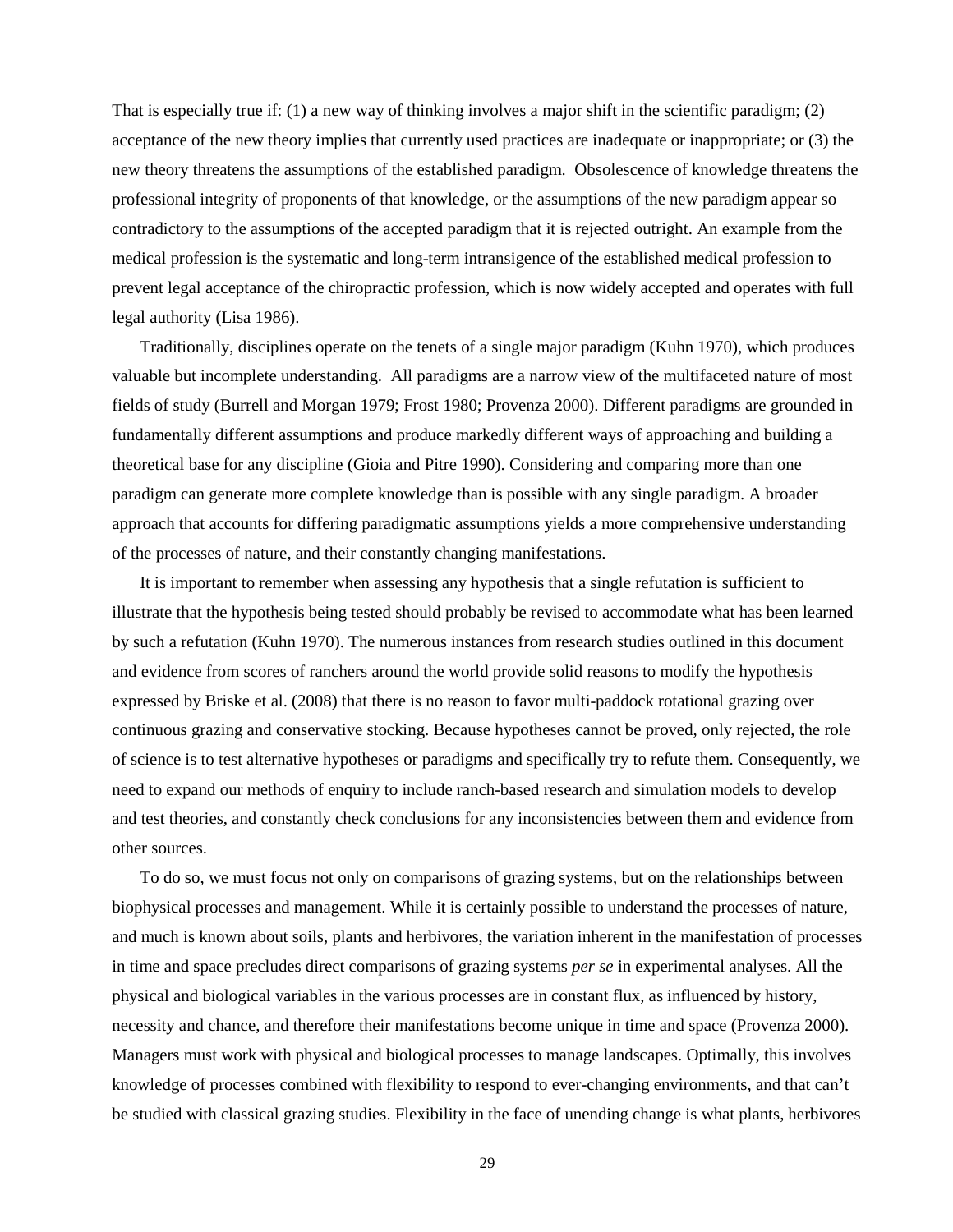That is especially true if: (1) a new way of thinking involves a major shift in the scientific paradigm; (2) acceptance of the new theory implies that currently used practices are inadequate or inappropriate; or (3) the new theory threatens the assumptions of the established paradigm. Obsolescence of knowledge threatens the professional integrity of proponents of that knowledge, or the assumptions of the new paradigm appear so contradictory to the assumptions of the accepted paradigm that it is rejected outright. An example from the medical profession is the systematic and long-term intransigence of the established medical profession to prevent legal acceptance of the chiropractic profession, which is now widely accepted and operates with full legal authority (Lisa 1986).

Traditionally, disciplines operate on the tenets of a single major paradigm (Kuhn 1970), which produces valuable but incomplete understanding. All paradigms are a narrow view of the multifaceted nature of most fields of study (Burrell and Morgan 1979; Frost 1980; Provenza 2000). Different paradigms are grounded in fundamentally different assumptions and produce markedly different ways of approaching and building a theoretical base for any discipline (Gioia and Pitre 1990). Considering and comparing more than one paradigm can generate more complete knowledge than is possible with any single paradigm. A broader approach that accounts for differing paradigmatic assumptions yields a more comprehensive understanding of the processes of nature, and their constantly changing manifestations.

It is important to remember when assessing any hypothesis that a single refutation is sufficient to illustrate that the hypothesis being tested should probably be revised to accommodate what has been learned by such a refutation (Kuhn 1970). The numerous instances from research studies outlined in this document and evidence from scores of ranchers around the world provide solid reasons to modify the hypothesis expressed by Briske et al. (2008) that there is no reason to favor multi-paddock rotational grazing over continuous grazing and conservative stocking. Because hypotheses cannot be proved, only rejected, the role of science is to test alternative hypotheses or paradigms and specifically try to refute them. Consequently, we need to expand our methods of enquiry to include ranch-based research and simulation models to develop and test theories, and constantly check conclusions for any inconsistencies between them and evidence from other sources.

To do so, we must focus not only on comparisons of grazing systems, but on the relationships between biophysical processes and management. While it is certainly possible to understand the processes of nature, and much is known about soils, plants and herbivores, the variation inherent in the manifestation of processes in time and space precludes direct comparisons of grazing systems *per se* in experimental analyses. All the physical and biological variables in the various processes are in constant flux, as influenced by history, necessity and chance, and therefore their manifestations become unique in time and space (Provenza 2000). Managers must work with physical and biological processes to manage landscapes. Optimally, this involves knowledge of processes combined with flexibility to respond to ever-changing environments, and that can't be studied with classical grazing studies. Flexibility in the face of unending change is what plants, herbivores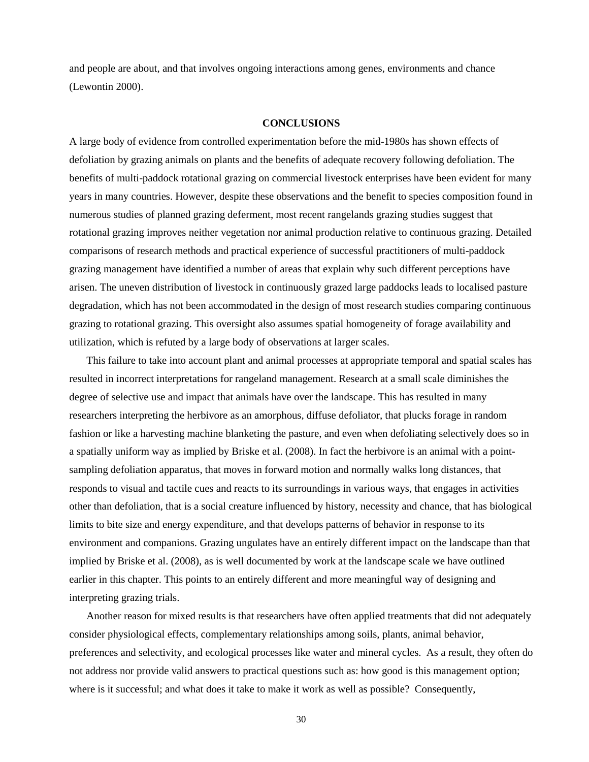and people are about, and that involves ongoing interactions among genes, environments and chance (Lewontin 2000).

## CONCLUSIONS

A large body of evidence from controlled experimentation before the mid-1980s has shown effects of defoliation by grazing animals on plants and the benefits of adequate recovery following defoliation. The benefits of multi-paddock rotational grazing on commercial livestock enterprises have been evident for many years in many countries. However, despite these observations and the benefit to species composition found in numerous studies of planned grazing deferment, most recent rangelands grazing studies suggest that rotational grazing improves neither vegetation nor animal production relative to continuous grazing. Detailed comparisons of research methods and practical experience of successful practitioners of multi-paddock grazing management have identified a number of areas that explain why such different perceptions have arisen. The uneven distribution of livestock in continuously grazed large paddocks leads to localised pasture degradation, which has not been accommodated in the design of most research studies comparing continuous grazing to rotational grazing. This oversight also assumes spatial homogeneity of forage availability and utilization, which is refuted by a large body of observations at larger scales.

This failure to take into account plant and animal processes at appropriate temporal and spatial scales has resulted in incorrect interpretations for rangeland management. Research at a small scale diminishes the degree of selective use and impact that animals have over the landscape. This has resulted in many researchers interpreting the herbivore as an amorphous, diffuse defoliator, that plucks forage in random fashion or like a harvesting machine blanketing the pasture, and even when defoliating selectively does so in a spatially uniform way as implied by Briske et al. (2008). In fact the herbivore is an animal with a point-sampling defoliation apparatus, that moves in forward motion and normally walks long distances, that responds to visual and tactile cues and reacts to its surroundings in various ways, that engages in activities other than defoliation, that is a social creature influenced by history, necessity and chance, that has biological limits to bite size and energy expenditure, and that develops patterns of behavior in response to its environment and companions. Grazing ungulates have an entirely different impact on the landscape than that implied by Briske et al. (2008), as is well documented by work at the landscape scale we have outlined earlier in this chapter. This points to an entirely different and more meaningful way of designing and interpreting grazing trials.

Another reason for mixed results is that researchers have often applied treatments that did not adequately consider physiological effects, complementary relationships among soils, plants, animal behavior, preferences and selectivity, and ecological processes like water and mineral cycles. As a result, they often do not address nor provide valid answers to practical questions such as: how good is this management option; where is it successful; and what does it take to make it work as well as possible? Consequently,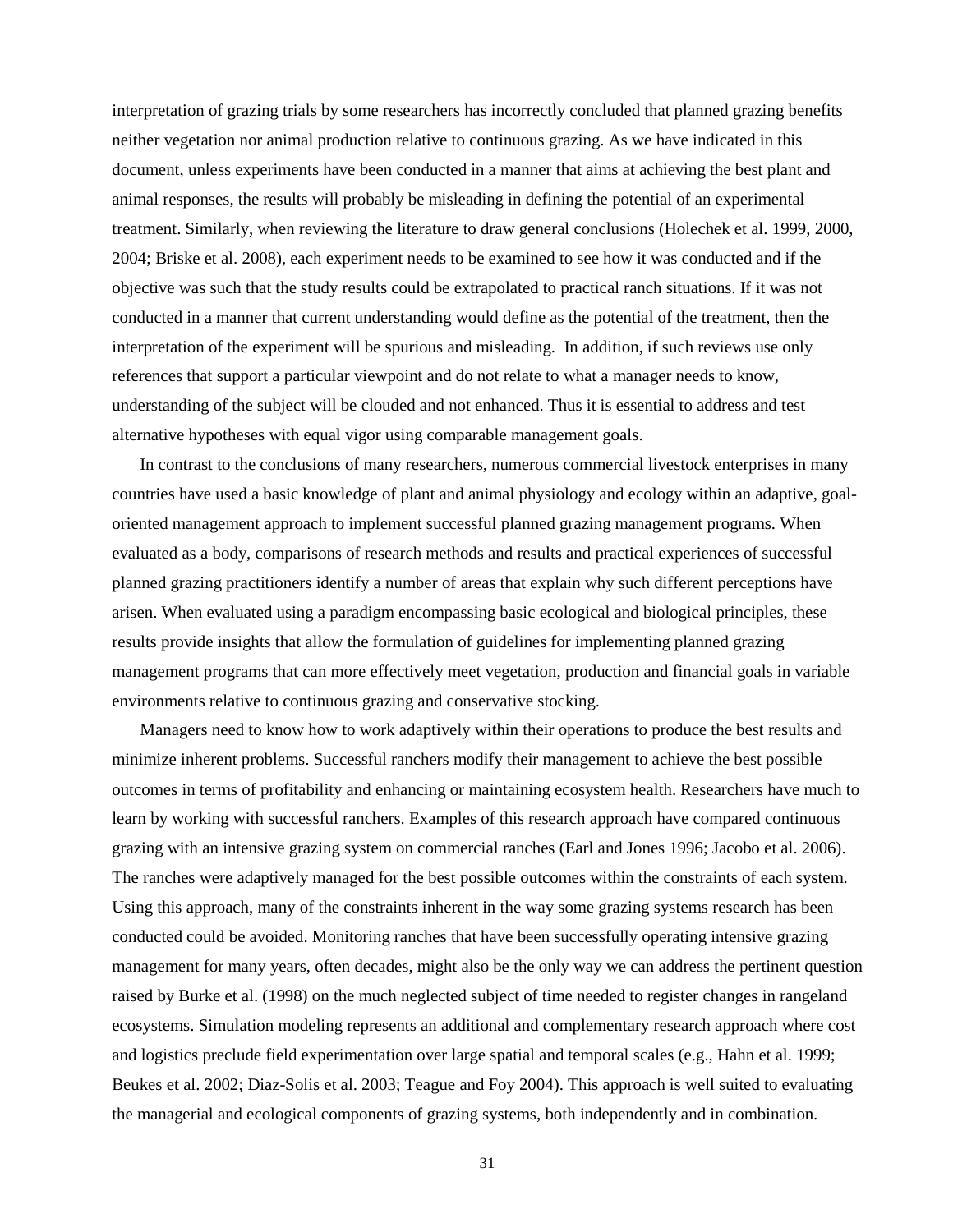interpretation of grazing trials by some researchers has incorrectly concluded that planned grazing benefits neither vegetation nor animal production relative to continuous grazing. As we have indicated in this document, unless experiments have been conducted in a manner that aims at achieving the best plant and animal responses, the results will probably be misleading in defining the potential of an experimental treatment. Similarly, when reviewing the literature to draw general conclusions (Holechek et al. 1999, 2000, 2004; Briske et al. 2008), each experiment needs to be examined to see how it was conducted and if the objective was such that the study results could be extrapolated to practical ranch situations. If it was not conducted in a manner that current understanding would define as the potential of the treatment, then the interpretation of the experiment will be spurious and misleading. In addition, if such reviews use only references that support a particular viewpoint and do not relate to what a manager needs to know, understanding of the subject will be clouded and not enhanced. Thus it is essential to address and test alternative hypotheses with equal vigor using comparable management goals.

In contrast to the conclusions of many researchers, numerous commercial livestock enterprises in many countries have used a basic knowledge of plant and animal physiology and ecology within an adaptive, goal-oriented management approach to implement successful planned grazing management programs. When evaluated as a body, comparisons of research methods and results and practical experiences of successful planned grazing practitioners identify a number of areas that explain why such different perceptions have arisen. When evaluated using a paradigm encompassing basic ecological and biological principles, these results provide insights that allow the formulation of guidelines for implementing planned grazing management programs that can more effectively meet vegetation, production and financial goals in variable environments relative to continuous grazing and conservative stocking.

Managers need to know how to work adaptively within their operations to produce the best results and minimize inherent problems. Successful ranchers modify their management to achieve the best possible outcomes in terms of profitability and enhancing or maintaining ecosystem health. Researchers have much to learn by working with successful ranchers. Examples of this research approach have compared continuous grazing with an intensive grazing system on commercial ranches (Earl and Jones 1996; Jacobo et al. 2006). The ranches were adaptively managed for the best possible outcomes within the constraints of each system. Using this approach, many of the constraints inherent in the way some grazing systems research has been conducted could be avoided. Monitoring ranches that have been successfully operating intensive grazing management for many years, often decades, might also be the only way we can address the pertinent question raised by Burke et al. (1998) on the much neglected subject of time needed to register changes in rangeland ecosystems. Simulation modeling represents an additional and complementary research approach where cost and logistics preclude field experimentation over large spatial and temporal scales (e.g., Hahn et al. 1999; Beukes et al. 2002; Diaz-Solis et al. 2003; Teague and Foy 2004). This approach is well suited to evaluating the managerial and ecological components of grazing systems, both independently and in combination.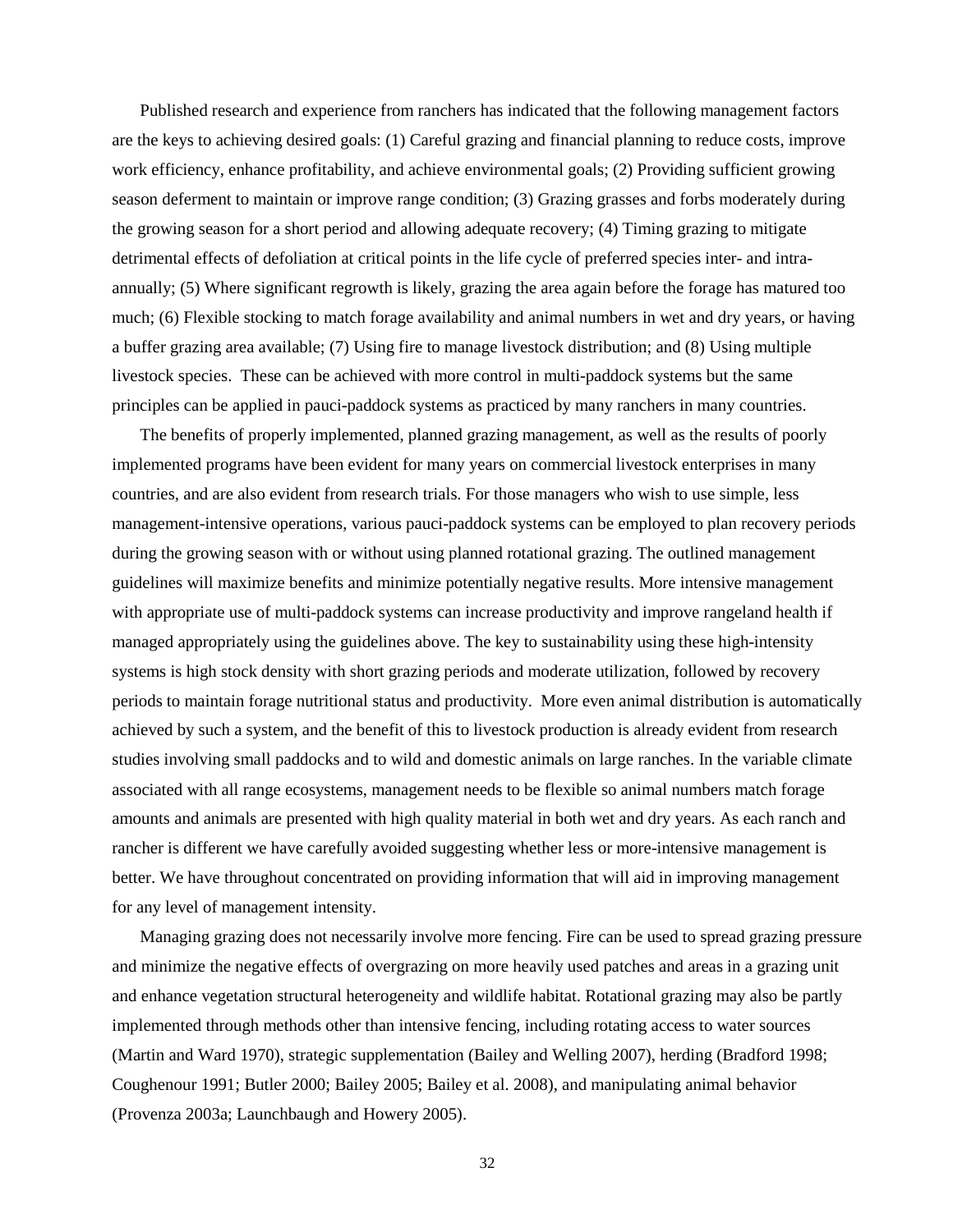Published research and experience from ranchers has indicated that the following management factors are the keys to achieving desired goals: (1) Careful grazing and financial planning to reduce costs, improve work efficiency, enhance profitability, and achieve environmental goals; (2) Providing sufficient growing season deferment to maintain or improve range condition; (3) Grazing grasses and forbs moderately during the growing season for a short period and allowing adequate recovery; (4) Timing grazing to mitigate detrimental effects of defoliation at critical points in the life cycle of preferred species inter- and intra-annually; (5) Where significant regrowth is likely, grazing the area again before the forage has matured too much; (6) Flexible stocking to match forage availability and animal numbers in wet and dry years, or having a buffer grazing area available; (7) Using fire to manage livestock distribution; and (8) Using multiple livestock species. These can be achieved with more control in multi-paddock systems but the same principles can be applied in pauci-paddock systems as practiced by many ranchers in many countries.

The benefits of properly implemented, planned grazing management, as well as the results of poorly implemented programs have been evident for many years on commercial livestock enterprises in many countries, and are also evident from research trials. For those managers who wish to use simple, less management-intensive operations, various pauci-paddock systems can be employed to plan recovery periods during the growing season with or without using planned rotational grazing. The outlined management guidelines will maximize benefits and minimize potentially negative results. More intensive management with appropriate use of multi-paddock systems can increase productivity and improve rangeland health if managed appropriately using the guidelines above. The key to sustainability using these high-intensity systems is high stock density with short grazing periods and moderate utilization, followed by recovery periods to maintain forage nutritional status and productivity. More even animal distribution is automatically achieved by such a system, and the benefit of this to livestock production is already evident from research studies involving small paddocks and to wild and domestic animals on large ranches. In the variable climate associated with all range ecosystems, management needs to be flexible so animal numbers match forage amounts and animals are presented with high quality material in both wet and dry years. As each ranch and rancher is different we have carefully avoided suggesting whether less or more-intensive management is better. We have throughout concentrated on providing information that will aid in improving management for any level of management intensity.

Managing grazing does not necessarily involve more fencing. Fire can be used to spread grazing pressure and minimize the negative effects of overgrazing on more heavily used patches and areas in a grazing unit and enhance vegetation structural heterogeneity and wildlife habitat. Rotational grazing may also be partly implemented through methods other than intensive fencing, including rotating access to water sources (Martin and Ward 1970), strategic supplementation (Bailey and Welling 2007), herding (Bradford 1998; Coughenour 1991; Butler 2000; Bailey 2005; Bailey et al. 2008), and manipulating animal behavior (Provenza 2003a; Launchbaugh and Howery 2005).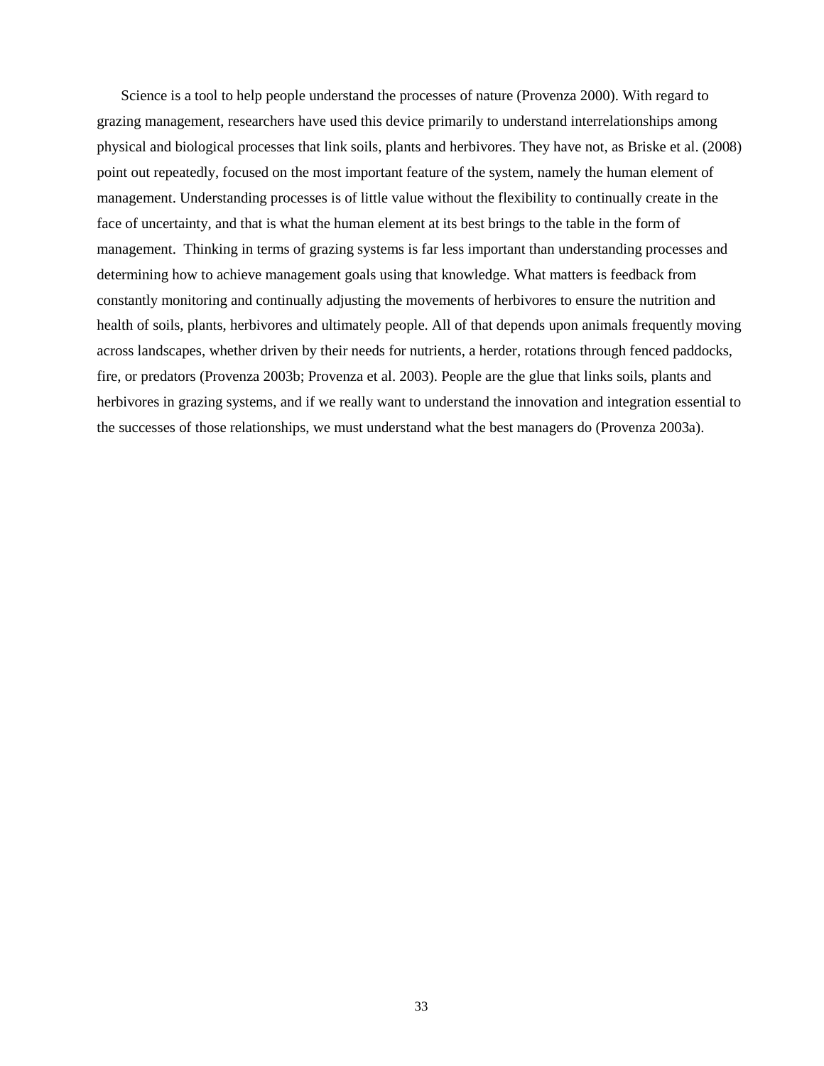Science is a tool to help people understand the processes of nature (Provenza 2000). With regard to grazing management, researchers have used this device primarily to understand interrelationships among physical and biological processes that link soils, plants and herbivores. They have not, as Briske et al. (2008) point out repeatedly, focused on the most important feature of the system, namely the human element of management. Understanding processes is of little value without the flexibility to continually create in the face of uncertainty, and that is what the human element at its best brings to the table in the form of management. Thinking in terms of grazing systems is far less important than understanding processes and determining how to achieve management goals using that knowledge. What matters is feedback from constantly monitoring and continually adjusting the movements of herbivores to ensure the nutrition and health of soils, plants, herbivores and ultimately people. All of that depends upon animals frequently moving across landscapes, whether driven by their needs for nutrients, a herder, rotations through fenced paddocks, fire, or predators (Provenza 2003b; Provenza et al. 2003). People are the glue that links soils, plants and herbivores in grazing systems, and if we really want to understand the innovation and integration essential to the successes of those relationships, we must understand what the best managers do (Provenza 2003a).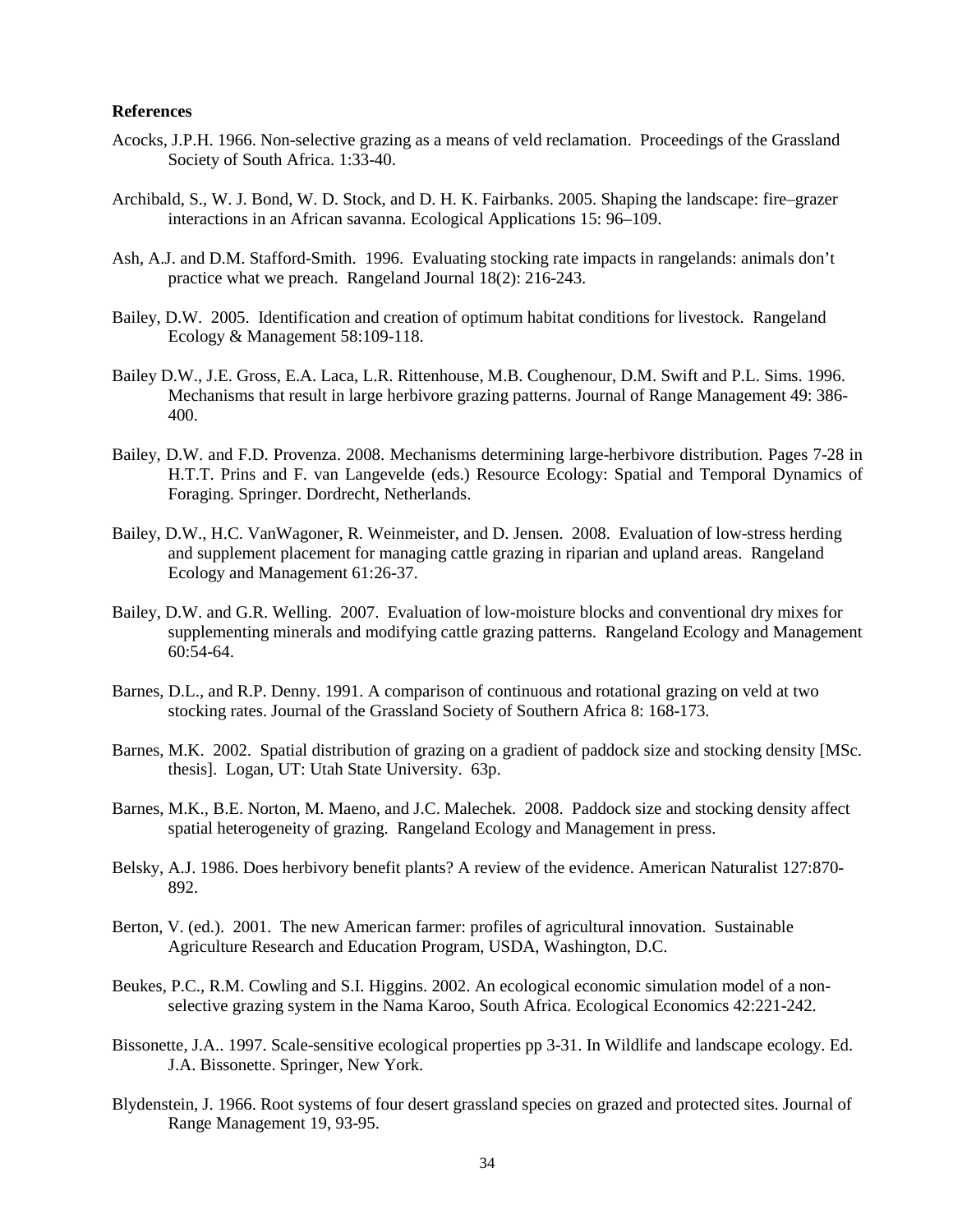**References**

Acocks, J.P.H. 1966. Non-selective grazing as a means of veld reclamation. Proceedings of the Grassland Society of South Africa. 1:33-40.

Archibald, S., W. J. Bond, W. D. Stock, and D. H. K. Fairbanks. 2005. Shaping the landscape: fire–grazer interactions in an African savanna. Ecological Applications 15: 96–109.

Ash, A.J. and D.M. Stafford-Smith. 1996. Evaluating stocking rate impacts in rangelands: animals don't practice what we preach. Rangeland Journal 18(2): 216-243.

Bailey, D.W. 2005. Identification and creation of optimum habitat conditions for livestock. Rangeland Ecology & Management 58:109-118.

Bailey D.W., J.E. Gross, E.A. Laca, L.R. Rittenhouse, M.B. Coughenour, D.M. Swift and P.L. Sims. 1996. Mechanisms that result in large herbivore grazing patterns. Journal of Range Management 49: 386-400.

Bailey, D.W. and F.D. Provenza. 2008. Mechanisms determining large-herbivore distribution. Pages 7-28 in H.T.T. Prins and F. van Langevelde (eds.) Resource Ecology: Spatial and Temporal Dynamics of Foraging. Springer. Dordrecht, Netherlands.

Bailey, D.W., H.C. VanWagoner, R. Weinmeister, and D. Jensen. 2008. Evaluation of low-stress herding and supplement placement for managing cattle grazing in riparian and upland areas. Rangeland Ecology and Management 61:26-37.

Bailey, D.W. and G.R. Welling. 2007. Evaluation of low-moisture blocks and conventional dry mixes for supplementing minerals and modifying cattle grazing patterns. Rangeland Ecology and Management 60:54-64.

Barnes, D.L., and R.P. Denny. 1991. A comparison of continuous and rotational grazing on veld at two stocking rates. Journal of the Grassland Society of Southern Africa 8: 168-173.

Barnes, M.K. 2002. Spatial distribution of grazing on a gradient of paddock size and stocking density [MSc. thesis]. Logan, UT: Utah State University. 63p.

Barnes, M.K., B.E. Norton, M. Maeno, and J.C. Malechek. 2008. Paddock size and stocking density affect spatial heterogeneity of grazing. Rangeland Ecology and Management in press.

Belsky, A.J. 1986. Does herbivory benefit plants? A review of the evidence. American Naturalist 127:870-892.

Berton, V. (ed.). 2001. The new American farmer: profiles of agricultural innovation. Sustainable Agriculture Research and Education Program, USDA, Washington, D.C.

Beukes, P.C., R.M. Cowling and S.I. Higgins. 2002. An ecological economic simulation model of a non-selective grazing system in the Nama Karoo, South Africa. Ecological Economics 42:221-242.

Bissonette, J.A.. 1997. Scale-sensitive ecological properties pp 3-31. In Wildlife and landscape ecology. Ed. J.A. Bissonette. Springer, New York.

Blydenstein, J. 1966. Root systems of four desert grassland species on grazed and protected sites. Journal of Range Management 19, 93-95.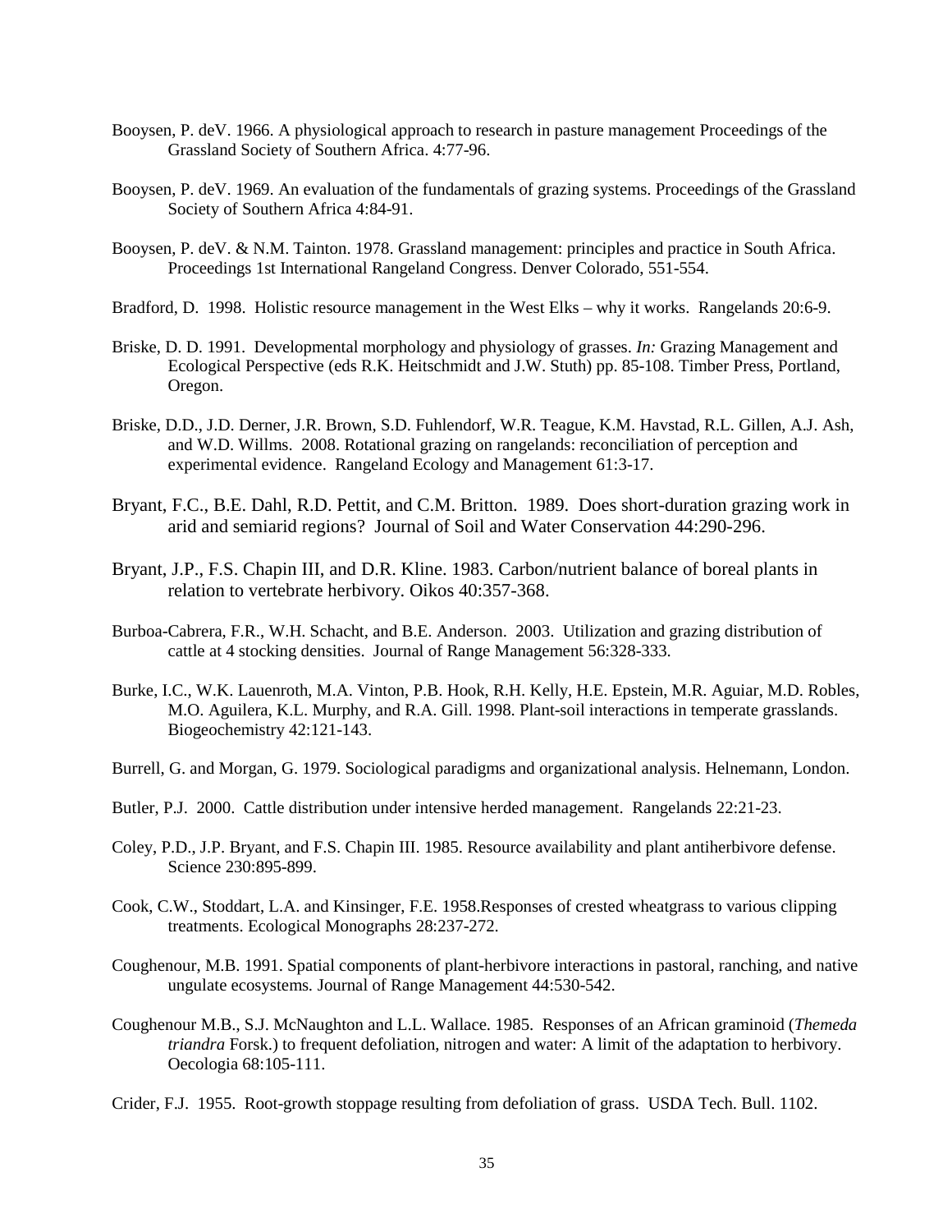Booysen, P. deV. 1966. A physiological approach to research in pasture management Proceedings of the Grassland Society of Southern Africa. 4:77-96.

Booysen, P. deV. 1969. An evaluation of the fundamentals of grazing systems. Proceedings of the Grassland Society of Southern Africa 4:84-91.

Booysen, P. deV. & N.M. Tainton. 1978. Grassland management: principles and practice in South Africa. Proceedings 1st International Rangeland Congress. Denver Colorado, 551-554.

Bradford, D. 1998. Holistic resource management in the West Elks – why it works. Rangelands 20:6-9.

Briske, D. D. 1991. Developmental morphology and physiology of grasses. *In:* Grazing Management and Ecological Perspective (eds R.K. Heitschmidt and J.W. Stuth) pp. 85-108. Timber Press, Portland, Oregon.

Briske, D.D., J.D. Derner, J.R. Brown, S.D. Fuhlendorf, W.R. Teague, K.M. Havstad, R.L. Gillen, A.J. Ash, and W.D. Willms. 2008. Rotational grazing on rangelands: reconciliation of perception and experimental evidence. Rangeland Ecology and Management 61:3-17.

Bryant, F.C., B.E. Dahl, R.D. Pettit, and C.M. Britton. 1989. Does short-duration grazing work in arid and semiarid regions? Journal of Soil and Water Conservation 44:290-296.

Bryant, J.P., F.S. Chapin III, and D.R. Kline. 1983. Carbon/nutrient balance of boreal plants in relation to vertebrate herbivory. Oikos 40:357-368.

Burboa-Cabrera, F.R., W.H. Schacht, and B.E. Anderson. 2003. Utilization and grazing distribution of cattle at 4 stocking densities. Journal of Range Management 56:328-333.

Burke, I.C., W.K. Lauenroth, M.A. Vinton, P.B. Hook, R.H. Kelly, H.E. Epstein, M.R. Aguiar, M.D. Robles, M.O. Aguilera, K.L. Murphy, and R.A. Gill. 1998. Plant-soil interactions in temperate grasslands. Biogeochemistry 42:121-143.

Burrell, G. and Morgan, G. 1979. Sociological paradigms and organizational analysis. Helnemann, London.

Butler, P.J. 2000. Cattle distribution under intensive herded management. Rangelands 22:21-23.

Coley, P.D., J.P. Bryant, and F.S. Chapin III. 1985. Resource availability and plant antiherbivore defense. Science 230:895-899.

Cook, C.W., Stoddart, L.A. and Kinsinger, F.E. 1958.Responses of crested wheatgrass to various clipping treatments. Ecological Monographs 28:237-272.

Coughenour, M.B. 1991. Spatial components of plant-herbivore interactions in pastoral, ranching, and native ungulate ecosystems. Journal of Range Management 44:530-542.

Coughenour M.B., S.J. McNaughton and L.L. Wallace. 1985. Responses of an African graminoid (*Themeda triandra* Forsk.) to frequent defoliation, nitrogen and water: A limit of the adaptation to herbivory. Oecologia 68:105-111.

Crider, F.J. 1955. Root-growth stoppage resulting from defoliation of grass. USDA Tech. Bull. 1102.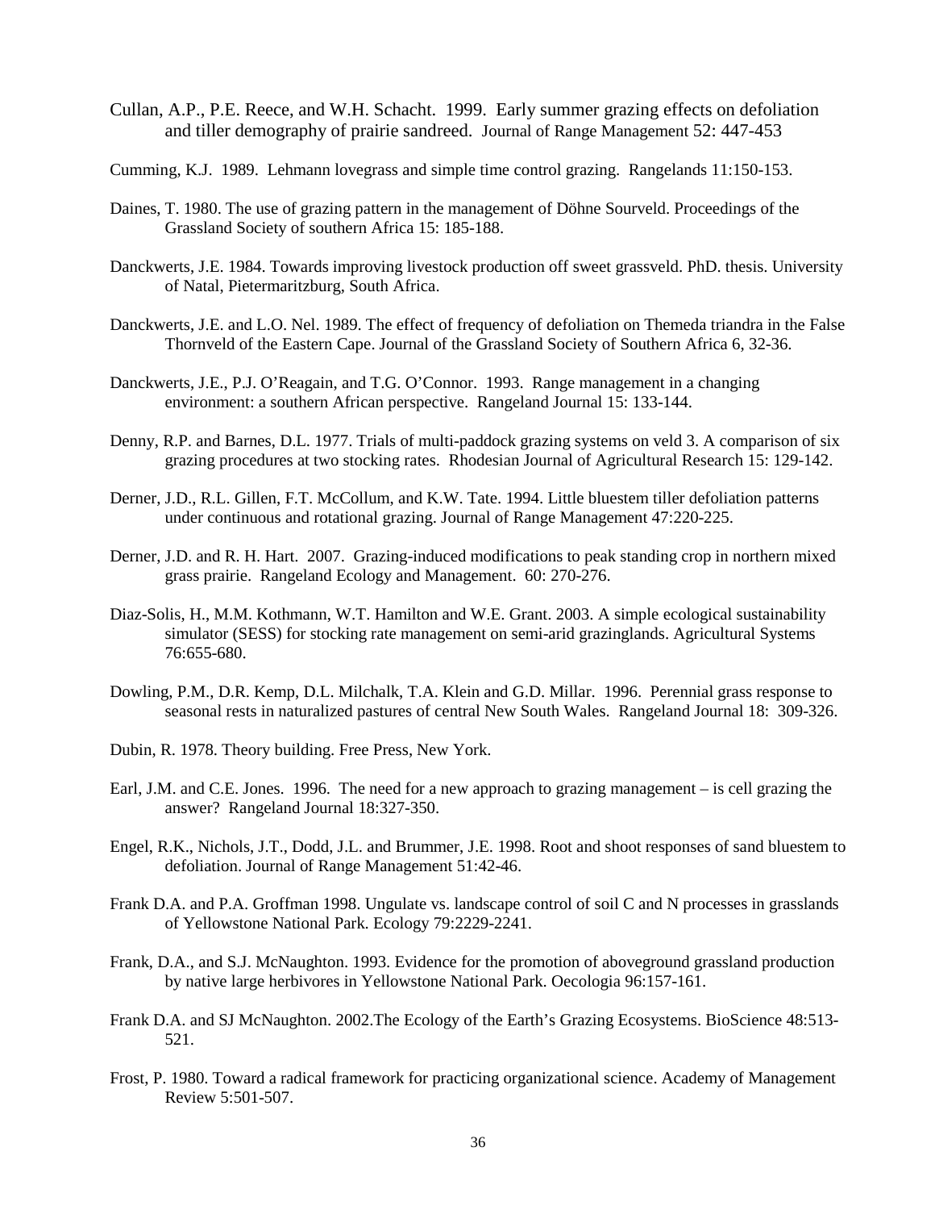Cullan, A.P., P.E. Reece, and W.H. Schacht. 1999. Early summer grazing effects on defoliation and tiller demography of prairie sandreed. Journal of Range Management 52: 447-453

Cumming, K.J. 1989. Lehmann lovegrass and simple time control grazing. Rangelands 11:150-153.

Daines, T. 1980. The use of grazing pattern in the management of Döhne Sourveld. Proceedings of the Grassland Society of southern Africa 15: 185-188.

Danckwerts, J.E. 1984. Towards improving livestock production off sweet grassveld. PhD. thesis. University of Natal, Pietermaritzburg, South Africa.

Danckwerts, J.E. and L.O. Nel. 1989. The effect of frequency of defoliation on Themeda triandra in the False Thornveld of the Eastern Cape. Journal of the Grassland Society of Southern Africa 6, 32-36.

Danckwerts, J.E., P.J. O'Reagain, and T.G. O'Connor. 1993. Range management in a changing environment: a southern African perspective. Rangeland Journal 15: 133-144.

Denny, R.P. and Barnes, D.L. 1977. Trials of multi-paddock grazing systems on veld 3. A comparison of six grazing procedures at two stocking rates. Rhodesian Journal of Agricultural Research 15: 129-142.

Derner, J.D., R.L. Gillen, F.T. McCollum, and K.W. Tate. 1994. Little bluestem tiller defoliation patterns under continuous and rotational grazing. Journal of Range Management 47:220-225.

Derner, J.D. and R. H. Hart. 2007. Grazing-induced modifications to peak standing crop in northern mixed grass prairie. Rangeland Ecology and Management. 60: 270-276.

Diaz-Solis, H., M.M. Kothmann, W.T. Hamilton and W.E. Grant. 2003. A simple ecological sustainability simulator (SESS) for stocking rate management on semi-arid grazinglands. Agricultural Systems 76:655-680.

Dowling, P.M., D.R. Kemp, D.L. Milchalk, T.A. Klein and G.D. Millar. 1996. Perennial grass response to seasonal rests in naturalized pastures of central New South Wales. Rangeland Journal 18: 309-326.

Dubin, R. 1978. Theory building. Free Press, New York.

Earl, J.M. and C.E. Jones. 1996. The need for a new approach to grazing management – is cell grazing the answer? Rangeland Journal 18:327-350.

Engel, R.K., Nichols, J.T., Dodd, J.L. and Brummer, J.E. 1998. Root and shoot responses of sand bluestem to defoliation. Journal of Range Management 51:42-46.

Frank D.A. and P.A. Groffman 1998. Ungulate vs. landscape control of soil C and N processes in grasslands of Yellowstone National Park. Ecology 79:2229-2241.

Frank, D.A., and S.J. McNaughton. 1993. Evidence for the promotion of aboveground grassland production by native large herbivores in Yellowstone National Park. Oecologia 96:157-161.

Frank D.A. and SJ McNaughton. 2002.The Ecology of the Earth's Grazing Ecosystems. BioScience 48:513-521.

Frost, P. 1980. Toward a radical framework for practicing organizational science. Academy of Management Review 5:501-507.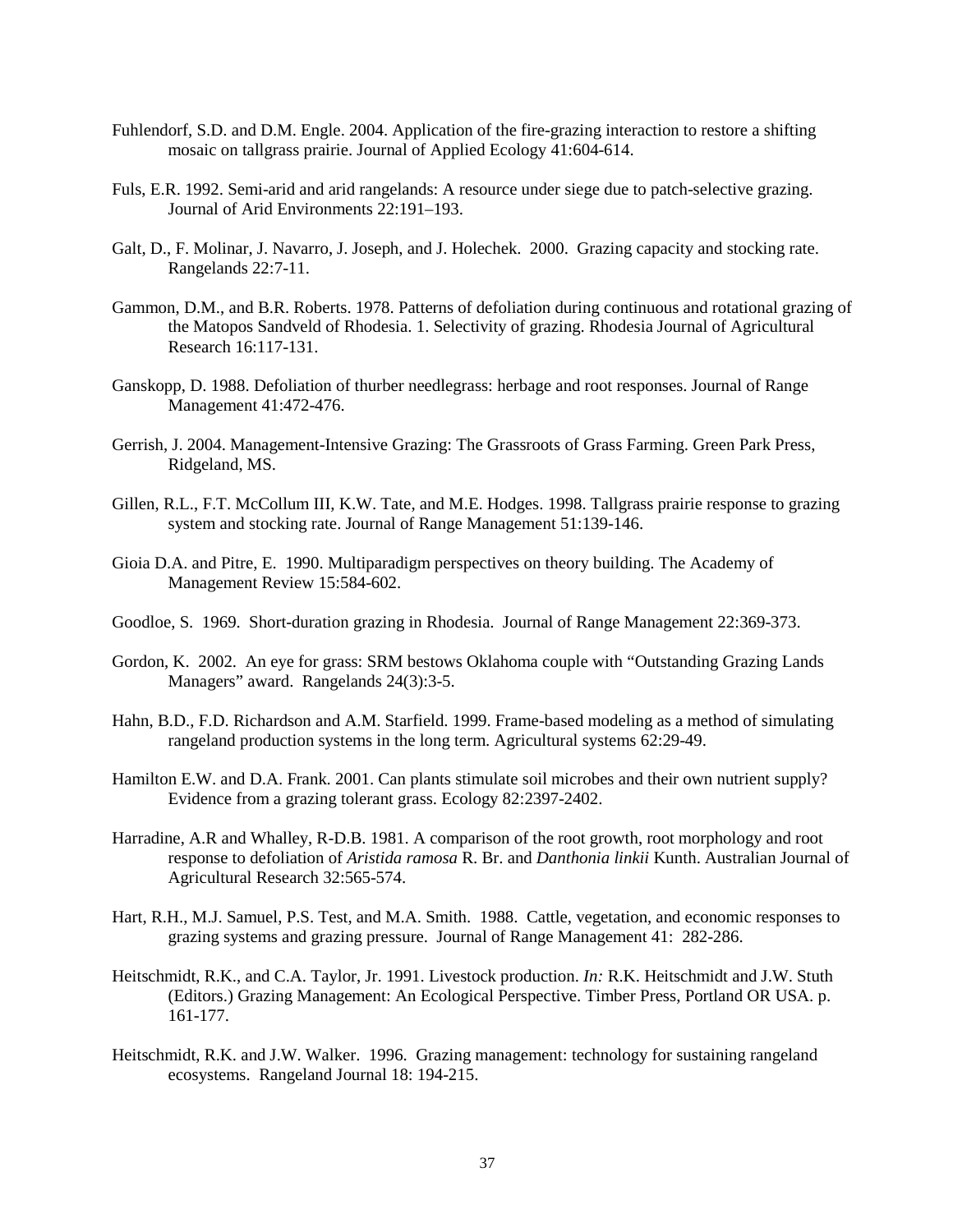Fuhlendorf, S.D. and D.M. Engle. 2004. Application of the fire-grazing interaction to restore a shifting mosaic on tallgrass prairie. Journal of Applied Ecology 41:604-614.

Fuls, E.R. 1992. Semi-arid and arid rangelands: A resource under siege due to patch-selective grazing. Journal of Arid Environments 22:191–193.

Galt, D., F. Molinar, J. Navarro, J. Joseph, and J. Holechek. 2000. Grazing capacity and stocking rate. Rangelands 22:7-11.

Gammon, D.M., and B.R. Roberts. 1978. Patterns of defoliation during continuous and rotational grazing of the Matopos Sandveld of Rhodesia. 1. Selectivity of grazing. Rhodesia Journal of Agricultural Research 16:117-131.

Ganskopp, D. 1988. Defoliation of thurber needlegrass: herbage and root responses. Journal of Range Management 41:472-476.

Gerrish, J. 2004. Management-Intensive Grazing: The Grassroots of Grass Farming. Green Park Press, Ridgeland, MS.

Gillen, R.L., F.T. McCollum III, K.W. Tate, and M.E. Hodges. 1998. Tallgrass prairie response to grazing system and stocking rate. Journal of Range Management 51:139-146.

Gioia D.A. and Pitre, E. 1990. Multiparadigm perspectives on theory building. The Academy of Management Review 15:584-602.

Goodloe, S. 1969. Short-duration grazing in Rhodesia. Journal of Range Management 22:369-373.

Gordon, K. 2002. An eye for grass: SRM bestows Oklahoma couple with "Outstanding Grazing Lands Managers" award. Rangelands 24(3):3-5.

Hahn, B.D., F.D. Richardson and A.M. Starfield. 1999. Frame-based modeling as a method of simulating rangeland production systems in the long term. Agricultural systems 62:29-49.

Hamilton E.W. and D.A. Frank. 2001. Can plants stimulate soil microbes and their own nutrient supply? Evidence from a grazing tolerant grass. Ecology 82:2397-2402.

Harradine, A.R and Whalley, R-D.B. 1981. A comparison of the root growth, root morphology and root response to defoliation of *Aristida ramosa* R. Br. and *Danthonia linkii* Kunth. Australian Journal of Agricultural Research 32:565-574.

Hart, R.H., M.J. Samuel, P.S. Test, and M.A. Smith. 1988. Cattle, vegetation, and economic responses to grazing systems and grazing pressure. Journal of Range Management 41: 282-286.

Heitschmidt, R.K., and C.A. Taylor, Jr. 1991. Livestock production. *In:* R.K. Heitschmidt and J.W. Stuth (Editors.) Grazing Management: An Ecological Perspective. Timber Press, Portland OR USA. p. 161-177.

Heitschmidt, R.K. and J.W. Walker. 1996. Grazing management: technology for sustaining rangeland ecosystems. Rangeland Journal 18: 194-215.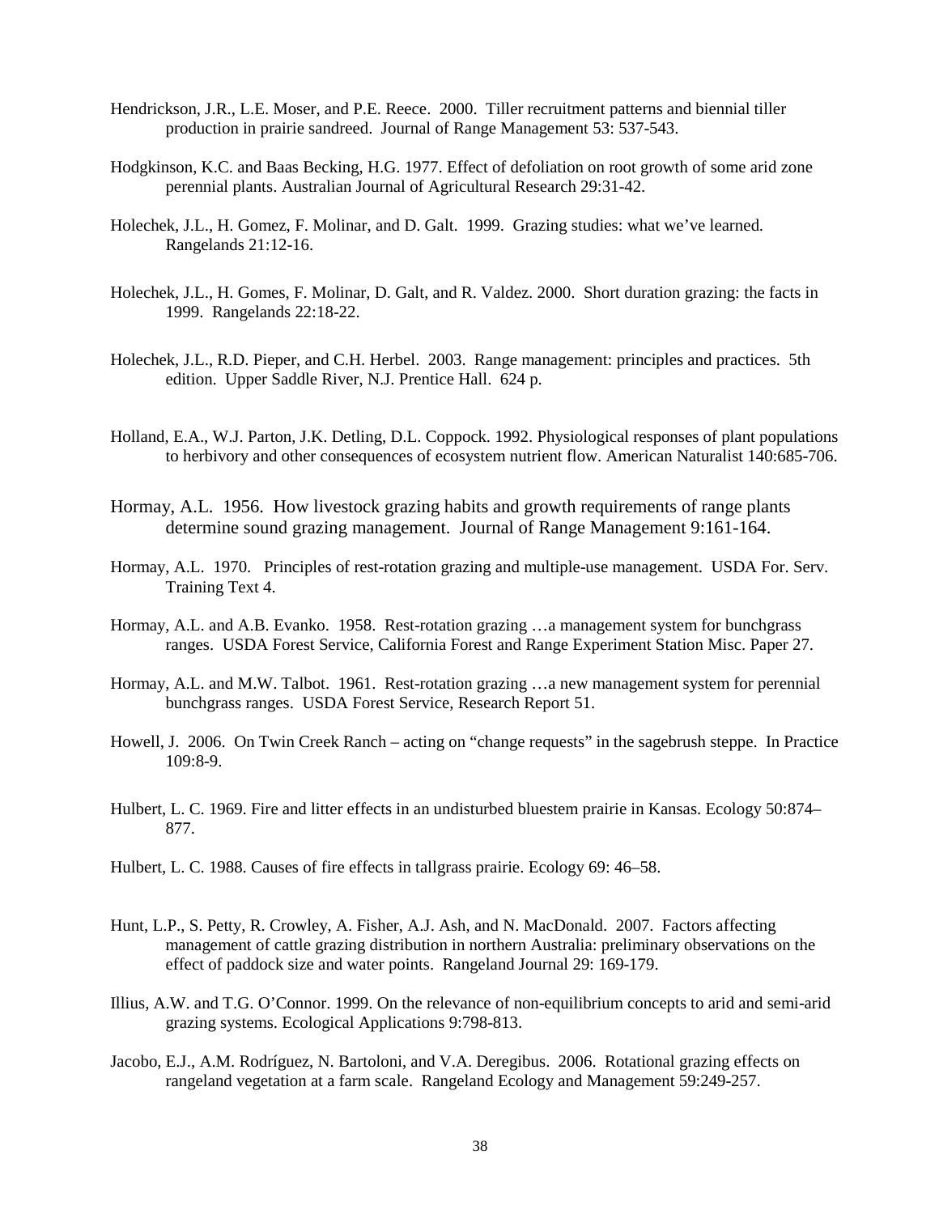Hendrickson, J.R., L.E. Moser, and P.E. Reece. 2000. Tiller recruitment patterns and biennial tiller production in prairie sandreed. Journal of Range Management 53: 537-543.

Hodgkinson, K.C. and Baas Becking, H.G. 1977. Effect of defoliation on root growth of some arid zone perennial plants. Australian Journal of Agricultural Research 29:31-42.

Holechek, J.L., H. Gomez, F. Molinar, and D. Galt. 1999. Grazing studies: what we've learned. Rangelands 21:12-16.

Holechek, J.L., H. Gomes, F. Molinar, D. Galt, and R. Valdez. 2000. Short duration grazing: the facts in 1999. Rangelands 22:18-22.

Holechek, J.L., R.D. Pieper, and C.H. Herbel. 2003. Range management: principles and practices. 5th edition. Upper Saddle River, N.J. Prentice Hall. 624 p.

Holland, E.A., W.J. Parton, J.K. Detling, D.L. Coppock. 1992. Physiological responses of plant populations to herbivory and other consequences of ecosystem nutrient flow. American Naturalist 140:685-706.

Hormay, A.L. 1956. How livestock grazing habits and growth requirements of range plants determine sound grazing management. Journal of Range Management 9:161-164.

Hormay, A.L. 1970. Principles of rest-rotation grazing and multiple-use management. USDA For. Serv. Training Text 4.

Hormay, A.L. and A.B. Evanko. 1958. Rest-rotation grazing …a management system for bunchgrass ranges. USDA Forest Service, California Forest and Range Experiment Station Misc. Paper 27.

Hormay, A.L. and M.W. Talbot. 1961. Rest-rotation grazing …a new management system for perennial bunchgrass ranges. USDA Forest Service, Research Report 51.

Howell, J. 2006. On Twin Creek Ranch – acting on "change requests" in the sagebrush steppe. In Practice 109:8-9.

Hulbert, L. C. 1969. Fire and litter effects in an undisturbed bluestem prairie in Kansas. Ecology 50:874–877.

Hulbert, L. C. 1988. Causes of fire effects in tallgrass prairie. Ecology 69: 46–58.

Hunt, L.P., S. Petty, R. Crowley, A. Fisher, A.J. Ash, and N. MacDonald. 2007. Factors affecting management of cattle grazing distribution in northern Australia: preliminary observations on the effect of paddock size and water points. Rangeland Journal 29: 169-179.

Illius, A.W. and T.G. O'Connor. 1999. On the relevance of non-equilibrium concepts to arid and semi-arid grazing systems. Ecological Applications 9:798-813.

Jacobo, E.J., A.M. Rodríguez, N. Bartoloni, and V.A. Deregibus. 2006. Rotational grazing effects on rangeland vegetation at a farm scale. Rangeland Ecology and Management 59:249-257.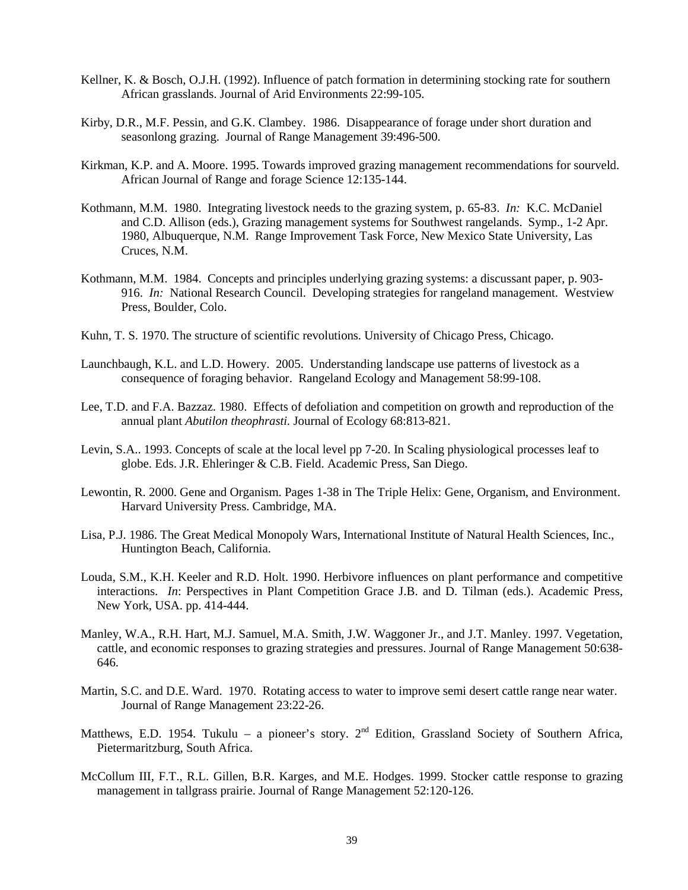Kellner, K. & Bosch, O.J.H. (1992). Influence of patch formation in determining stocking rate for southern African grasslands. Journal of Arid Environments 22:99-105.

Kirby, D.R., M.F. Pessin, and G.K. Clambey. 1986. Disappearance of forage under short duration and seasonlong grazing. Journal of Range Management 39:496-500.

Kirkman, K.P. and A. Moore. 1995. Towards improved grazing management recommendations for sourveld. African Journal of Range and forage Science 12:135-144.

Kothmann, M.M. 1980. Integrating livestock needs to the grazing system, p. 65-83. *In:* K.C. McDaniel and C.D. Allison (eds.), Grazing management systems for Southwest rangelands. Symp., 1-2 Apr. 1980, Albuquerque, N.M. Range Improvement Task Force, New Mexico State University, Las Cruces, N.M.

Kothmann, M.M. 1984. Concepts and principles underlying grazing systems: a discussant paper, p. 903-916. *In:* National Research Council. Developing strategies for rangeland management. Westview Press, Boulder, Colo.

Kuhn, T. S. 1970. The structure of scientific revolutions. University of Chicago Press, Chicago.

Launchbaugh, K.L. and L.D. Howery. 2005. Understanding landscape use patterns of livestock as a consequence of foraging behavior. Rangeland Ecology and Management 58:99-108.

Lee, T.D. and F.A. Bazzaz. 1980. Effects of defoliation and competition on growth and reproduction of the annual plant *Abutilon theophrasti.* Journal of Ecology 68:813-821.

Levin, S.A.. 1993. Concepts of scale at the local level pp 7-20. In Scaling physiological processes leaf to globe. Eds. J.R. Ehleringer & C.B. Field. Academic Press, San Diego.

Lewontin, R. 2000. Gene and Organism. Pages 1-38 in The Triple Helix: Gene, Organism, and Environment. Harvard University Press. Cambridge, MA.

Lisa, P.J. 1986. The Great Medical Monopoly Wars, International Institute of Natural Health Sciences, Inc., Huntington Beach, California.

Louda, S.M., K.H. Keeler and R.D. Holt. 1990. Herbivore influences on plant performance and competitive interactions. *In*: Perspectives in Plant Competition Grace J.B. and D. Tilman (eds.). Academic Press, New York, USA. pp. 414-444.

Manley, W.A., R.H. Hart, M.J. Samuel, M.A. Smith, J.W. Waggoner Jr., and J.T. Manley. 1997. Vegetation, cattle, and economic responses to grazing strategies and pressures. Journal of Range Management 50:638-646.

Martin, S.C. and D.E. Ward. 1970. Rotating access to water to improve semi desert cattle range near water. Journal of Range Management 23:22-26.

Matthews, E.D. 1954. Tukulu – a pioneer's story. 2nd Edition, Grassland Society of Southern Africa, Pietermaritzburg, South Africa.

McCollum III, F.T., R.L. Gillen, B.R. Karges, and M.E. Hodges. 1999. Stocker cattle response to grazing management in tallgrass prairie. Journal of Range Management 52:120-126.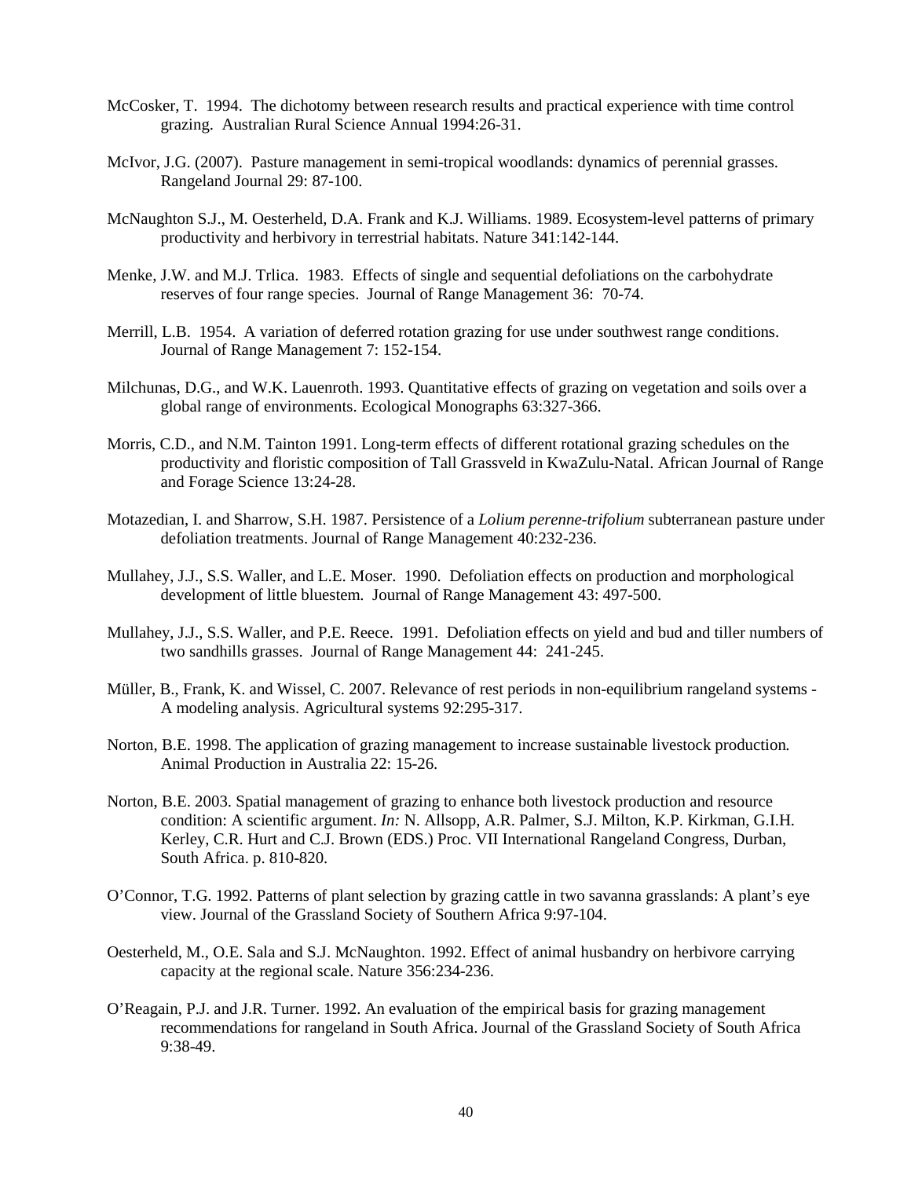McCosker, T. 1994. The dichotomy between research results and practical experience with time control grazing. Australian Rural Science Annual 1994:26-31.

McIvor, J.G. (2007). Pasture management in semi-tropical woodlands: dynamics of perennial grasses. Rangeland Journal 29: 87-100.

McNaughton S.J., M. Oesterheld, D.A. Frank and K.J. Williams. 1989. Ecosystem-level patterns of primary productivity and herbivory in terrestrial habitats. Nature 341:142-144.

Menke, J.W. and M.J. Trlica. 1983. Effects of single and sequential defoliations on the carbohydrate reserves of four range species. Journal of Range Management 36: 70-74.

Merrill, L.B. 1954. A variation of deferred rotation grazing for use under southwest range conditions. Journal of Range Management 7: 152-154.

Milchunas, D.G., and W.K. Lauenroth. 1993. Quantitative effects of grazing on vegetation and soils over a global range of environments. Ecological Monographs 63:327-366.

Morris, C.D., and N.M. Tainton 1991. Long-term effects of different rotational grazing schedules on the productivity and floristic composition of Tall Grassveld in KwaZulu-Natal. African Journal of Range and Forage Science 13:24-28.

Motazedian, I. and Sharrow, S.H. 1987. Persistence of a *Lolium perenne-trifolium* subterranean pasture under defoliation treatments. Journal of Range Management 40:232-236.

Mullahey, J.J., S.S. Waller, and L.E. Moser. 1990. Defoliation effects on production and morphological development of little bluestem. Journal of Range Management 43: 497-500.

Mullahey, J.J., S.S. Waller, and P.E. Reece. 1991. Defoliation effects on yield and bud and tiller numbers of two sandhills grasses. Journal of Range Management 44: 241-245.

Müller, B., Frank, K. and Wissel, C. 2007. Relevance of rest periods in non-equilibrium rangeland systems - A modeling analysis. Agricultural systems 92:295-317.

Norton, B.E. 1998. The application of grazing management to increase sustainable livestock production. Animal Production in Australia 22: 15-26.

Norton, B.E. 2003. Spatial management of grazing to enhance both livestock production and resource condition: A scientific argument. *In:* N. Allsopp, A.R. Palmer, S.J. Milton, K.P. Kirkman, G.I.H. Kerley, C.R. Hurt and C.J. Brown (EDS.) Proc. VII International Rangeland Congress, Durban, South Africa. p. 810-820.

O'Connor, T.G. 1992. Patterns of plant selection by grazing cattle in two savanna grasslands: A plant's eye view. Journal of the Grassland Society of Southern Africa 9:97-104.

Oesterheld, M., O.E. Sala and S.J. McNaughton. 1992. Effect of animal husbandry on herbivore carrying capacity at the regional scale. Nature 356:234-236.

O'Reagain, P.J. and J.R. Turner. 1992. An evaluation of the empirical basis for grazing management recommendations for rangeland in South Africa. Journal of the Grassland Society of South Africa 9:38-49.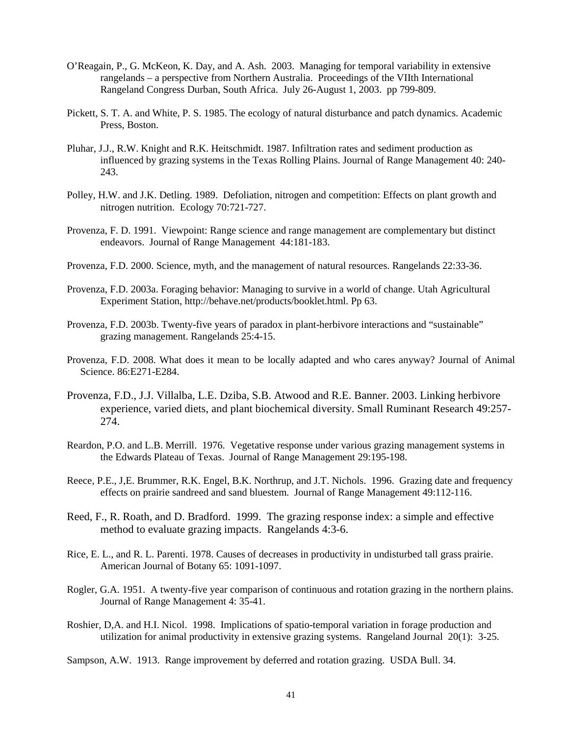O'Reagain, P., G. McKeon, K. Day, and A. Ash. 2003. Managing for temporal variability in extensive rangelands – a perspective from Northern Australia. Proceedings of the VIIth International Rangeland Congress Durban, South Africa. July 26-August 1, 2003. pp 799-809.

Pickett, S. T. A. and White, P. S. 1985. The ecology of natural disturbance and patch dynamics. Academic Press, Boston.

Pluhar, J.J., R.W. Knight and R.K. Heitschmidt. 1987. Infiltration rates and sediment production as influenced by grazing systems in the Texas Rolling Plains. Journal of Range Management 40: 240-243.

Polley, H.W. and J.K. Detling. 1989. Defoliation, nitrogen and competition: Effects on plant growth and nitrogen nutrition. Ecology 70:721-727.

Provenza, F. D. 1991. Viewpoint: Range science and range management are complementary but distinct endeavors. Journal of Range Management 44:181-183.

Provenza, F.D. 2000. Science, myth, and the management of natural resources. Rangelands 22:33-36.

Provenza, F.D. 2003a. Foraging behavior: Managing to survive in a world of change. Utah Agricultural Experiment Station, http://behave.net/products/booklet.html. Pp 63.

Provenza, F.D. 2003b. Twenty-five years of paradox in plant-herbivore interactions and "sustainable" grazing management. Rangelands 25:4-15.

Provenza, F.D. 2008. What does it mean to be locally adapted and who cares anyway? Journal of Animal Science. 86:E271-E284.

Provenza, F.D., J.J. Villalba, L.E. Dziba, S.B. Atwood and R.E. Banner. 2003. Linking herbivore experience, varied diets, and plant biochemical diversity. Small Ruminant Research 49:257-274.

Reardon, P.O. and L.B. Merrill. 1976. Vegetative response under various grazing management systems in the Edwards Plateau of Texas. Journal of Range Management 29:195-198.

Reece, P.E., J,E. Brummer, R.K. Engel, B.K. Northrup, and J.T. Nichols. 1996. Grazing date and frequency effects on prairie sandreed and sand bluestem. Journal of Range Management 49:112-116.

Reed, F., R. Roath, and D. Bradford. 1999. The grazing response index: a simple and effective method to evaluate grazing impacts. Rangelands 4:3-6.

Rice, E. L., and R. L. Parenti. 1978. Causes of decreases in productivity in undisturbed tall grass prairie. American Journal of Botany 65: 1091-1097.

Rogler, G.A. 1951. A twenty-five year comparison of continuous and rotation grazing in the northern plains. Journal of Range Management 4: 35-41.

Roshier, D,A. and H.I. Nicol. 1998. Implications of spatio-temporal variation in forage production and utilization for animal productivity in extensive grazing systems. Rangeland Journal 20(1): 3-25.

Sampson, A.W. 1913. Range improvement by deferred and rotation grazing. USDA Bull. 34.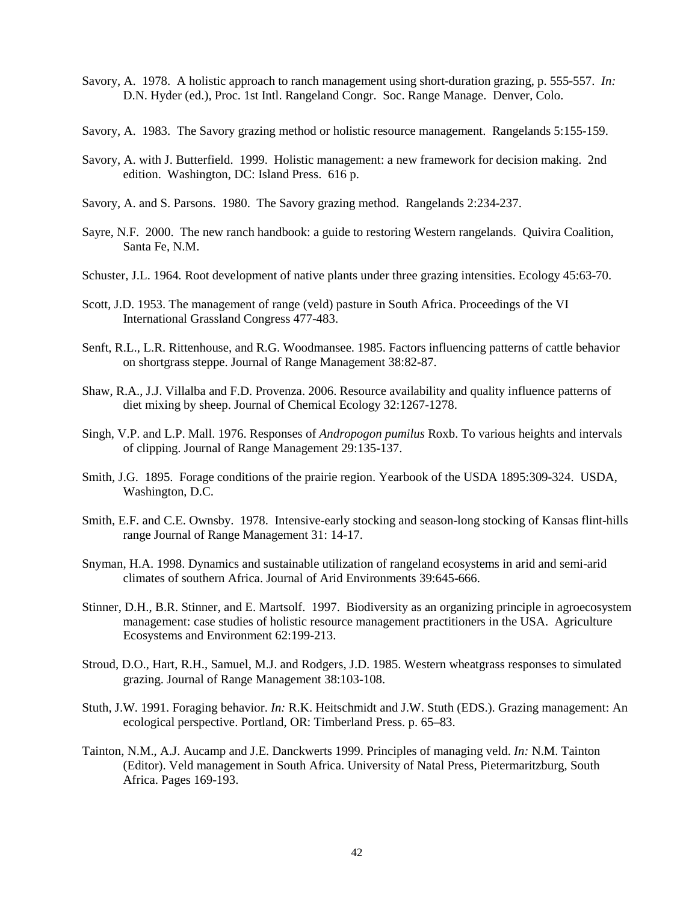Savory, A. 1978. A holistic approach to ranch management using short-duration grazing, p. 555-557. *In:* D.N. Hyder (ed.), Proc. 1st Intl. Rangeland Congr. Soc. Range Manage. Denver, Colo.

Savory, A. 1983. The Savory grazing method or holistic resource management. Rangelands 5:155-159.

Savory, A. with J. Butterfield. 1999. Holistic management: a new framework for decision making. 2nd edition. Washington, DC: Island Press. 616 p.

Savory, A. and S. Parsons. 1980. The Savory grazing method. Rangelands 2:234-237.

Sayre, N.F. 2000. The new ranch handbook: a guide to restoring Western rangelands. Quivira Coalition, Santa Fe, N.M.

Schuster, J.L. 1964. Root development of native plants under three grazing intensities. Ecology 45:63-70.

Scott, J.D. 1953. The management of range (veld) pasture in South Africa. Proceedings of the VI International Grassland Congress 477-483.

Senft, R.L., L.R. Rittenhouse, and R.G. Woodmansee. 1985. Factors influencing patterns of cattle behavior on shortgrass steppe. Journal of Range Management 38:82-87.

Shaw, R.A., J.J. Villalba and F.D. Provenza. 2006. Resource availability and quality influence patterns of diet mixing by sheep. Journal of Chemical Ecology 32:1267-1278.

Singh, V.P. and L.P. Mall. 1976. Responses of *Andropogon pumilus* Roxb. To various heights and intervals of clipping. Journal of Range Management 29:135-137.

Smith, J.G. 1895. Forage conditions of the prairie region. Yearbook of the USDA 1895:309-324. USDA, Washington, D.C.

Smith, E.F. and C.E. Ownsby. 1978. Intensive-early stocking and season-long stocking of Kansas flint-hills range Journal of Range Management 31: 14-17.

Snyman, H.A. 1998. Dynamics and sustainable utilization of rangeland ecosystems in arid and semi-arid climates of southern Africa. Journal of Arid Environments 39:645-666.

Stinner, D.H., B.R. Stinner, and E. Martsolf. 1997. Biodiversity as an organizing principle in agroecosystem management: case studies of holistic resource management practitioners in the USA. Agriculture Ecosystems and Environment 62:199-213.

Stroud, D.O., Hart, R.H., Samuel, M.J. and Rodgers, J.D. 1985. Western wheatgrass responses to simulated grazing. Journal of Range Management 38:103-108.

Stuth, J.W. 1991. Foraging behavior. *In:* R.K. Heitschmidt and J.W. Stuth (EDS.). Grazing management: An ecological perspective. Portland, OR: Timberland Press. p. 65–83.

Tainton, N.M., A.J. Aucamp and J.E. Danckwerts 1999. Principles of managing veld. *In:* N.M. Tainton (Editor). Veld management in South Africa. University of Natal Press, Pietermaritzburg, South Africa. Pages 169-193.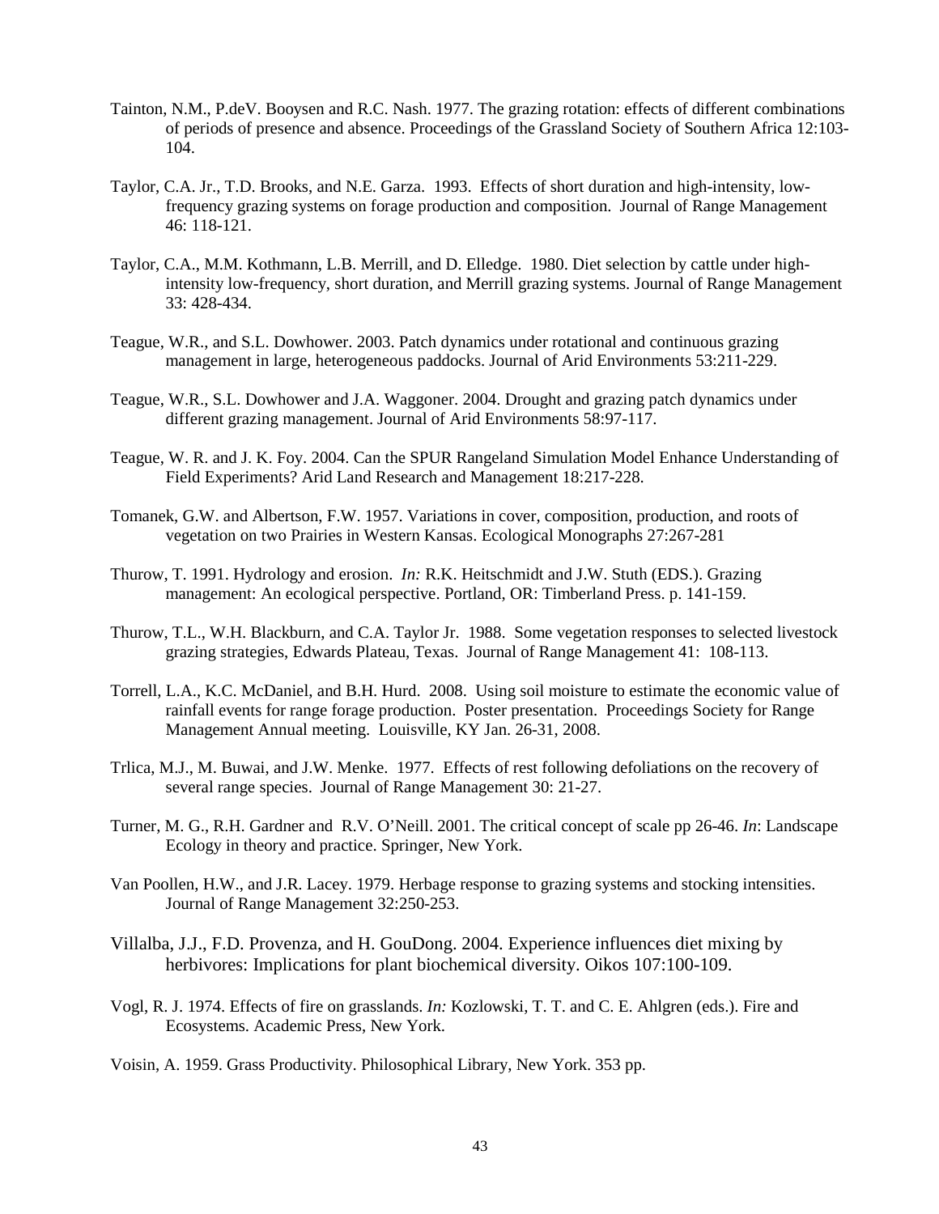Tainton, N.M., P.deV. Booysen and R.C. Nash. 1977. The grazing rotation: effects of different combinations of periods of presence and absence. Proceedings of the Grassland Society of Southern Africa 12:103-104.

Taylor, C.A. Jr., T.D. Brooks, and N.E. Garza. 1993. Effects of short duration and high-intensity, low-frequency grazing systems on forage production and composition. Journal of Range Management 46: 118-121.

Taylor, C.A., M.M. Kothmann, L.B. Merrill, and D. Elledge. 1980. Diet selection by cattle under high-intensity low-frequency, short duration, and Merrill grazing systems. Journal of Range Management 33: 428-434.

Teague, W.R., and S.L. Dowhower. 2003. Patch dynamics under rotational and continuous grazing management in large, heterogeneous paddocks. Journal of Arid Environments 53:211-229.

Teague, W.R., S.L. Dowhower and J.A. Waggoner. 2004. Drought and grazing patch dynamics under different grazing management. Journal of Arid Environments 58:97-117.

Teague, W. R. and J. K. Foy. 2004. Can the SPUR Rangeland Simulation Model Enhance Understanding of Field Experiments? Arid Land Research and Management 18:217-228.

Tomanek, G.W. and Albertson, F.W. 1957. Variations in cover, composition, production, and roots of vegetation on two Prairies in Western Kansas. Ecological Monographs 27:267-281

Thurow, T. 1991. Hydrology and erosion. *In:* R.K. Heitschmidt and J.W. Stuth (EDS.). Grazing management: An ecological perspective. Portland, OR: Timberland Press. p. 141-159.

Thurow, T.L., W.H. Blackburn, and C.A. Taylor Jr. 1988. Some vegetation responses to selected livestock grazing strategies, Edwards Plateau, Texas. Journal of Range Management 41: 108-113.

Torrell, L.A., K.C. McDaniel, and B.H. Hurd. 2008. Using soil moisture to estimate the economic value of rainfall events for range forage production. Poster presentation. Proceedings Society for Range Management Annual meeting. Louisville, KY Jan. 26-31, 2008.

Trlica, M.J., M. Buwai, and J.W. Menke. 1977. Effects of rest following defoliations on the recovery of several range species. Journal of Range Management 30: 21-27.

Turner, M. G., R.H. Gardner and R.V. O'Neill. 2001. The critical concept of scale pp 26-46. *In*: Landscape Ecology in theory and practice. Springer, New York.

Van Poollen, H.W., and J.R. Lacey. 1979. Herbage response to grazing systems and stocking intensities. Journal of Range Management 32:250-253.

Villalba, J.J., F.D. Provenza, and H. GouDong. 2004. Experience influences diet mixing by herbivores: Implications for plant biochemical diversity. Oikos 107:100-109.

Vogl, R. J. 1974. Effects of fire on grasslands. *In:* Kozlowski, T. T. and C. E. Ahlgren (eds.). Fire and Ecosystems. Academic Press, New York.

Voisin, A. 1959. Grass Productivity. Philosophical Library, New York. 353 pp.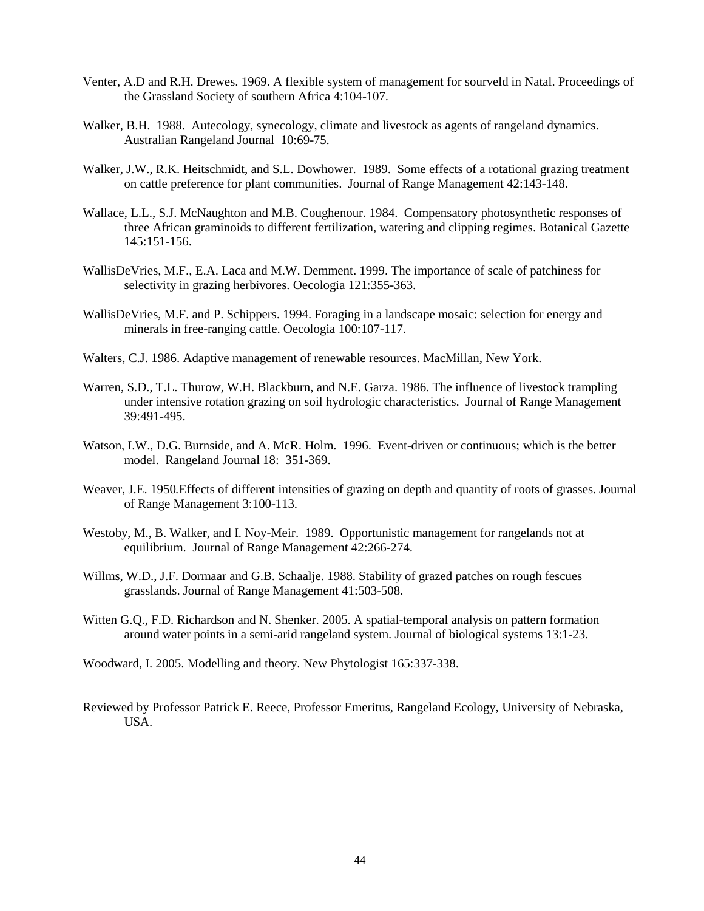Venter, A.D and R.H. Drewes. 1969. A flexible system of management for sourveld in Natal. Proceedings of the Grassland Society of southern Africa 4:104-107.

Walker, B.H. 1988. Autecology, synecology, climate and livestock as agents of rangeland dynamics. Australian Rangeland Journal 10:69-75.

Walker, J.W., R.K. Heitschmidt, and S.L. Dowhower. 1989. Some effects of a rotational grazing treatment on cattle preference for plant communities. Journal of Range Management 42:143-148.

Wallace, L.L., S.J. McNaughton and M.B. Coughenour. 1984. Compensatory photosynthetic responses of three African graminoids to different fertilization, watering and clipping regimes. Botanical Gazette 145:151-156.

WallisDeVries, M.F., E.A. Laca and M.W. Demment. 1999. The importance of scale of patchiness for selectivity in grazing herbivores. Oecologia 121:355-363.

WallisDeVries, M.F. and P. Schippers. 1994. Foraging in a landscape mosaic: selection for energy and minerals in free-ranging cattle. Oecologia 100:107-117.

Walters, C.J. 1986. Adaptive management of renewable resources. MacMillan, New York.

Warren, S.D., T.L. Thurow, W.H. Blackburn, and N.E. Garza. 1986. The influence of livestock trampling under intensive rotation grazing on soil hydrologic characteristics. Journal of Range Management 39:491-495.

Watson, I.W., D.G. Burnside, and A. McR. Holm. 1996. Event-driven or continuous; which is the better model. Rangeland Journal 18: 351-369.

Weaver, J.E. 1950.Effects of different intensities of grazing on depth and quantity of roots of grasses. Journal of Range Management 3:100-113.

Westoby, M., B. Walker, and I. Noy-Meir. 1989. Opportunistic management for rangelands not at equilibrium. Journal of Range Management 42:266-274.

Willms, W.D., J.F. Dormaar and G.B. Schaalje. 1988. Stability of grazed patches on rough fescues grasslands. Journal of Range Management 41:503-508.

Witten G.Q., F.D. Richardson and N. Shenker. 2005. A spatial-temporal analysis on pattern formation around water points in a semi-arid rangeland system. Journal of biological systems 13:1-23.

Woodward, I. 2005. Modelling and theory. New Phytologist 165:337-338.

Reviewed by Professor Patrick E. Reece, Professor Emeritus, Rangeland Ecology, University of Nebraska, USA.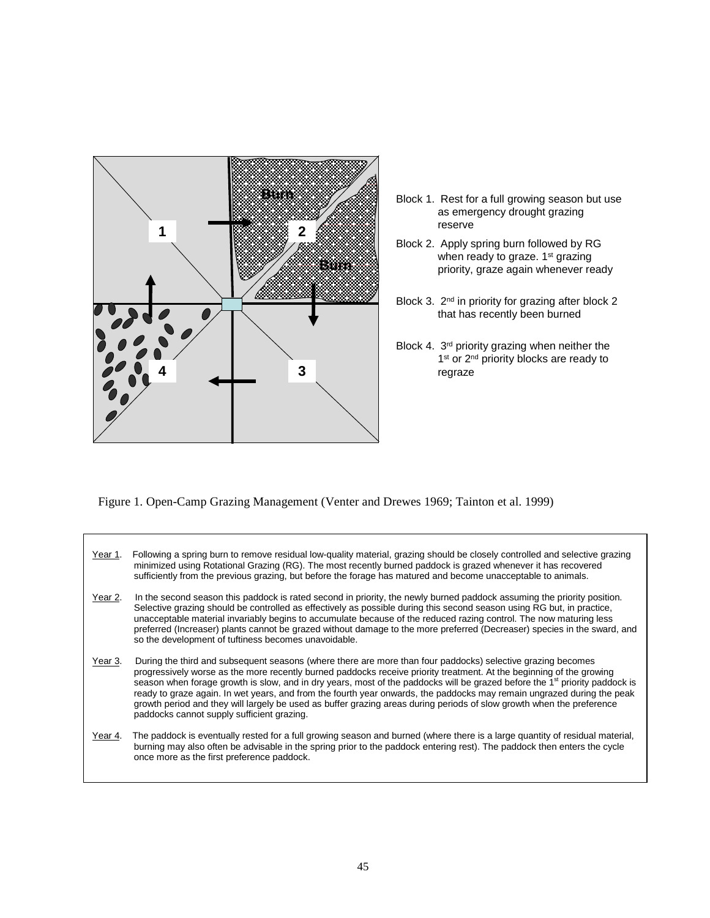1

2

Burn

Burn

4

3

Block 1. Rest for a full growing season but use as emergency drought grazing reserve

Block 2. Apply spring burn followed by RG when ready to graze. 1st grazing priority, graze again whenever ready

Block 3. 2nd in priority for grazing after block 2 that has recently been burned

Block 4. 3rd priority grazing when neither the 1st or 2nd priority blocks are ready to regraze

Figure 1. Open-Camp Grazing Management (Venter and Drewes 1969; Tainton et al. 1999)

Year 1. Following a spring burn to remove residual low-quality material, grazing should be closely controlled and selective grazing minimized using Rotational Grazing (RG). The most recently burned paddock is grazed whenever it has recovered sufficiently from the previous grazing, but before the forage has matured and become unacceptable to animals.

Year 2. In the second season this paddock is rated second in priority, the newly burned paddock assuming the priority position. Selective grazing should be controlled as effectively as possible during this second season using RG but, in practice, unacceptable material invariably begins to accumulate because of the reduced razing control. The now maturing less preferred (Increaser) plants cannot be grazed without damage to the more preferred (Decreaser) species in the sward, and so the development of tuftiness becomes unavoidable.

Year 3. During the third and subsequent seasons (where there are more than four paddocks) selective grazing becomes progressively worse as the more recently burned paddocks receive priority treatment. At the beginning of the growing season when forage growth is slow, and in dry years, most of the paddocks will be grazed before the 1st priority paddock is ready to graze again. In wet years, and from the fourth year onwards, the paddocks may remain ungrazed during the peak growth period and they will largely be used as buffer grazing areas during periods of slow growth when the preference paddocks cannot supply sufficient grazing.

Year 4. The paddock is eventually rested for a full growing season and burned (where there is a large quantity of residual material, burning may also often be advisable in the spring prior to the paddock entering rest). The paddock then enters the cycle once more as the first preference paddock.